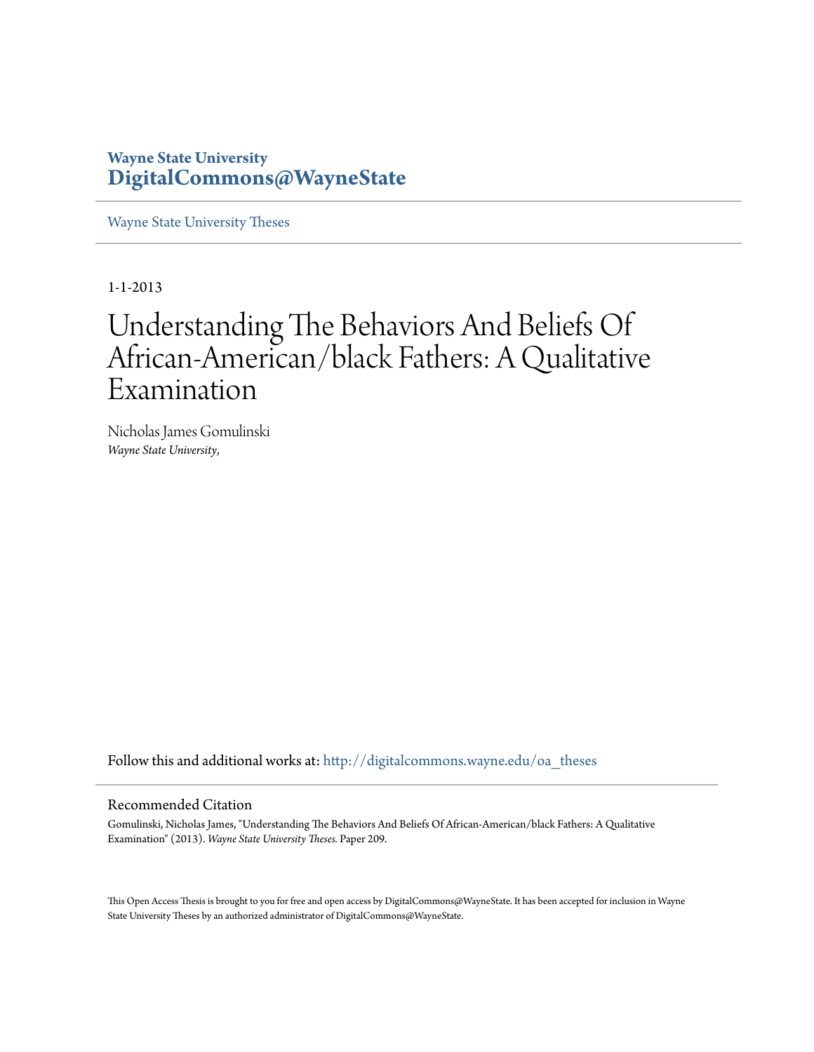**Wayne State University**
**DigitalCommons@WayneState**

Wayne State University Theses

1-1-2013

# Understanding The Behaviors And Beliefs Of African-American/black Fathers: A Qualitative Examination

Nicholas James Gomulinski
*Wayne State University*,

Follow this and additional works at: http://digitalcommons.wayne.edu/oa_theses

## Recommended Citation

Gomulinski, Nicholas James, "Understanding The Behaviors And Beliefs Of African-American/black Fathers: A Qualitative Examination" (2013). *Wayne State University Theses.* Paper 209.

This Open Access Thesis is brought to you for free and open access by DigitalCommons@WayneState. It has been accepted for inclusion in Wayne State University Theses by an authorized administrator of DigitalCommons@WayneState.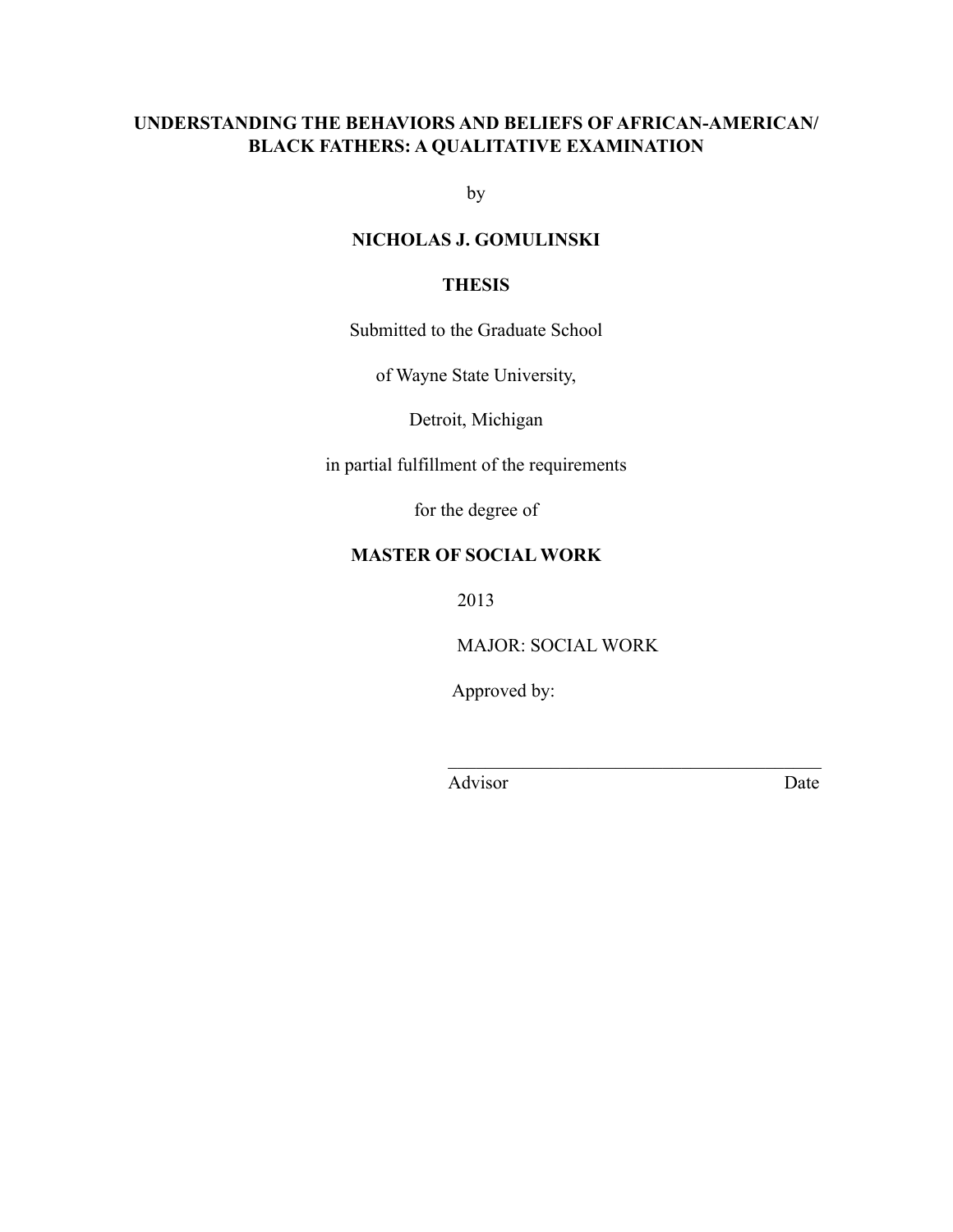**UNDERSTANDING THE BEHAVIORS AND BELIEFS OF AFRICAN-AMERICAN/ BLACK FATHERS: A QUALITATIVE EXAMINATION**

by

**NICHOLAS J. GOMULINSKI**

**THESIS**

Submitted to the Graduate School

of Wayne State University,

Detroit, Michigan

in partial fulfillment of the requirements

for the degree of

**MASTER OF SOCIAL WORK**

2013

MAJOR: SOCIAL WORK

Approved by:

\_\_\_\_\_\_\_\_\_\_\_\_\_\_\_\_\_\_\_\_\_\_\_\_\_\_\_\_\_\_\_\_\_\_\_\_\_\_\_\_

Advisor Date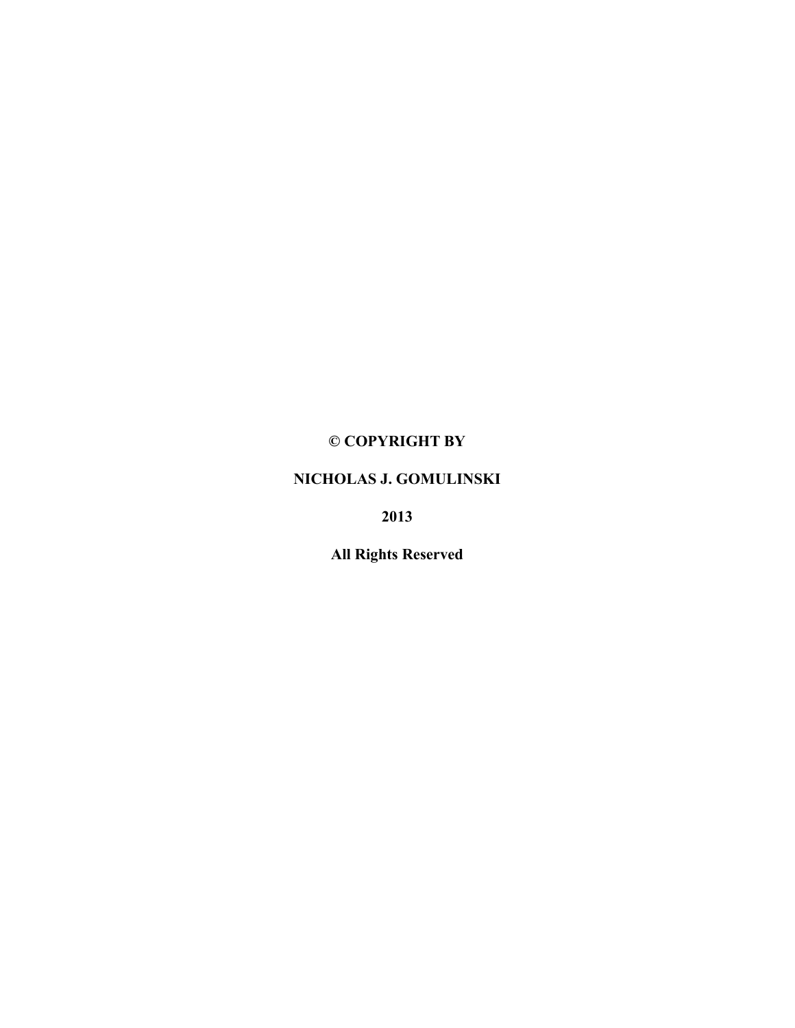**© COPYRIGHT BY**

**NICHOLAS J. GOMULINSKI**

**2013**

**All Rights Reserved**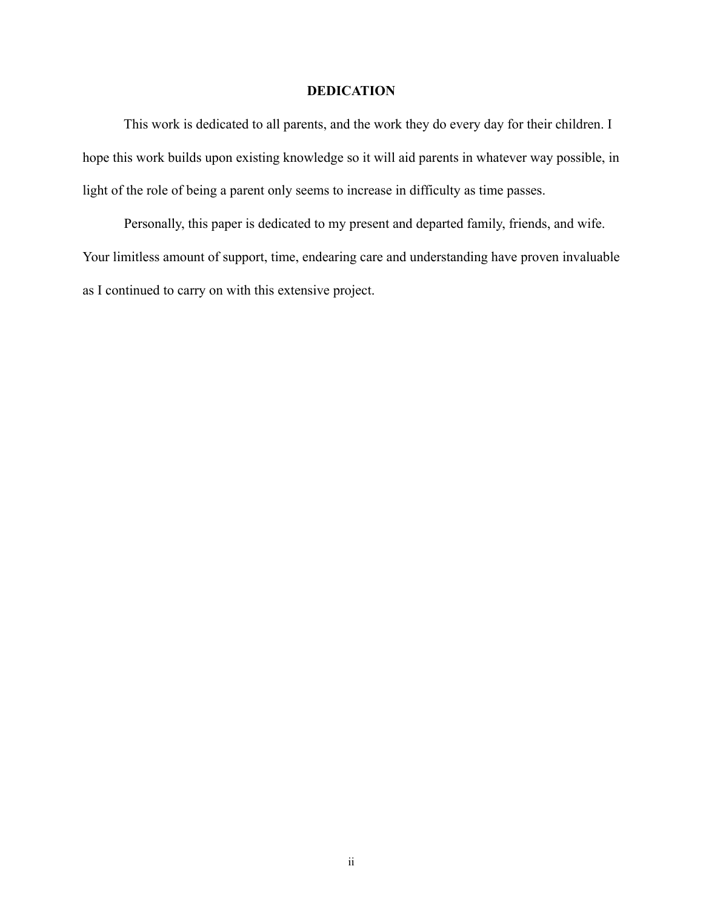# DEDICATION

This work is dedicated to all parents, and the work they do every day for their children. I hope this work builds upon existing knowledge so it will aid parents in whatever way possible, in light of the role of being a parent only seems to increase in difficulty as time passes.

Personally, this paper is dedicated to my present and departed family, friends, and wife. Your limitless amount of support, time, endearing care and understanding have proven invaluable as I continued to carry on with this extensive project.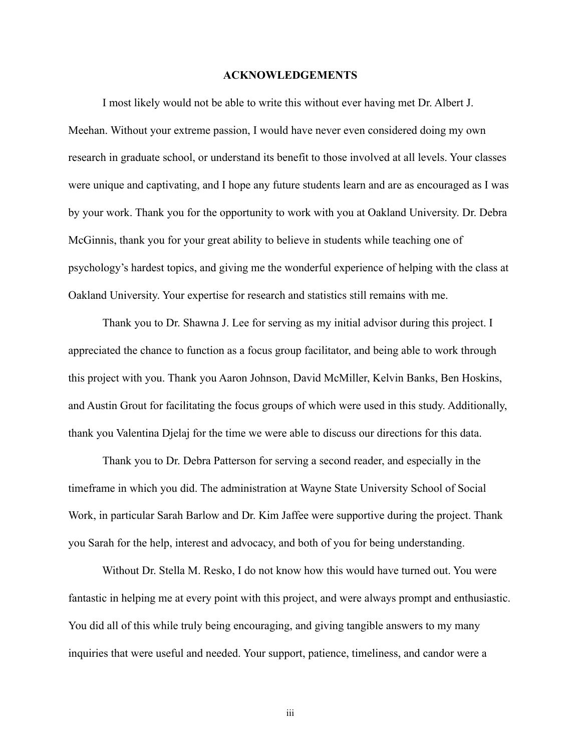## ACKNOWLEDGEMENTS

I most likely would not be able to write this without ever having met Dr. Albert J. Meehan. Without your extreme passion, I would have never even considered doing my own research in graduate school, or understand its benefit to those involved at all levels. Your classes were unique and captivating, and I hope any future students learn and are as encouraged as I was by your work. Thank you for the opportunity to work with you at Oakland University. Dr. Debra McGinnis, thank you for your great ability to believe in students while teaching one of psychology's hardest topics, and giving me the wonderful experience of helping with the class at Oakland University. Your expertise for research and statistics still remains with me.

Thank you to Dr. Shawna J. Lee for serving as my initial advisor during this project. I appreciated the chance to function as a focus group facilitator, and being able to work through this project with you. Thank you Aaron Johnson, David McMiller, Kelvin Banks, Ben Hoskins, and Austin Grout for facilitating the focus groups of which were used in this study. Additionally, thank you Valentina Djelaj for the time we were able to discuss our directions for this data.

Thank you to Dr. Debra Patterson for serving a second reader, and especially in the timeframe in which you did. The administration at Wayne State University School of Social Work, in particular Sarah Barlow and Dr. Kim Jaffee were supportive during the project. Thank you Sarah for the help, interest and advocacy, and both of you for being understanding.

Without Dr. Stella M. Resko, I do not know how this would have turned out. You were fantastic in helping me at every point with this project, and were always prompt and enthusiastic. You did all of this while truly being encouraging, and giving tangible answers to my many inquiries that were useful and needed. Your support, patience, timeliness, and candor were a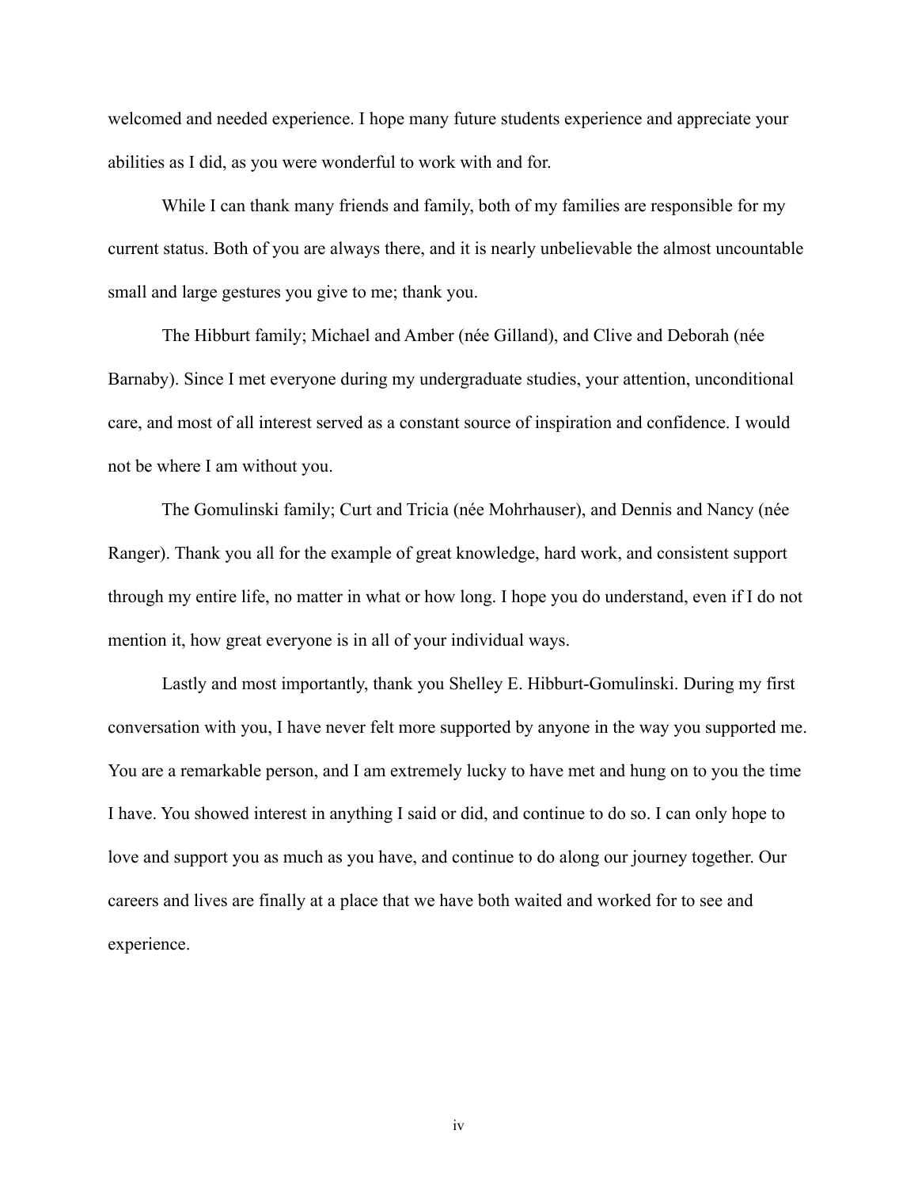welcomed and needed experience. I hope many future students experience and appreciate your abilities as I did, as you were wonderful to work with and for.

While I can thank many friends and family, both of my families are responsible for my current status. Both of you are always there, and it is nearly unbelievable the almost uncountable small and large gestures you give to me; thank you.

The Hibburt family; Michael and Amber (née Gilland), and Clive and Deborah (née Barnaby). Since I met everyone during my undergraduate studies, your attention, unconditional care, and most of all interest served as a constant source of inspiration and confidence. I would not be where I am without you.

The Gomulinski family; Curt and Tricia (née Mohrhauser), and Dennis and Nancy (née Ranger). Thank you all for the example of great knowledge, hard work, and consistent support through my entire life, no matter in what or how long. I hope you do understand, even if I do not mention it, how great everyone is in all of your individual ways.

Lastly and most importantly, thank you Shelley E. Hibburt-Gomulinski. During my first conversation with you, I have never felt more supported by anyone in the way you supported me. You are a remarkable person, and I am extremely lucky to have met and hung on to you the time I have. You showed interest in anything I said or did, and continue to do so. I can only hope to love and support you as much as you have, and continue to do along our journey together. Our careers and lives are finally at a place that we have both waited and worked for to see and experience.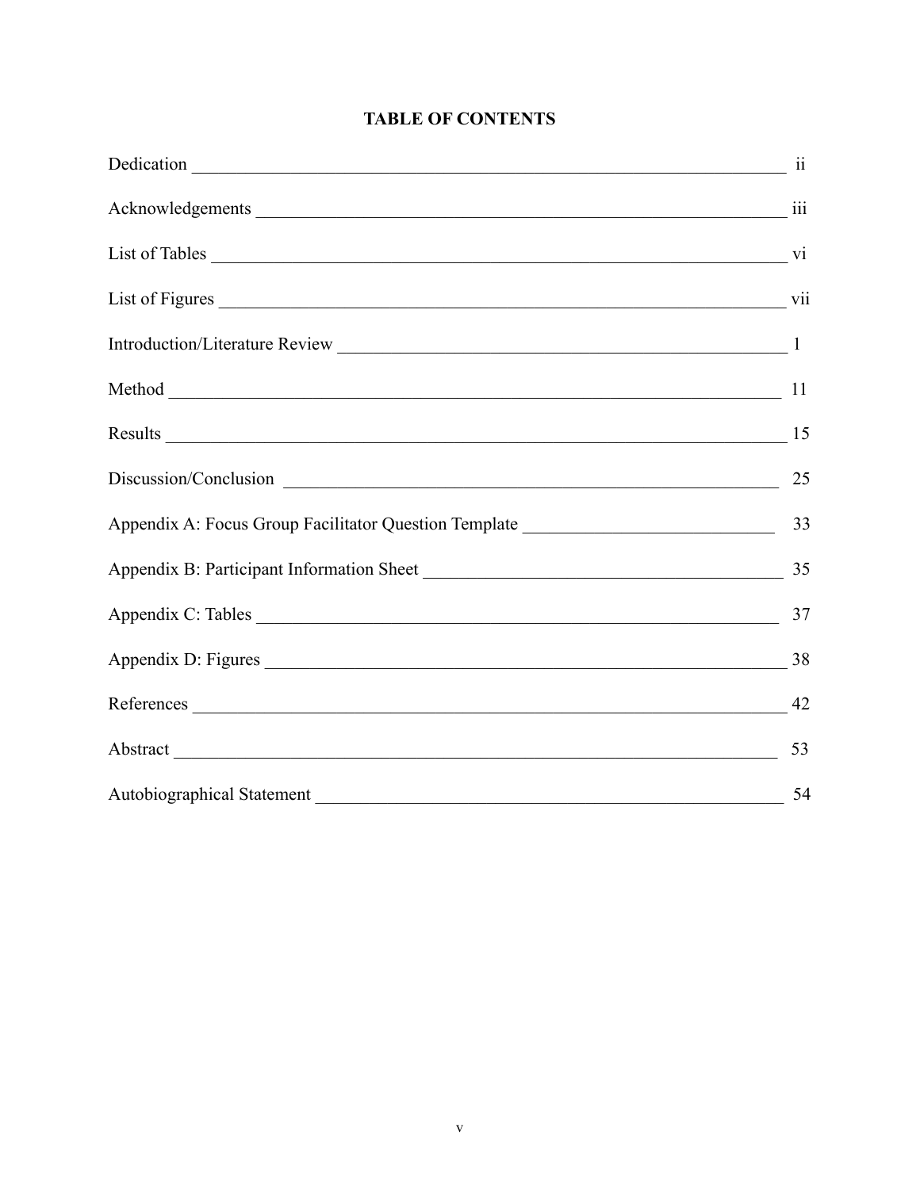# TABLE OF CONTENTS

| Section | Page |
|---|---|
| Dedication | ii |
| Acknowledgements | iii |
| List of Tables | vi |
| List of Figures | vii |
| Introduction/Literature Review | 1 |
| Method | 11 |
| Results | 15 |
| Discussion/Conclusion | 25 |
| Appendix A: Focus Group Facilitator Question Template | 33 |
| Appendix B: Participant Information Sheet | 35 |
| Appendix C: Tables | 37 |
| Appendix D: Figures | 38 |
| References | 42 |
| Abstract | 53 |
| Autobiographical Statement | 54 |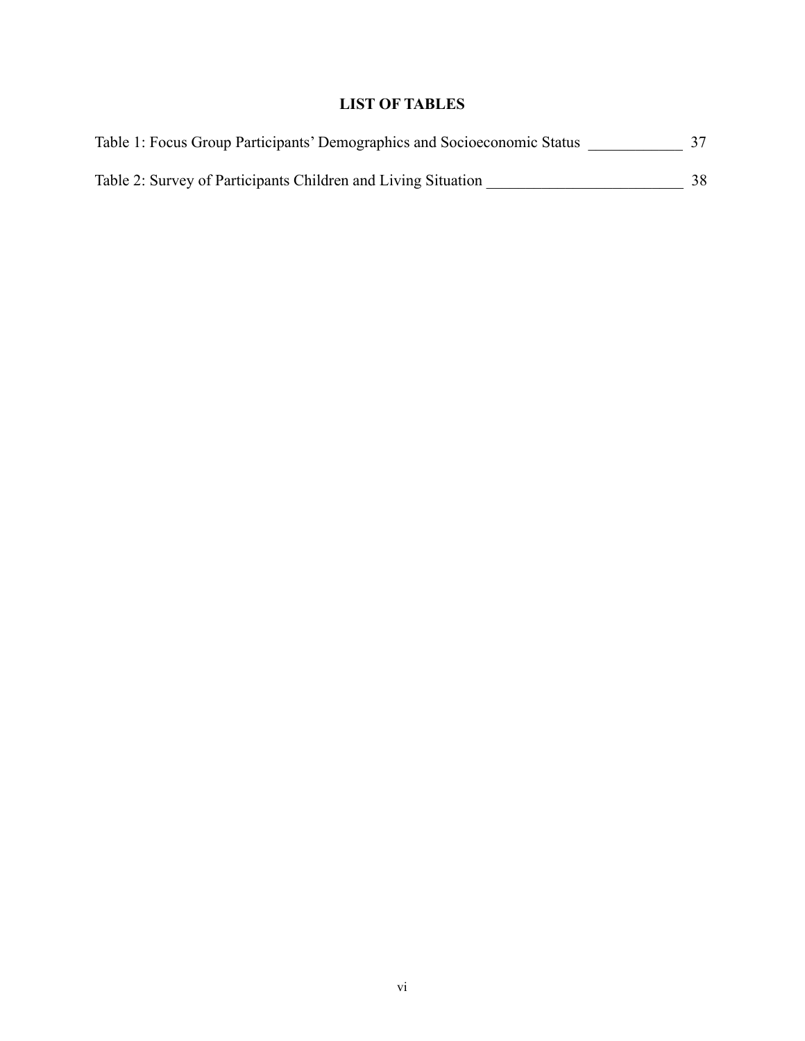# LIST OF TABLES

Table 1: Focus Group Participants' Demographics and Socioeconomic Status ____________ 37

Table 2: Survey of Participants Children and Living Situation _________________________ 38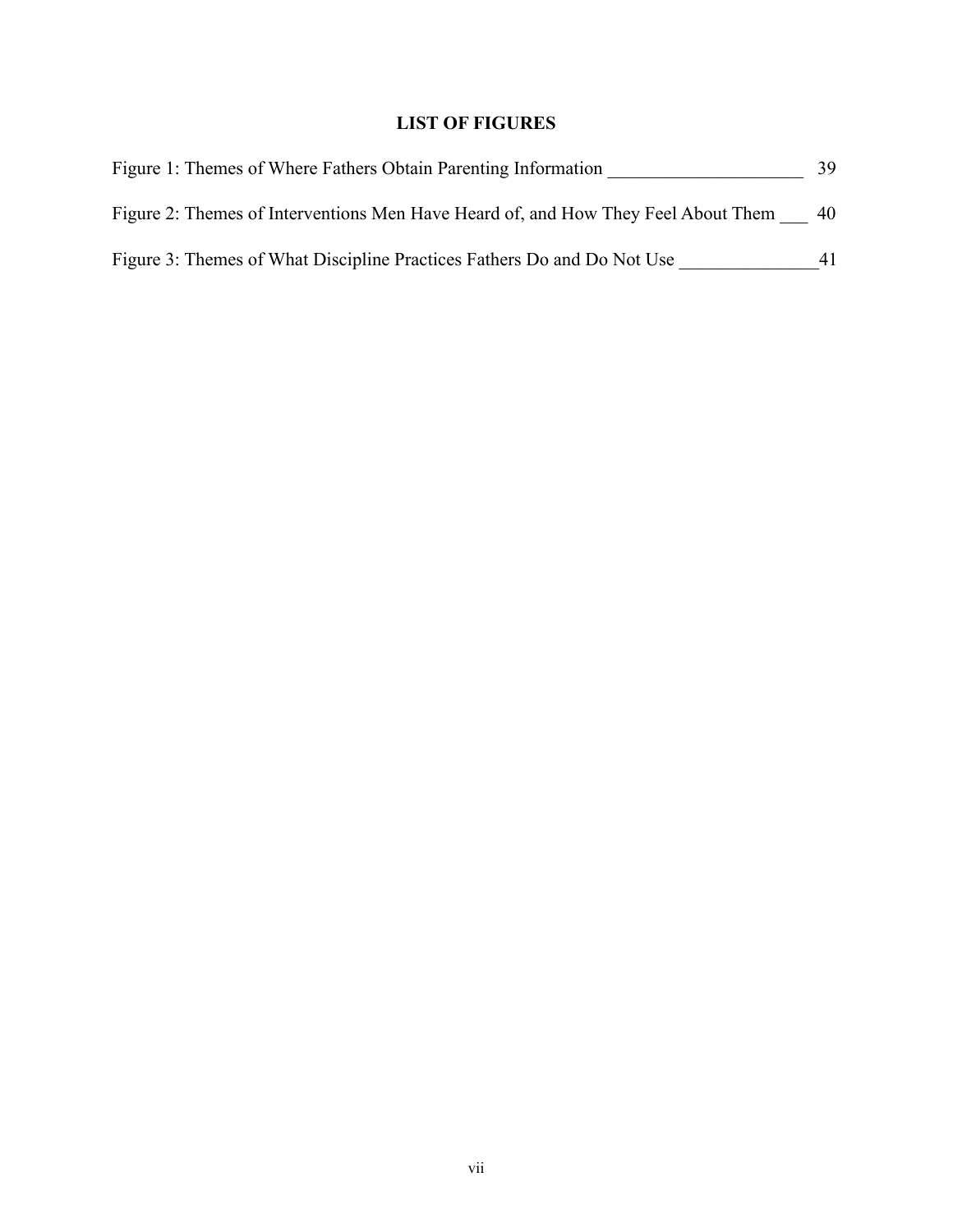# LIST OF FIGURES

Figure 1: Themes of Where Fathers Obtain Parenting Information _____________________ 39

Figure 2: Themes of Interventions Men Have Heard of, and How They Feel About Them ___ 40

Figure 3: Themes of What Discipline Practices Fathers Do and Do Not Use _______________41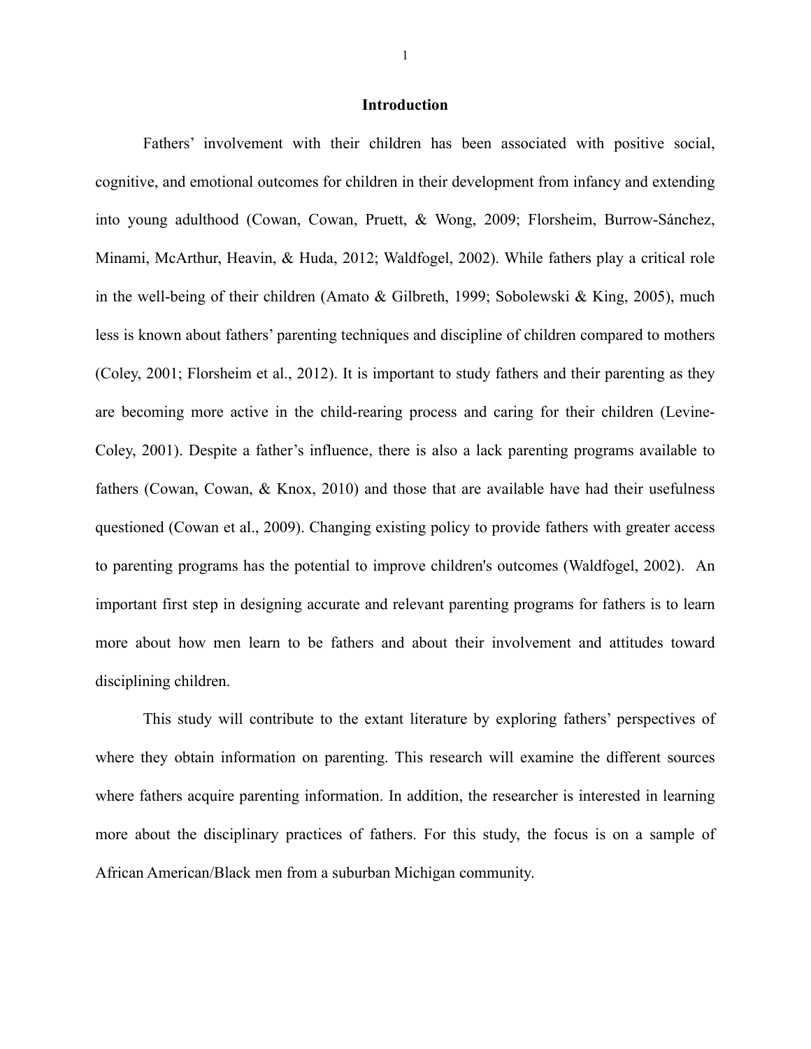# Introduction

Fathers' involvement with their children has been associated with positive social, cognitive, and emotional outcomes for children in their development from infancy and extending into young adulthood (Cowan, Cowan, Pruett, & Wong, 2009; Florsheim, Burrow-Sánchez, Minami, McArthur, Heavin, & Huda, 2012; Waldfogel, 2002). While fathers play a critical role in the well-being of their children (Amato & Gilbreth, 1999; Sobolewski & King, 2005), much less is known about fathers' parenting techniques and discipline of children compared to mothers (Coley, 2001; Florsheim et al., 2012). It is important to study fathers and their parenting as they are becoming more active in the child-rearing process and caring for their children (Levine-Coley, 2001). Despite a father's influence, there is also a lack parenting programs available to fathers (Cowan, Cowan, & Knox, 2010) and those that are available have had their usefulness questioned (Cowan et al., 2009). Changing existing policy to provide fathers with greater access to parenting programs has the potential to improve children's outcomes (Waldfogel, 2002). An important first step in designing accurate and relevant parenting programs for fathers is to learn more about how men learn to be fathers and about their involvement and attitudes toward disciplining children.

This study will contribute to the extant literature by exploring fathers' perspectives of where they obtain information on parenting. This research will examine the different sources where fathers acquire parenting information. In addition, the researcher is interested in learning more about the disciplinary practices of fathers. For this study, the focus is on a sample of African American/Black men from a suburban Michigan community.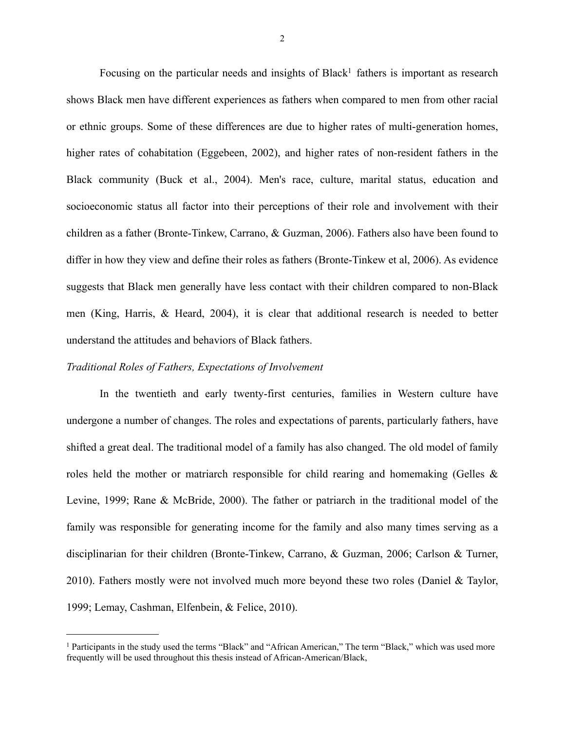Focusing on the particular needs and insights of Black[1] fathers is important as research shows Black men have different experiences as fathers when compared to men from other racial or ethnic groups. Some of these differences are due to higher rates of multi-generation homes, higher rates of cohabitation (Eggebeen, 2002), and higher rates of non-resident fathers in the Black community (Buck et al., 2004). Men's race, culture, marital status, education and socioeconomic status all factor into their perceptions of their role and involvement with their children as a father (Bronte-Tinkew, Carrano, & Guzman, 2006). Fathers also have been found to differ in how they view and define their roles as fathers (Bronte-Tinkew et al, 2006). As evidence suggests that Black men generally have less contact with their children compared to non-Black men (King, Harris, & Heard, 2004), it is clear that additional research is needed to better understand the attitudes and behaviors of Black fathers.

*Traditional Roles of Fathers, Expectations of Involvement*

In the twentieth and early twenty-first centuries, families in Western culture have undergone a number of changes. The roles and expectations of parents, particularly fathers, have shifted a great deal. The traditional model of a family has also changed. The old model of family roles held the mother or matriarch responsible for child rearing and homemaking (Gelles & Levine, 1999; Rane & McBride, 2000). The father or patriarch in the traditional model of the family was responsible for generating income for the family and also many times serving as a disciplinarian for their children (Bronte-Tinkew, Carrano, & Guzman, 2006; Carlson & Turner, 2010). Fathers mostly were not involved much more beyond these two roles (Daniel & Taylor, 1999; Lemay, Cashman, Elfenbein, & Felice, 2010).

---

[1] Participants in the study used the terms “Black” and “African American,” The term “Black,” which was used more frequently will be used throughout this thesis instead of African-American/Black,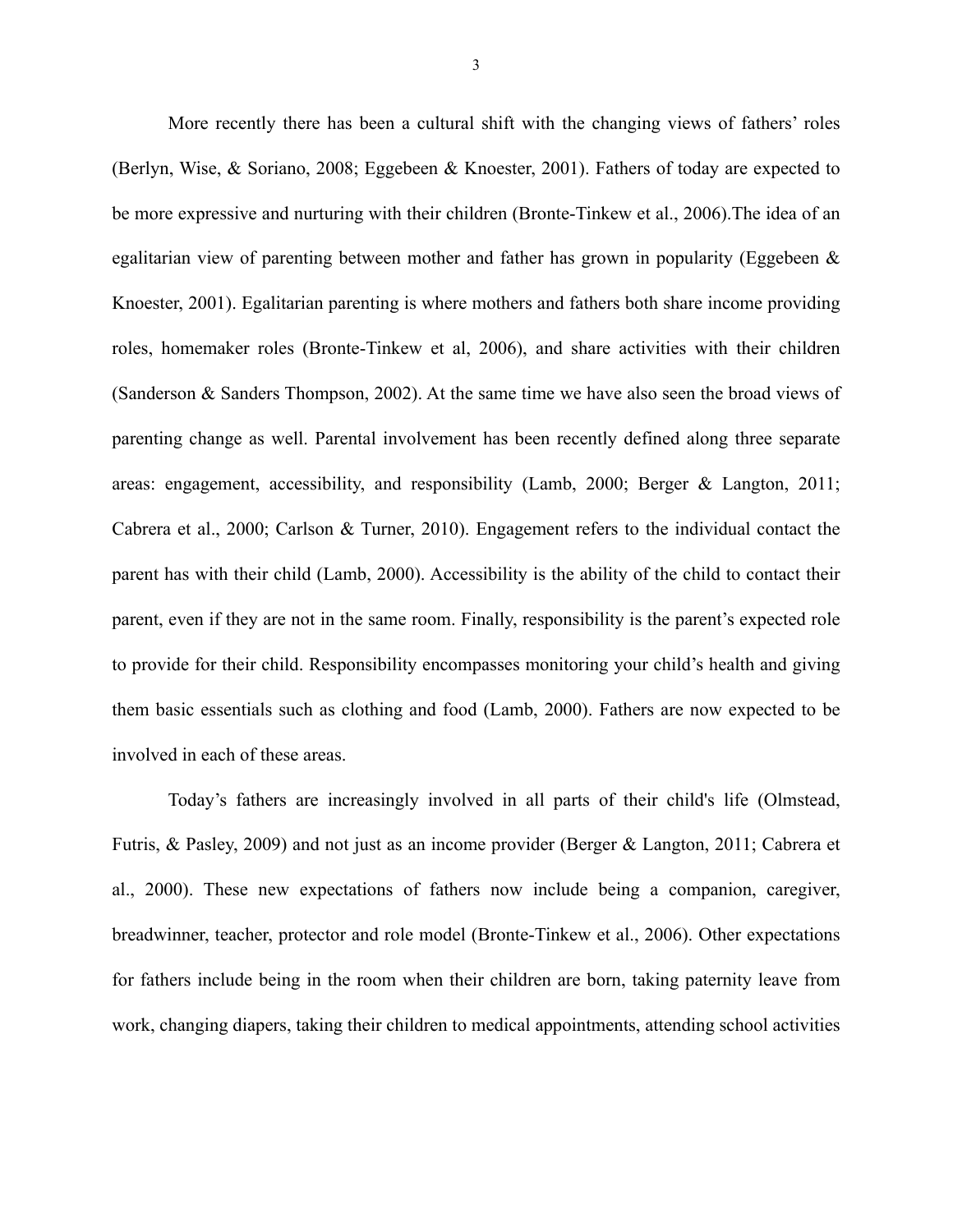More recently there has been a cultural shift with the changing views of fathers' roles (Berlyn, Wise, & Soriano, 2008; Eggebeen & Knoester, 2001). Fathers of today are expected to be more expressive and nurturing with their children (Bronte-Tinkew et al., 2006).The idea of an egalitarian view of parenting between mother and father has grown in popularity (Eggebeen & Knoester, 2001). Egalitarian parenting is where mothers and fathers both share income providing roles, homemaker roles (Bronte-Tinkew et al, 2006), and share activities with their children (Sanderson & Sanders Thompson, 2002). At the same time we have also seen the broad views of parenting change as well. Parental involvement has been recently defined along three separate areas: engagement, accessibility, and responsibility (Lamb, 2000; Berger & Langton, 2011; Cabrera et al., 2000; Carlson & Turner, 2010). Engagement refers to the individual contact the parent has with their child (Lamb, 2000). Accessibility is the ability of the child to contact their parent, even if they are not in the same room. Finally, responsibility is the parent's expected role to provide for their child. Responsibility encompasses monitoring your child's health and giving them basic essentials such as clothing and food (Lamb, 2000). Fathers are now expected to be involved in each of these areas.

Today's fathers are increasingly involved in all parts of their child's life (Olmstead, Futris, & Pasley, 2009) and not just as an income provider (Berger & Langton, 2011; Cabrera et al., 2000). These new expectations of fathers now include being a companion, caregiver, breadwinner, teacher, protector and role model (Bronte-Tinkew et al., 2006). Other expectations for fathers include being in the room when their children are born, taking paternity leave from work, changing diapers, taking their children to medical appointments, attending school activities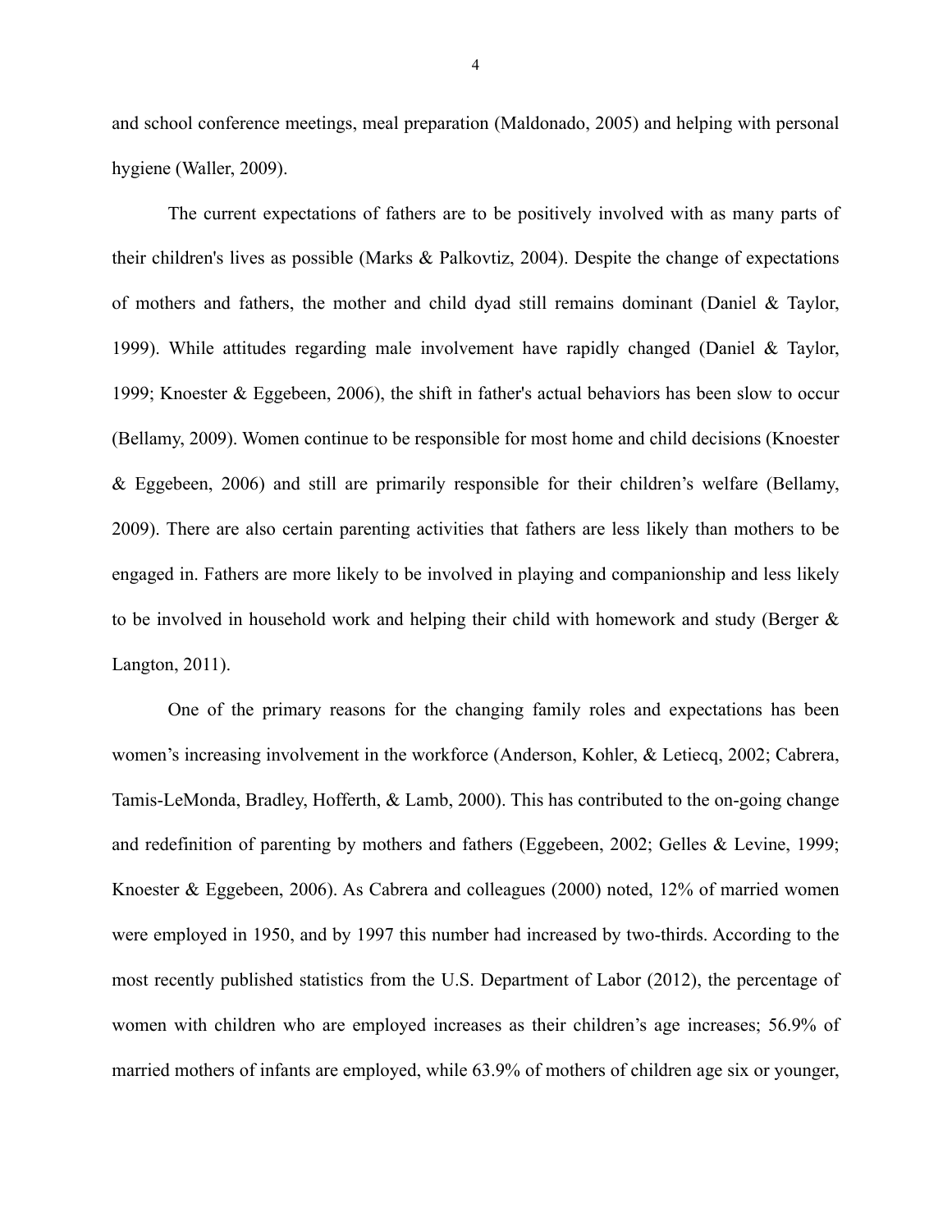and school conference meetings, meal preparation (Maldonado, 2005) and helping with personal hygiene (Waller, 2009).

The current expectations of fathers are to be positively involved with as many parts of their children's lives as possible (Marks & Palkovtiz, 2004). Despite the change of expectations of mothers and fathers, the mother and child dyad still remains dominant (Daniel & Taylor, 1999). While attitudes regarding male involvement have rapidly changed (Daniel & Taylor, 1999; Knoester & Eggebeen, 2006), the shift in father's actual behaviors has been slow to occur (Bellamy, 2009). Women continue to be responsible for most home and child decisions (Knoester & Eggebeen, 2006) and still are primarily responsible for their children's welfare (Bellamy, 2009). There are also certain parenting activities that fathers are less likely than mothers to be engaged in. Fathers are more likely to be involved in playing and companionship and less likely to be involved in household work and helping their child with homework and study (Berger & Langton, 2011).

One of the primary reasons for the changing family roles and expectations has been women's increasing involvement in the workforce (Anderson, Kohler, & Letiecq, 2002; Cabrera, Tamis-LeMonda, Bradley, Hofferth, & Lamb, 2000). This has contributed to the on-going change and redefinition of parenting by mothers and fathers (Eggebeen, 2002; Gelles & Levine, 1999; Knoester & Eggebeen, 2006). As Cabrera and colleagues (2000) noted, 12% of married women were employed in 1950, and by 1997 this number had increased by two-thirds. According to the most recently published statistics from the U.S. Department of Labor (2012), the percentage of women with children who are employed increases as their children's age increases; 56.9% of married mothers of infants are employed, while 63.9% of mothers of children age six or younger,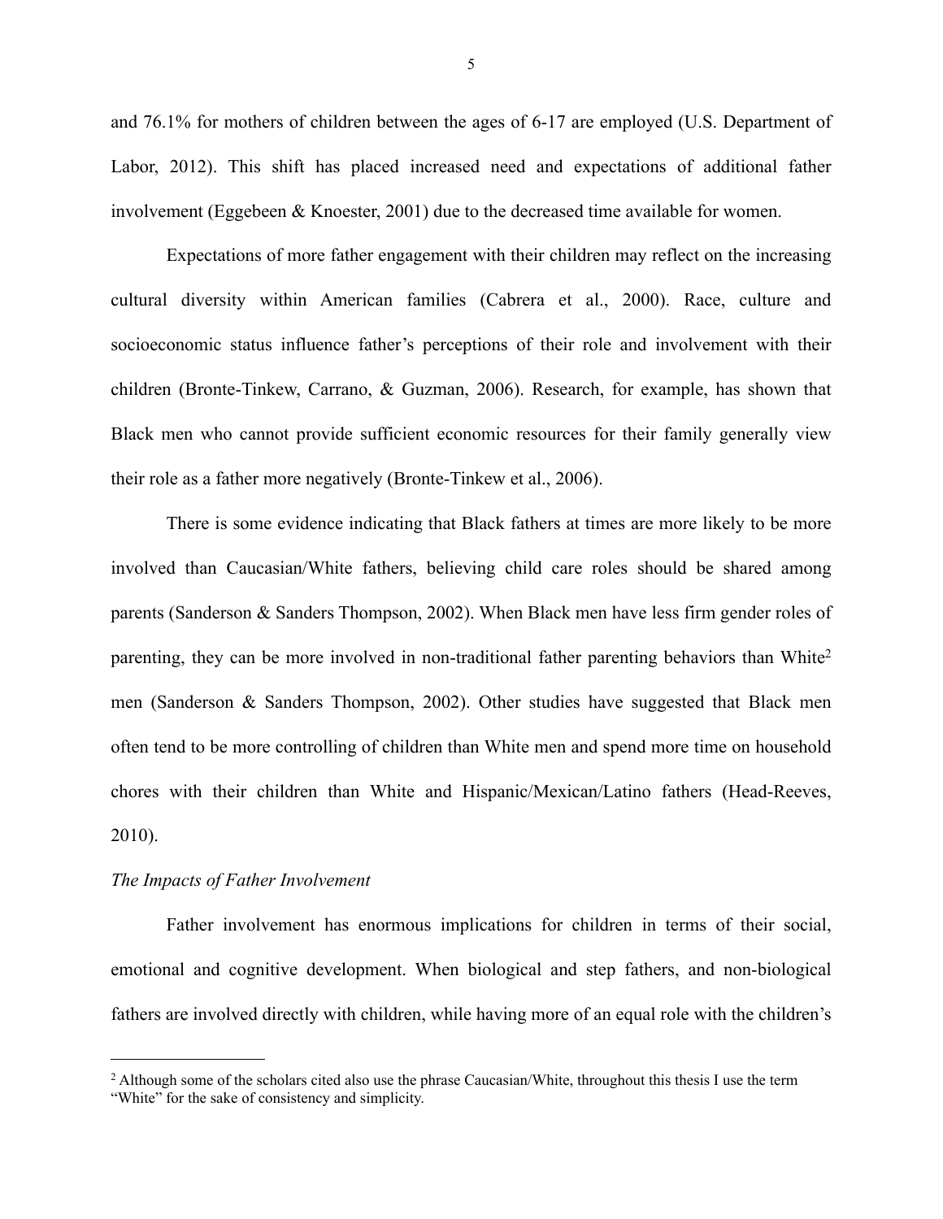and 76.1% for mothers of children between the ages of 6-17 are employed (U.S. Department of Labor, 2012). This shift has placed increased need and expectations of additional father involvement (Eggebeen & Knoester, 2001) due to the decreased time available for women.

Expectations of more father engagement with their children may reflect on the increasing cultural diversity within American families (Cabrera et al., 2000). Race, culture and socioeconomic status influence father's perceptions of their role and involvement with their children (Bronte-Tinkew, Carrano, & Guzman, 2006). Research, for example, has shown that Black men who cannot provide sufficient economic resources for their family generally view their role as a father more negatively (Bronte-Tinkew et al., 2006).

There is some evidence indicating that Black fathers at times are more likely to be more involved than Caucasian/White fathers, believing child care roles should be shared among parents (Sanderson & Sanders Thompson, 2002). When Black men have less firm gender roles of parenting, they can be more involved in non-traditional father parenting behaviors than White[2] men (Sanderson & Sanders Thompson, 2002). Other studies have suggested that Black men often tend to be more controlling of children than White men and spend more time on household chores with their children than White and Hispanic/Mexican/Latino fathers (Head-Reeves, 2010).

*The Impacts of Father Involvement*

Father involvement has enormous implications for children in terms of their social, emotional and cognitive development. When biological and step fathers, and non-biological fathers are involved directly with children, while having more of an equal role with the children's

[2] Although some of the scholars cited also use the phrase Caucasian/White, throughout this thesis I use the term "White" for the sake of consistency and simplicity.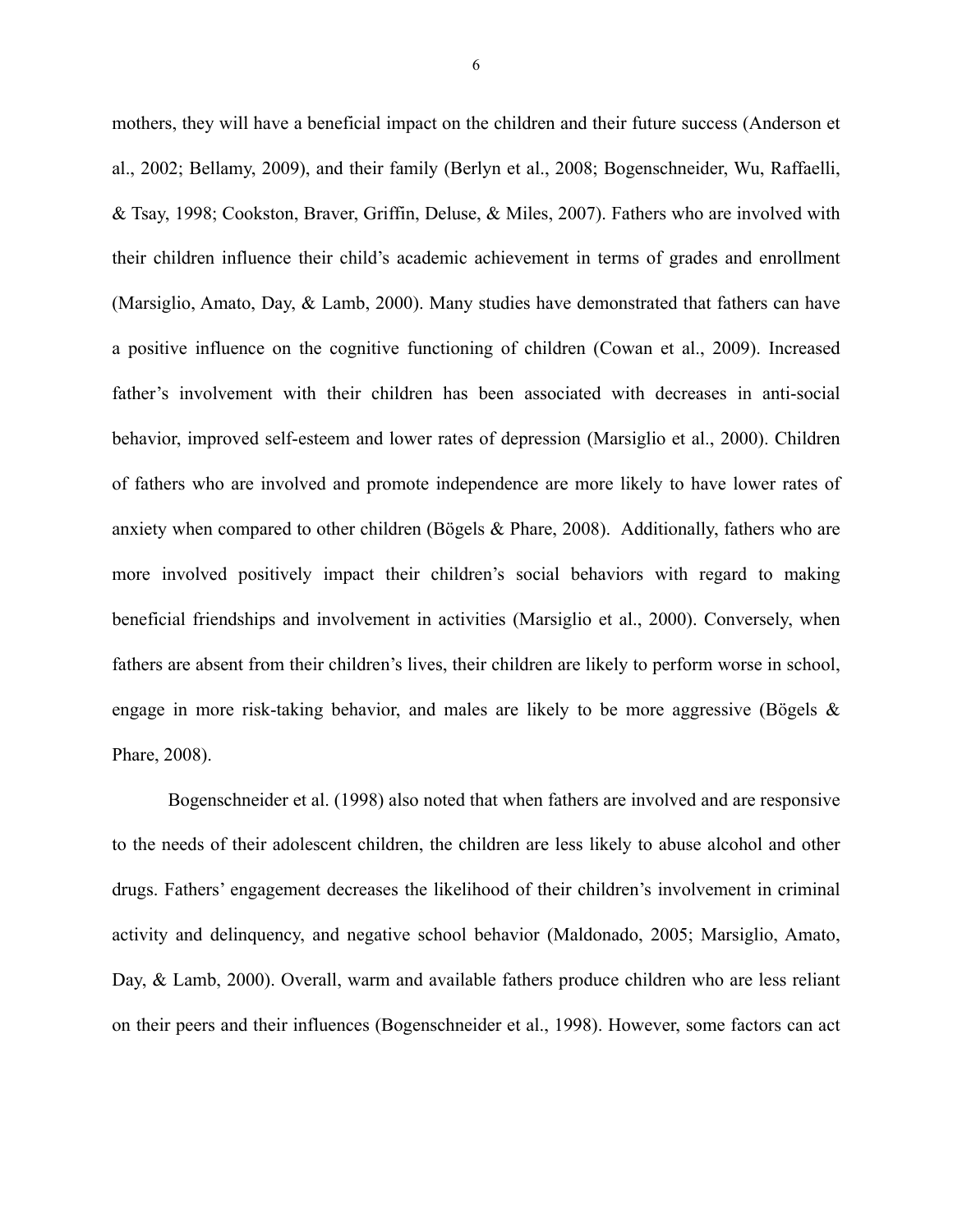mothers, they will have a beneficial impact on the children and their future success (Anderson et al., 2002; Bellamy, 2009), and their family (Berlyn et al., 2008; Bogenschneider, Wu, Raffaelli, & Tsay, 1998; Cookston, Braver, Griffin, Deluse, & Miles, 2007). Fathers who are involved with their children influence their child's academic achievement in terms of grades and enrollment (Marsiglio, Amato, Day, & Lamb, 2000). Many studies have demonstrated that fathers can have a positive influence on the cognitive functioning of children (Cowan et al., 2009). Increased father's involvement with their children has been associated with decreases in anti-social behavior, improved self-esteem and lower rates of depression (Marsiglio et al., 2000). Children of fathers who are involved and promote independence are more likely to have lower rates of anxiety when compared to other children (Bögels & Phare, 2008). Additionally, fathers who are more involved positively impact their children's social behaviors with regard to making beneficial friendships and involvement in activities (Marsiglio et al., 2000). Conversely, when fathers are absent from their children's lives, their children are likely to perform worse in school, engage in more risk-taking behavior, and males are likely to be more aggressive (Bögels & Phare, 2008).

Bogenschneider et al. (1998) also noted that when fathers are involved and are responsive to the needs of their adolescent children, the children are less likely to abuse alcohol and other drugs. Fathers' engagement decreases the likelihood of their children's involvement in criminal activity and delinquency, and negative school behavior (Maldonado, 2005; Marsiglio, Amato, Day, & Lamb, 2000). Overall, warm and available fathers produce children who are less reliant on their peers and their influences (Bogenschneider et al., 1998). However, some factors can act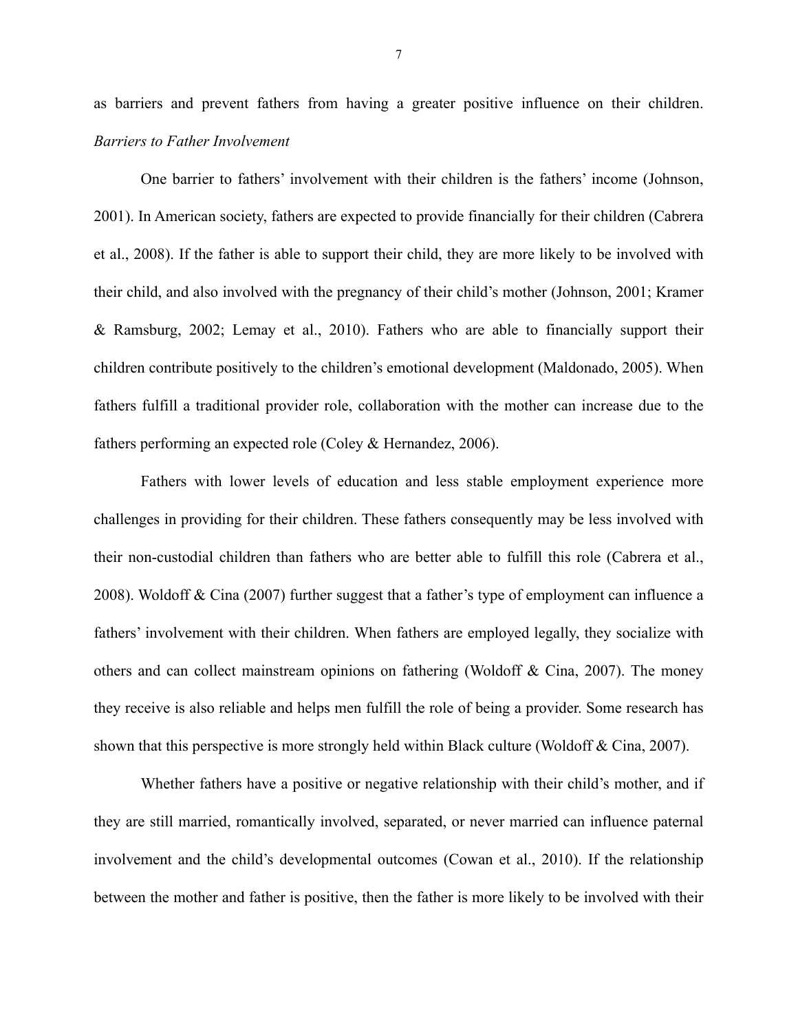as barriers and prevent fathers from having a greater positive influence on their children.

### *Barriers to Father Involvement*

One barrier to fathers' involvement with their children is the fathers' income (Johnson, 2001). In American society, fathers are expected to provide financially for their children (Cabrera et al., 2008). If the father is able to support their child, they are more likely to be involved with their child, and also involved with the pregnancy of their child's mother (Johnson, 2001; Kramer & Ramsburg, 2002; Lemay et al., 2010). Fathers who are able to financially support their children contribute positively to the children's emotional development (Maldonado, 2005). When fathers fulfill a traditional provider role, collaboration with the mother can increase due to the fathers performing an expected role (Coley & Hernandez, 2006).

Fathers with lower levels of education and less stable employment experience more challenges in providing for their children. These fathers consequently may be less involved with their non-custodial children than fathers who are better able to fulfill this role (Cabrera et al., 2008). Woldoff & Cina (2007) further suggest that a father's type of employment can influence a fathers' involvement with their children. When fathers are employed legally, they socialize with others and can collect mainstream opinions on fathering (Woldoff & Cina, 2007). The money they receive is also reliable and helps men fulfill the role of being a provider. Some research has shown that this perspective is more strongly held within Black culture (Woldoff & Cina, 2007).

Whether fathers have a positive or negative relationship with their child's mother, and if they are still married, romantically involved, separated, or never married can influence paternal involvement and the child's developmental outcomes (Cowan et al., 2010). If the relationship between the mother and father is positive, then the father is more likely to be involved with their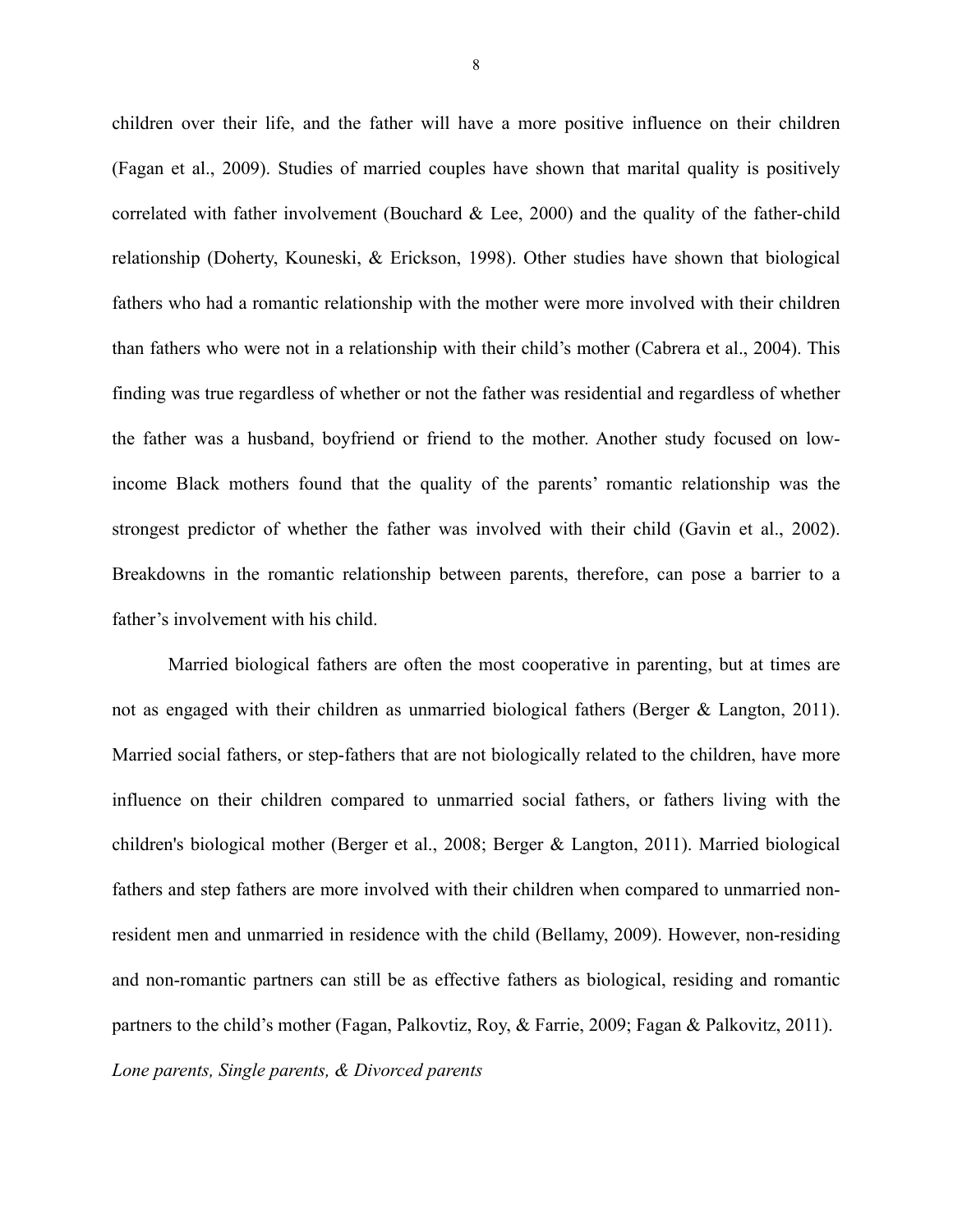children over their life, and the father will have a more positive influence on their children (Fagan et al., 2009). Studies of married couples have shown that marital quality is positively correlated with father involvement (Bouchard & Lee, 2000) and the quality of the father-child relationship (Doherty, Kouneski, & Erickson, 1998). Other studies have shown that biological fathers who had a romantic relationship with the mother were more involved with their children than fathers who were not in a relationship with their child's mother (Cabrera et al., 2004). This finding was true regardless of whether or not the father was residential and regardless of whether the father was a husband, boyfriend or friend to the mother. Another study focused on low-income Black mothers found that the quality of the parents' romantic relationship was the strongest predictor of whether the father was involved with their child (Gavin et al., 2002). Breakdowns in the romantic relationship between parents, therefore, can pose a barrier to a father's involvement with his child.

Married biological fathers are often the most cooperative in parenting, but at times are not as engaged with their children as unmarried biological fathers (Berger & Langton, 2011). Married social fathers, or step-fathers that are not biologically related to the children, have more influence on their children compared to unmarried social fathers, or fathers living with the children's biological mother (Berger et al., 2008; Berger & Langton, 2011). Married biological fathers and step fathers are more involved with their children when compared to unmarried non-resident men and unmarried in residence with the child (Bellamy, 2009). However, non-residing and non-romantic partners can still be as effective fathers as biological, residing and romantic partners to the child's mother (Fagan, Palkovtiz, Roy, & Farrie, 2009; Fagan & Palkovitz, 2011).

*Lone parents, Single parents, & Divorced parents*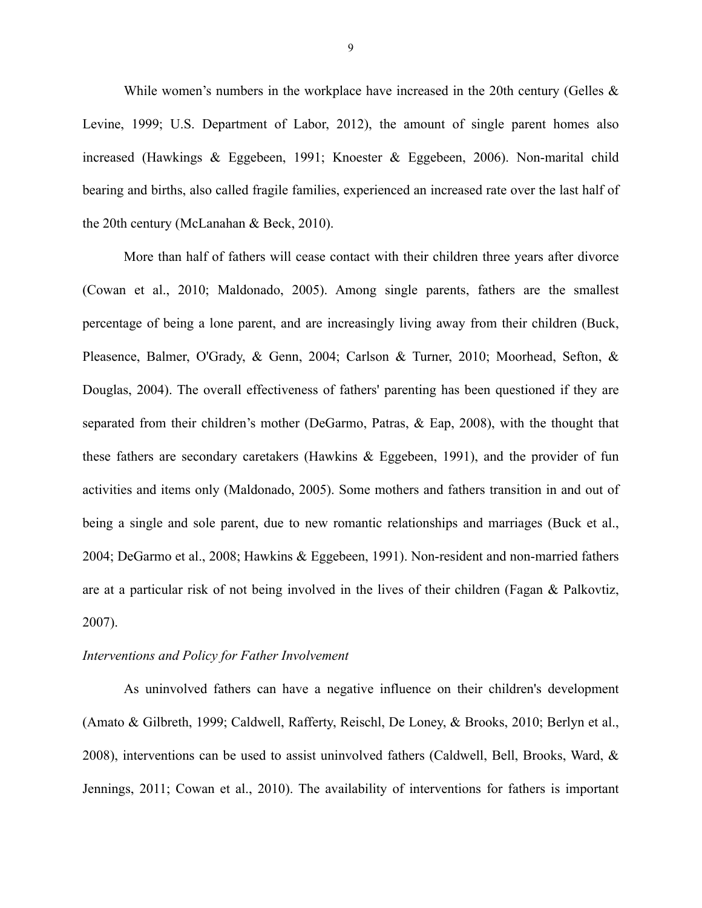While women's numbers in the workplace have increased in the 20th century (Gelles & Levine, 1999; U.S. Department of Labor, 2012), the amount of single parent homes also increased (Hawkings & Eggebeen, 1991; Knoester & Eggebeen, 2006). Non-marital child bearing and births, also called fragile families, experienced an increased rate over the last half of the 20th century (McLanahan & Beck, 2010).

More than half of fathers will cease contact with their children three years after divorce (Cowan et al., 2010; Maldonado, 2005). Among single parents, fathers are the smallest percentage of being a lone parent, and are increasingly living away from their children (Buck, Pleasence, Balmer, O'Grady, & Genn, 2004; Carlson & Turner, 2010; Moorhead, Sefton, & Douglas, 2004). The overall effectiveness of fathers' parenting has been questioned if they are separated from their children's mother (DeGarmo, Patras, & Eap, 2008), with the thought that these fathers are secondary caretakers (Hawkins & Eggebeen, 1991), and the provider of fun activities and items only (Maldonado, 2005). Some mothers and fathers transition in and out of being a single and sole parent, due to new romantic relationships and marriages (Buck et al., 2004; DeGarmo et al., 2008; Hawkins & Eggebeen, 1991). Non-resident and non-married fathers are at a particular risk of not being involved in the lives of their children (Fagan & Palkovtiz, 2007).

*Interventions and Policy for Father Involvement*

As uninvolved fathers can have a negative influence on their children's development (Amato & Gilbreth, 1999; Caldwell, Rafferty, Reischl, De Loney, & Brooks, 2010; Berlyn et al., 2008), interventions can be used to assist uninvolved fathers (Caldwell, Bell, Brooks, Ward, & Jennings, 2011; Cowan et al., 2010). The availability of interventions for fathers is important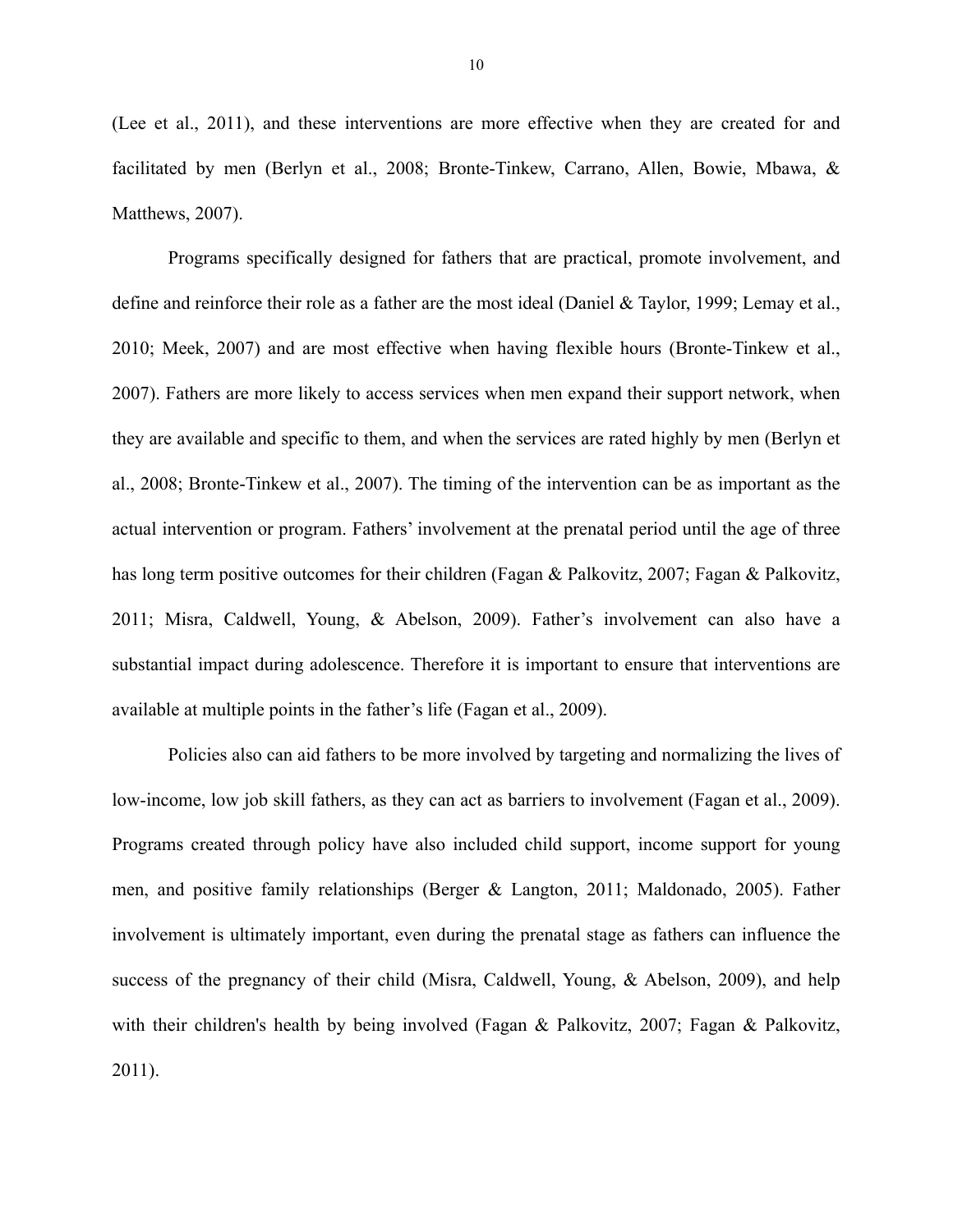(Lee et al., 2011), and these interventions are more effective when they are created for and facilitated by men (Berlyn et al., 2008; Bronte-Tinkew, Carrano, Allen, Bowie, Mbawa, & Matthews, 2007).

Programs specifically designed for fathers that are practical, promote involvement, and define and reinforce their role as a father are the most ideal (Daniel & Taylor, 1999; Lemay et al., 2010; Meek, 2007) and are most effective when having flexible hours (Bronte-Tinkew et al., 2007). Fathers are more likely to access services when men expand their support network, when they are available and specific to them, and when the services are rated highly by men (Berlyn et al., 2008; Bronte-Tinkew et al., 2007). The timing of the intervention can be as important as the actual intervention or program. Fathers' involvement at the prenatal period until the age of three has long term positive outcomes for their children (Fagan & Palkovitz, 2007; Fagan & Palkovitz, 2011; Misra, Caldwell, Young, & Abelson, 2009). Father's involvement can also have a substantial impact during adolescence. Therefore it is important to ensure that interventions are available at multiple points in the father's life (Fagan et al., 2009).

Policies also can aid fathers to be more involved by targeting and normalizing the lives of low-income, low job skill fathers, as they can act as barriers to involvement (Fagan et al., 2009). Programs created through policy have also included child support, income support for young men, and positive family relationships (Berger & Langton, 2011; Maldonado, 2005). Father involvement is ultimately important, even during the prenatal stage as fathers can influence the success of the pregnancy of their child (Misra, Caldwell, Young, & Abelson, 2009), and help with their children's health by being involved (Fagan & Palkovitz, 2007; Fagan & Palkovitz, 2011).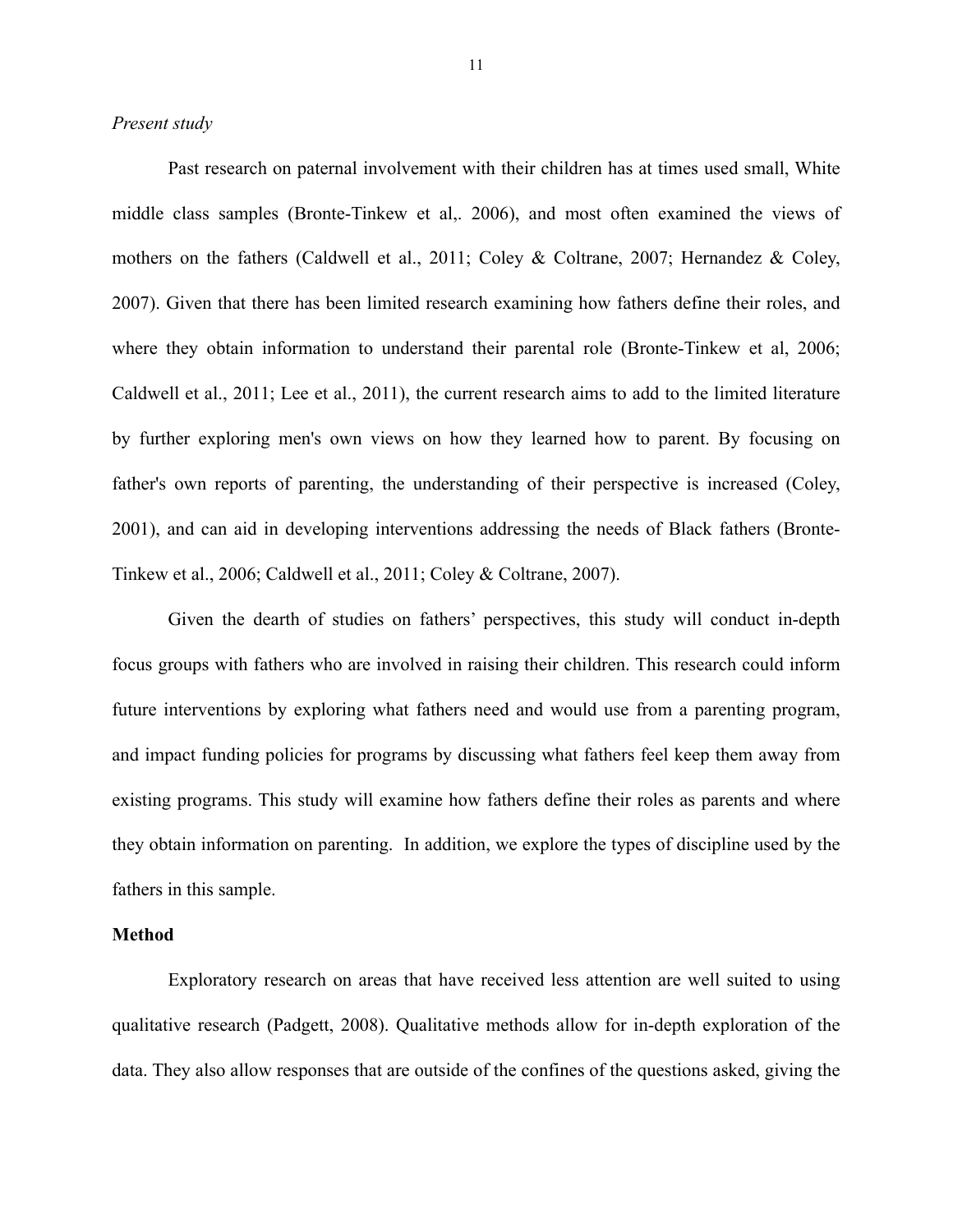*Present study*

Past research on paternal involvement with their children has at times used small, White middle class samples (Bronte-Tinkew et al,. 2006), and most often examined the views of mothers on the fathers (Caldwell et al., 2011; Coley & Coltrane, 2007; Hernandez & Coley, 2007). Given that there has been limited research examining how fathers define their roles, and where they obtain information to understand their parental role (Bronte-Tinkew et al, 2006; Caldwell et al., 2011; Lee et al., 2011), the current research aims to add to the limited literature by further exploring men's own views on how they learned how to parent. By focusing on father's own reports of parenting, the understanding of their perspective is increased (Coley, 2001), and can aid in developing interventions addressing the needs of Black fathers (Bronte-Tinkew et al., 2006; Caldwell et al., 2011; Coley & Coltrane, 2007).

Given the dearth of studies on fathers' perspectives, this study will conduct in-depth focus groups with fathers who are involved in raising their children. This research could inform future interventions by exploring what fathers need and would use from a parenting program, and impact funding policies for programs by discussing what fathers feel keep them away from existing programs. This study will examine how fathers define their roles as parents and where they obtain information on parenting. In addition, we explore the types of discipline used by the fathers in this sample.

**Method**

Exploratory research on areas that have received less attention are well suited to using qualitative research (Padgett, 2008). Qualitative methods allow for in-depth exploration of the data. They also allow responses that are outside of the confines of the questions asked, giving the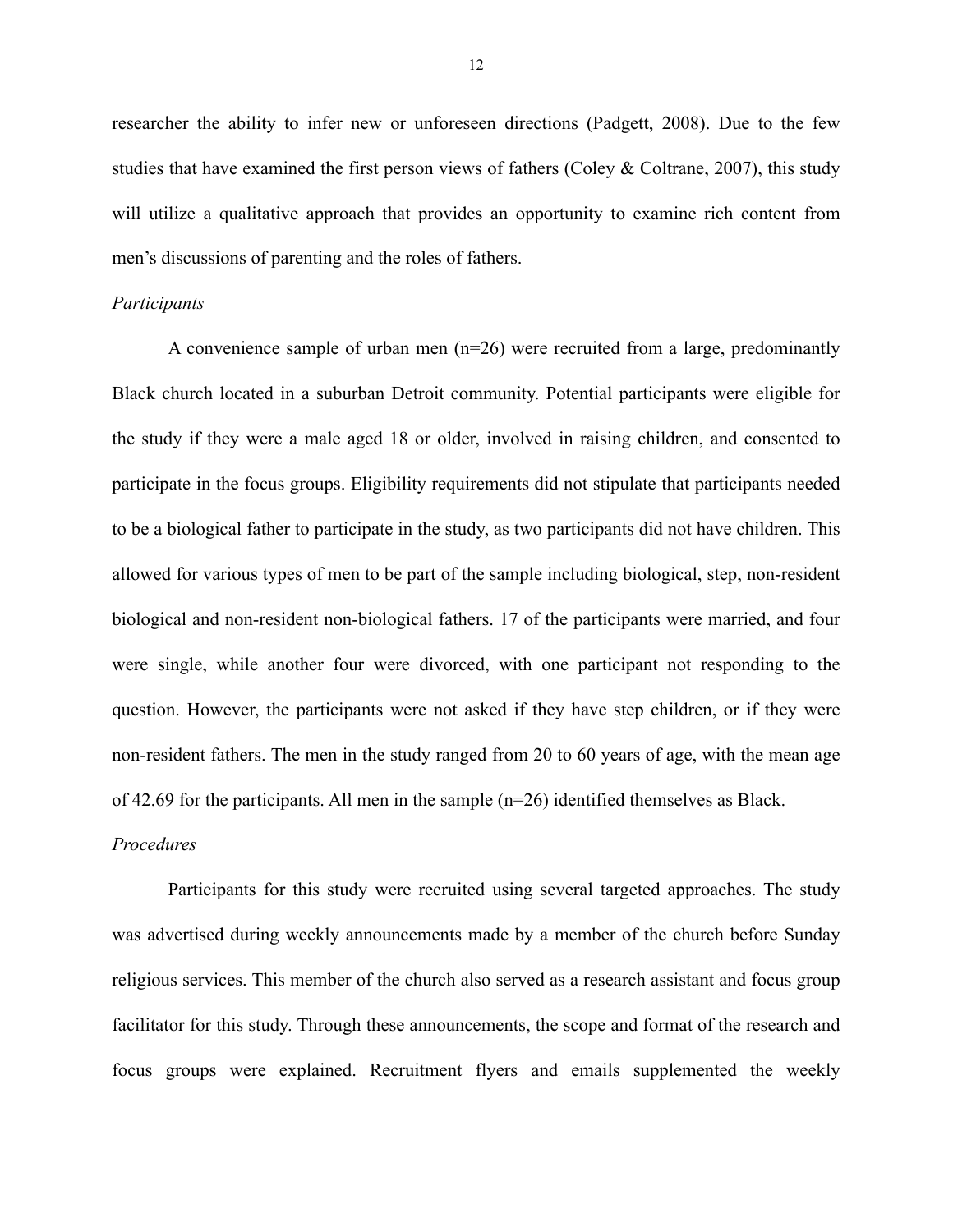researcher the ability to infer new or unforeseen directions (Padgett, 2008). Due to the few studies that have examined the first person views of fathers (Coley & Coltrane, 2007), this study will utilize a qualitative approach that provides an opportunity to examine rich content from men's discussions of parenting and the roles of fathers.

*Participants*

A convenience sample of urban men (n=26) were recruited from a large, predominantly Black church located in a suburban Detroit community. Potential participants were eligible for the study if they were a male aged 18 or older, involved in raising children, and consented to participate in the focus groups. Eligibility requirements did not stipulate that participants needed to be a biological father to participate in the study, as two participants did not have children. This allowed for various types of men to be part of the sample including biological, step, non-resident biological and non-resident non-biological fathers. 17 of the participants were married, and four were single, while another four were divorced, with one participant not responding to the question. However, the participants were not asked if they have step children, or if they were non-resident fathers. The men in the study ranged from 20 to 60 years of age, with the mean age of 42.69 for the participants. All men in the sample (n=26) identified themselves as Black.

*Procedures*

Participants for this study were recruited using several targeted approaches. The study was advertised during weekly announcements made by a member of the church before Sunday religious services. This member of the church also served as a research assistant and focus group facilitator for this study. Through these announcements, the scope and format of the research and focus groups were explained. Recruitment flyers and emails supplemented the weekly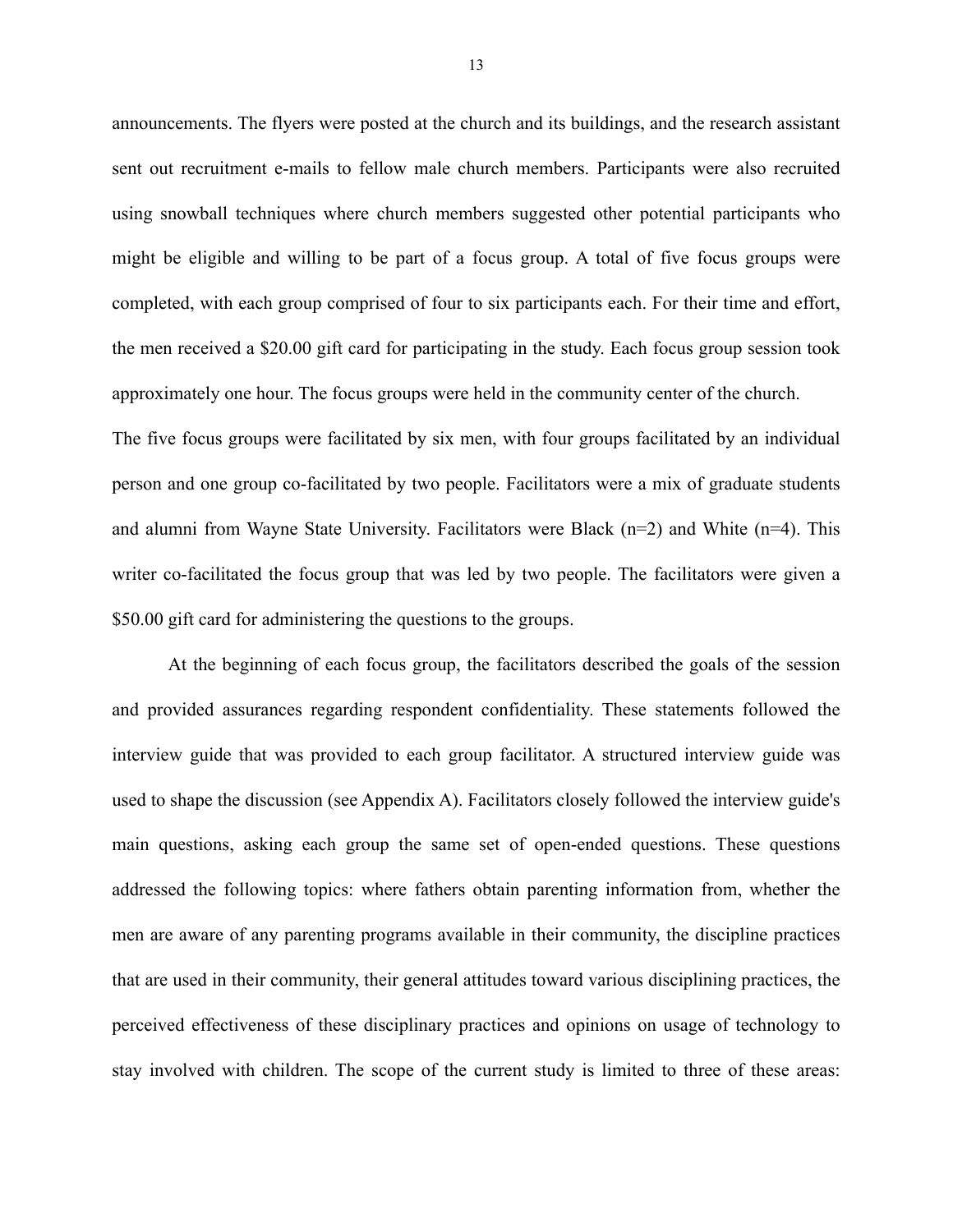announcements. The flyers were posted at the church and its buildings, and the research assistant sent out recruitment e-mails to fellow male church members. Participants were also recruited using snowball techniques where church members suggested other potential participants who might be eligible and willing to be part of a focus group. A total of five focus groups were completed, with each group comprised of four to six participants each. For their time and effort, the men received a $20.00 gift card for participating in the study. Each focus group session took approximately one hour. The focus groups were held in the community center of the church.

The five focus groups were facilitated by six men, with four groups facilitated by an individual person and one group co-facilitated by two people. Facilitators were a mix of graduate students and alumni from Wayne State University. Facilitators were Black (n=2) and White (n=4). This writer co-facilitated the focus group that was led by two people. The facilitators were given a $50.00 gift card for administering the questions to the groups.

At the beginning of each focus group, the facilitators described the goals of the session and provided assurances regarding respondent confidentiality. These statements followed the interview guide that was provided to each group facilitator. A structured interview guide was used to shape the discussion (see Appendix A). Facilitators closely followed the interview guide's main questions, asking each group the same set of open-ended questions. These questions addressed the following topics: where fathers obtain parenting information from, whether the men are aware of any parenting programs available in their community, the discipline practices that are used in their community, their general attitudes toward various disciplining practices, the perceived effectiveness of these disciplinary practices and opinions on usage of technology to stay involved with children. The scope of the current study is limited to three of these areas: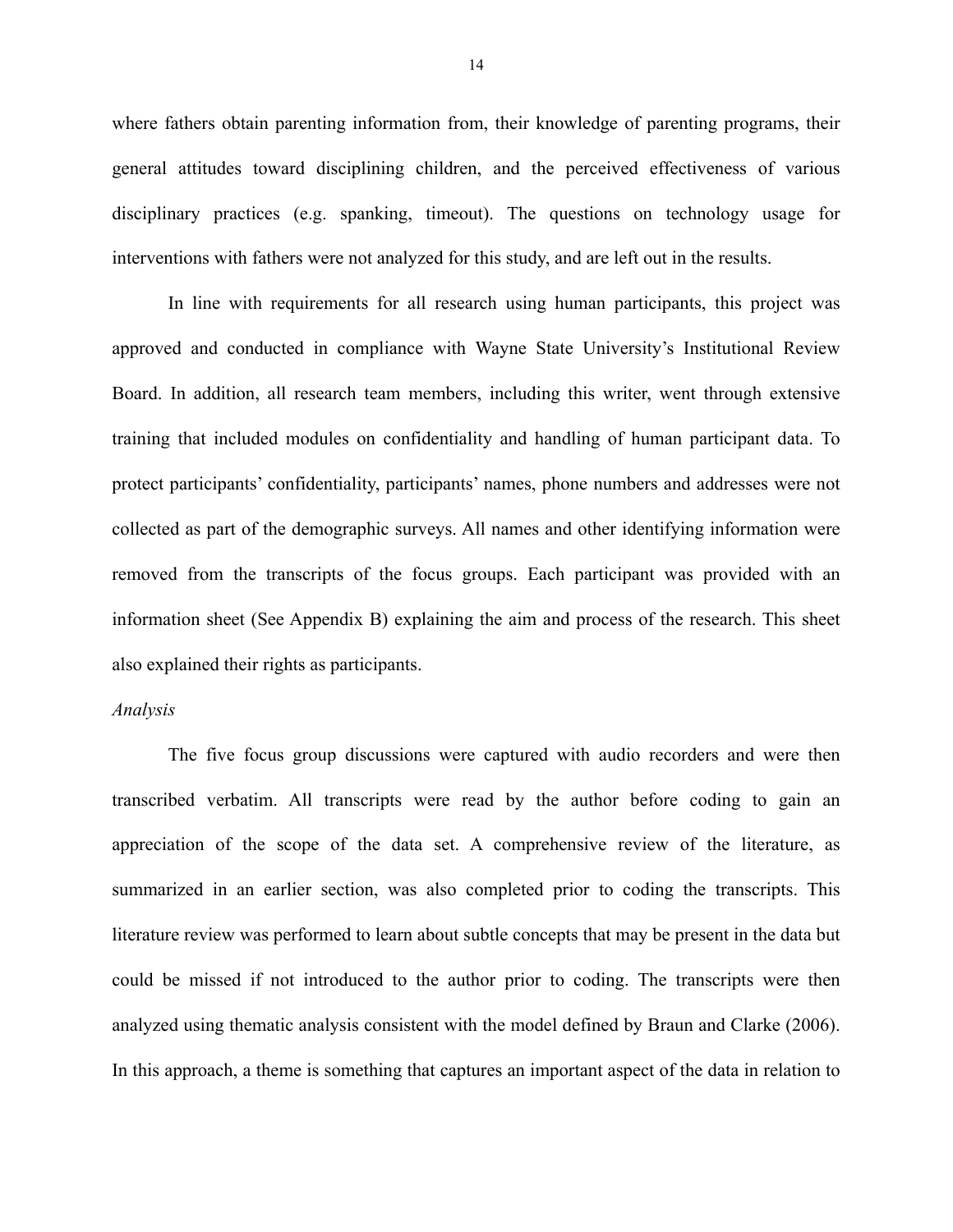where fathers obtain parenting information from, their knowledge of parenting programs, their general attitudes toward disciplining children, and the perceived effectiveness of various disciplinary practices (e.g. spanking, timeout). The questions on technology usage for interventions with fathers were not analyzed for this study, and are left out in the results.

In line with requirements for all research using human participants, this project was approved and conducted in compliance with Wayne State University's Institutional Review Board. In addition, all research team members, including this writer, went through extensive training that included modules on confidentiality and handling of human participant data. To protect participants' confidentiality, participants' names, phone numbers and addresses were not collected as part of the demographic surveys. All names and other identifying information were removed from the transcripts of the focus groups. Each participant was provided with an information sheet (See Appendix B) explaining the aim and process of the research. This sheet also explained their rights as participants.

*Analysis*

The five focus group discussions were captured with audio recorders and were then transcribed verbatim. All transcripts were read by the author before coding to gain an appreciation of the scope of the data set. A comprehensive review of the literature, as summarized in an earlier section, was also completed prior to coding the transcripts. This literature review was performed to learn about subtle concepts that may be present in the data but could be missed if not introduced to the author prior to coding. The transcripts were then analyzed using thematic analysis consistent with the model defined by Braun and Clarke (2006). In this approach, a theme is something that captures an important aspect of the data in relation to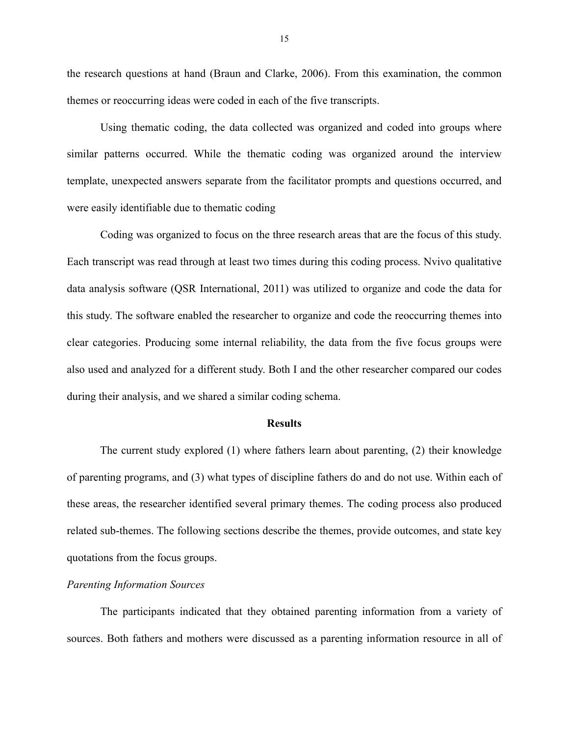the research questions at hand (Braun and Clarke, 2006). From this examination, the common themes or reoccurring ideas were coded in each of the five transcripts.

Using thematic coding, the data collected was organized and coded into groups where similar patterns occurred. While the thematic coding was organized around the interview template, unexpected answers separate from the facilitator prompts and questions occurred, and were easily identifiable due to thematic coding

Coding was organized to focus on the three research areas that are the focus of this study. Each transcript was read through at least two times during this coding process. Nvivo qualitative data analysis software (QSR International, 2011) was utilized to organize and code the data for this study. The software enabled the researcher to organize and code the reoccurring themes into clear categories. Producing some internal reliability, the data from the five focus groups were also used and analyzed for a different study. Both I and the other researcher compared our codes during their analysis, and we shared a similar coding schema.

## Results

The current study explored (1) where fathers learn about parenting, (2) their knowledge of parenting programs, and (3) what types of discipline fathers do and do not use. Within each of these areas, the researcher identified several primary themes. The coding process also produced related sub-themes. The following sections describe the themes, provide outcomes, and state key quotations from the focus groups.

### *Parenting Information Sources*

The participants indicated that they obtained parenting information from a variety of sources. Both fathers and mothers were discussed as a parenting information resource in all of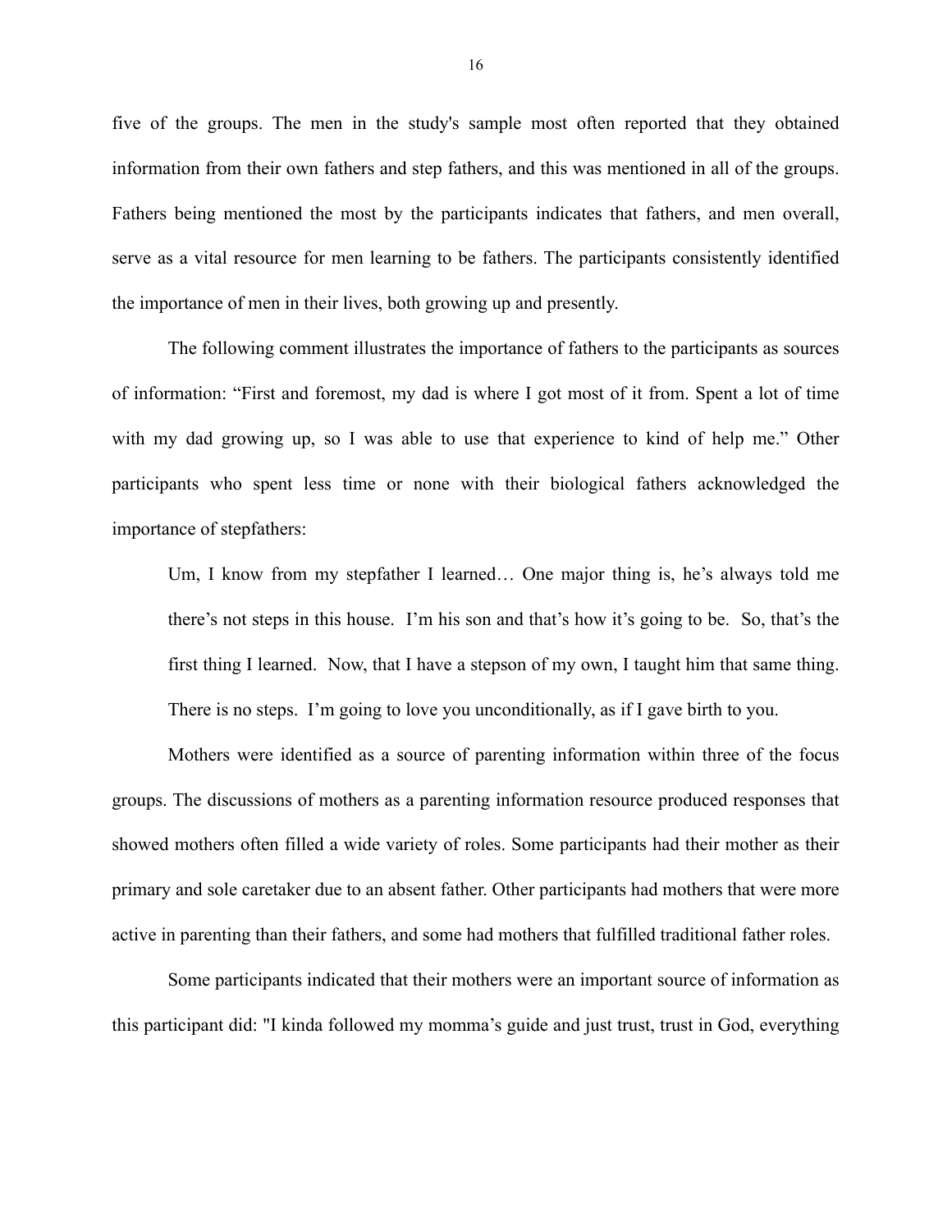five of the groups. The men in the study's sample most often reported that they obtained information from their own fathers and step fathers, and this was mentioned in all of the groups. Fathers being mentioned the most by the participants indicates that fathers, and men overall, serve as a vital resource for men learning to be fathers. The participants consistently identified the importance of men in their lives, both growing up and presently.

The following comment illustrates the importance of fathers to the participants as sources of information: “First and foremost, my dad is where I got most of it from. Spent a lot of time with my dad growing up, so I was able to use that experience to kind of help me.” Other participants who spent less time or none with their biological fathers acknowledged the importance of stepfathers:

> Um, I know from my stepfather I learned… One major thing is, he’s always told me there’s not steps in this house.  I’m his son and that’s how it’s going to be.  So, that’s the first thing I learned.  Now, that I have a stepson of my own, I taught him that same thing. There is no steps.  I’m going to love you unconditionally, as if I gave birth to you.

Mothers were identified as a source of parenting information within three of the focus groups. The discussions of mothers as a parenting information resource produced responses that showed mothers often filled a wide variety of roles. Some participants had their mother as their primary and sole caretaker due to an absent father. Other participants had mothers that were more active in parenting than their fathers, and some had mothers that fulfilled traditional father roles.

Some participants indicated that their mothers were an important source of information as this participant did: "I kinda followed my momma’s guide and just trust, trust in God, everything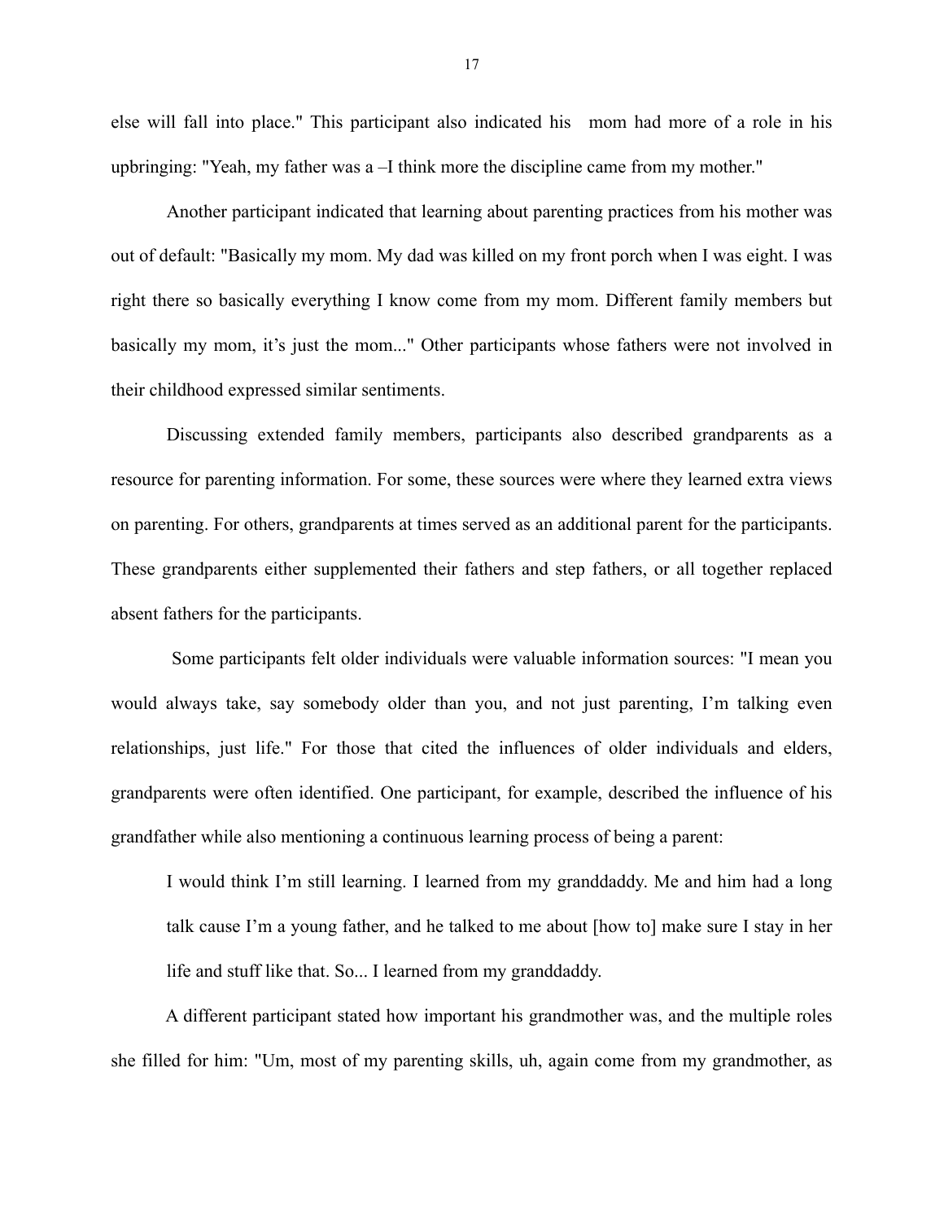else will fall into place." This participant also indicated his mom had more of a role in his upbringing: "Yeah, my father was a –I think more the discipline came from my mother."

Another participant indicated that learning about parenting practices from his mother was out of default: "Basically my mom. My dad was killed on my front porch when I was eight. I was right there so basically everything I know come from my mom. Different family members but basically my mom, it's just the mom..." Other participants whose fathers were not involved in their childhood expressed similar sentiments.

Discussing extended family members, participants also described grandparents as a resource for parenting information. For some, these sources were where they learned extra views on parenting. For others, grandparents at times served as an additional parent for the participants. These grandparents either supplemented their fathers and step fathers, or all together replaced absent fathers for the participants.

Some participants felt older individuals were valuable information sources: "I mean you would always take, say somebody older than you, and not just parenting, I'm talking even relationships, just life." For those that cited the influences of older individuals and elders, grandparents were often identified. One participant, for example, described the influence of his grandfather while also mentioning a continuous learning process of being a parent:

> I would think I'm still learning. I learned from my granddaddy. Me and him had a long talk cause I'm a young father, and he talked to me about [how to] make sure I stay in her life and stuff like that. So... I learned from my granddaddy.

A different participant stated how important his grandmother was, and the multiple roles she filled for him: "Um, most of my parenting skills, uh, again come from my grandmother, as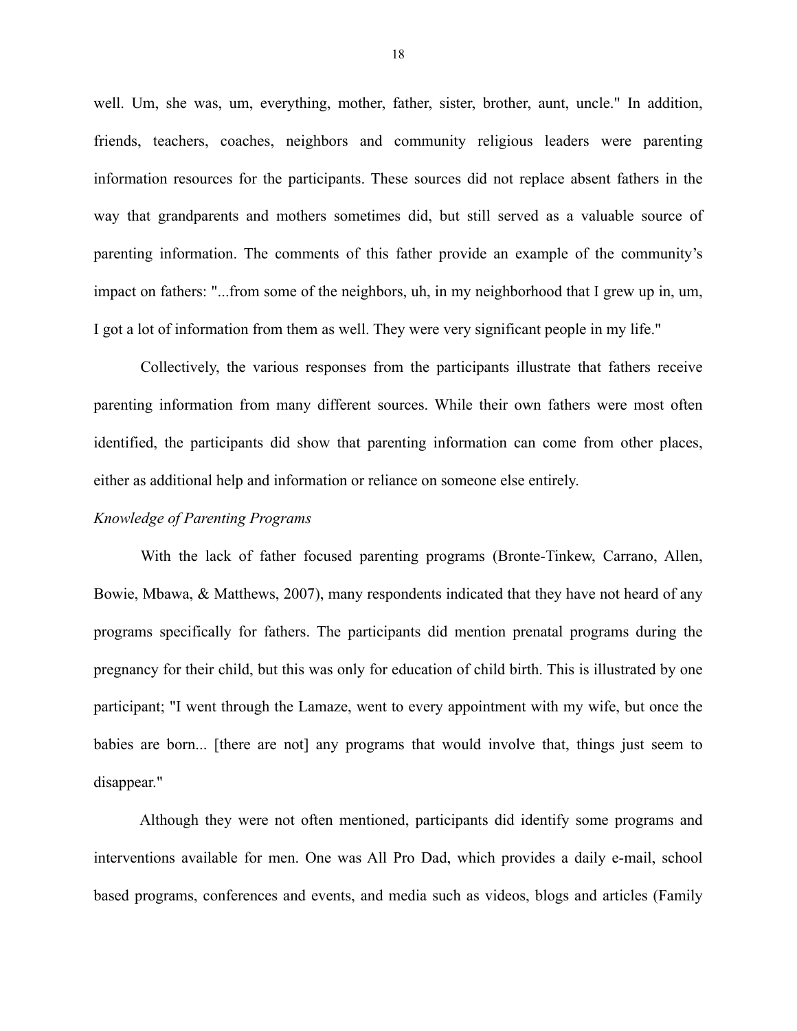well. Um, she was, um, everything, mother, father, sister, brother, aunt, uncle." In addition, friends, teachers, coaches, neighbors and community religious leaders were parenting information resources for the participants. These sources did not replace absent fathers in the way that grandparents and mothers sometimes did, but still served as a valuable source of parenting information. The comments of this father provide an example of the community's impact on fathers: "...from some of the neighbors, uh, in my neighborhood that I grew up in, um, I got a lot of information from them as well. They were very significant people in my life."

Collectively, the various responses from the participants illustrate that fathers receive parenting information from many different sources. While their own fathers were most often identified, the participants did show that parenting information can come from other places, either as additional help and information or reliance on someone else entirely.

*Knowledge of Parenting Programs*

With the lack of father focused parenting programs (Bronte-Tinkew, Carrano, Allen, Bowie, Mbawa, & Matthews, 2007), many respondents indicated that they have not heard of any programs specifically for fathers. The participants did mention prenatal programs during the pregnancy for their child, but this was only for education of child birth. This is illustrated by one participant; "I went through the Lamaze, went to every appointment with my wife, but once the babies are born... [there are not] any programs that would involve that, things just seem to disappear."

Although they were not often mentioned, participants did identify some programs and interventions available for men. One was All Pro Dad, which provides a daily e-mail, school based programs, conferences and events, and media such as videos, blogs and articles (Family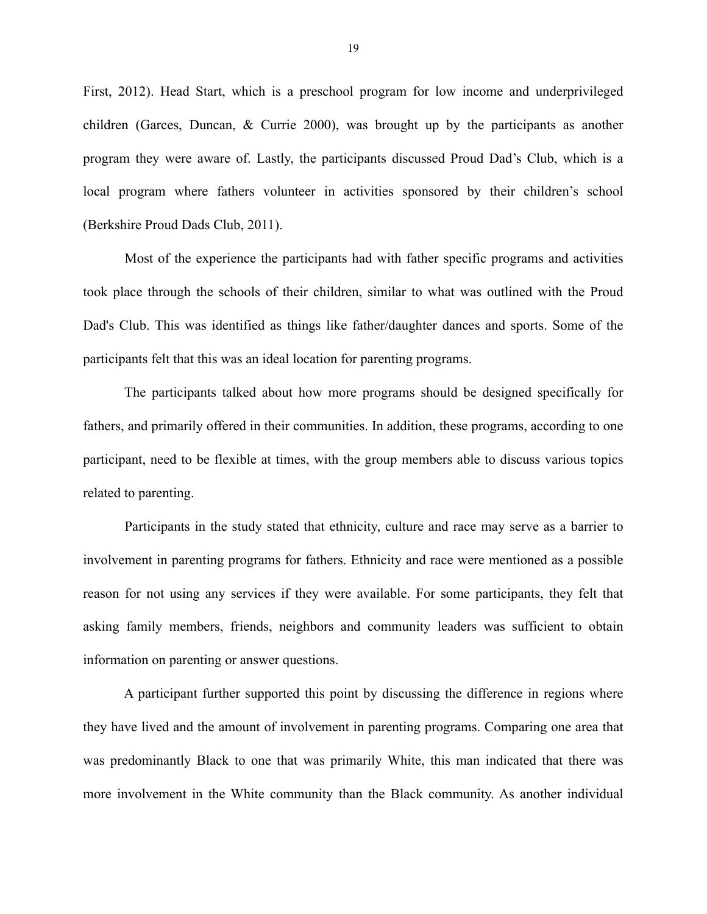First, 2012). Head Start, which is a preschool program for low income and underprivileged children (Garces, Duncan, & Currie 2000), was brought up by the participants as another program they were aware of. Lastly, the participants discussed Proud Dad’s Club, which is a local program where fathers volunteer in activities sponsored by their children’s school (Berkshire Proud Dads Club, 2011).

Most of the experience the participants had with father specific programs and activities took place through the schools of their children, similar to what was outlined with the Proud Dad's Club. This was identified as things like father/daughter dances and sports. Some of the participants felt that this was an ideal location for parenting programs.

The participants talked about how more programs should be designed specifically for fathers, and primarily offered in their communities. In addition, these programs, according to one participant, need to be flexible at times, with the group members able to discuss various topics related to parenting.

Participants in the study stated that ethnicity, culture and race may serve as a barrier to involvement in parenting programs for fathers. Ethnicity and race were mentioned as a possible reason for not using any services if they were available. For some participants, they felt that asking family members, friends, neighbors and community leaders was sufficient to obtain information on parenting or answer questions.

A participant further supported this point by discussing the difference in regions where they have lived and the amount of involvement in parenting programs. Comparing one area that was predominantly Black to one that was primarily White, this man indicated that there was more involvement in the White community than the Black community. As another individual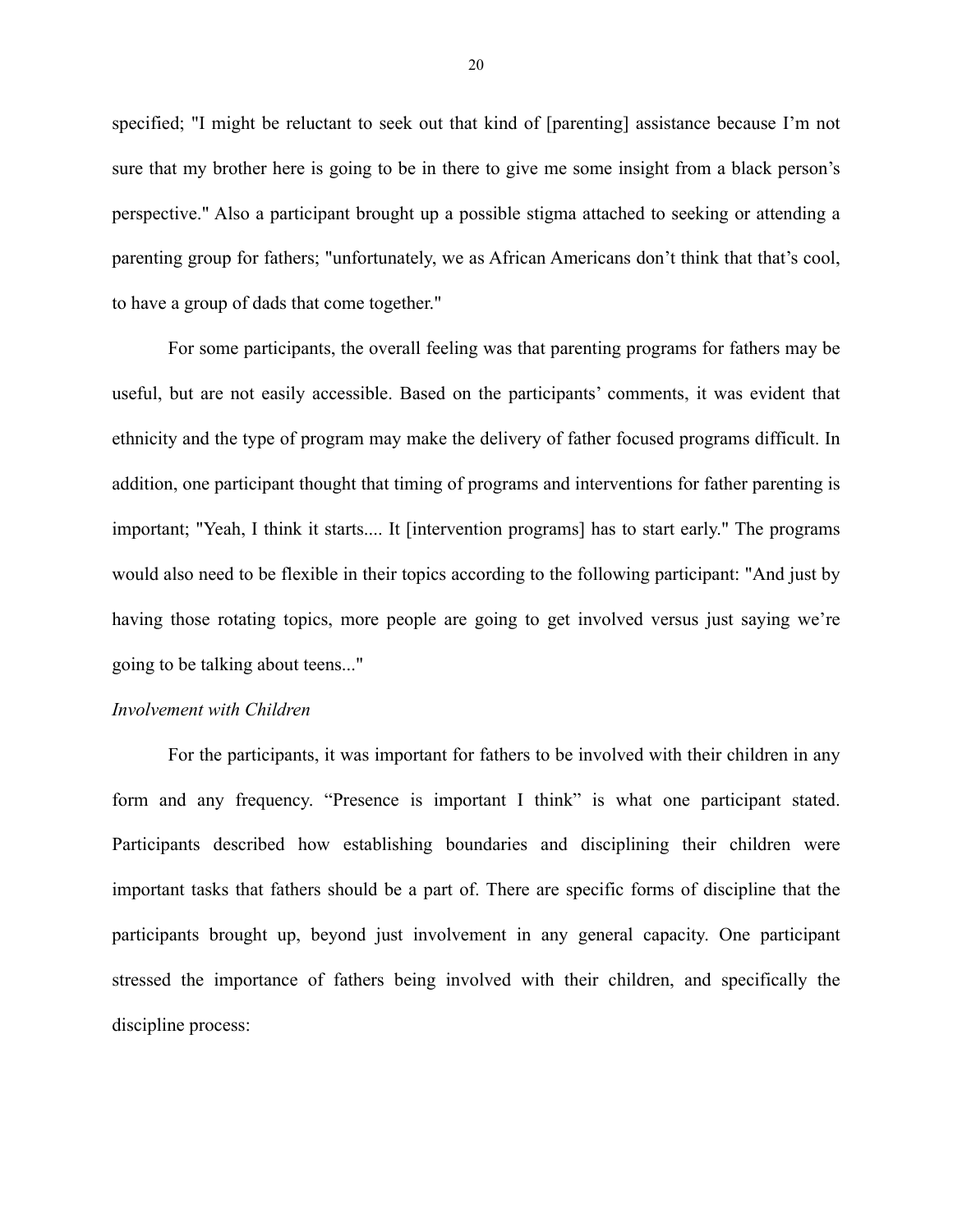specified; "I might be reluctant to seek out that kind of [parenting] assistance because I'm not sure that my brother here is going to be in there to give me some insight from a black person's perspective." Also a participant brought up a possible stigma attached to seeking or attending a parenting group for fathers; "unfortunately, we as African Americans don't think that that's cool, to have a group of dads that come together."

For some participants, the overall feeling was that parenting programs for fathers may be useful, but are not easily accessible. Based on the participants' comments, it was evident that ethnicity and the type of program may make the delivery of father focused programs difficult. In addition, one participant thought that timing of programs and interventions for father parenting is important; "Yeah, I think it starts.... It [intervention programs] has to start early." The programs would also need to be flexible in their topics according to the following participant: "And just by having those rotating topics, more people are going to get involved versus just saying we're going to be talking about teens..."

*Involvement with Children*

For the participants, it was important for fathers to be involved with their children in any form and any frequency. "Presence is important I think" is what one participant stated. Participants described how establishing boundaries and disciplining their children were important tasks that fathers should be a part of. There are specific forms of discipline that the participants brought up, beyond just involvement in any general capacity. One participant stressed the importance of fathers being involved with their children, and specifically the discipline process: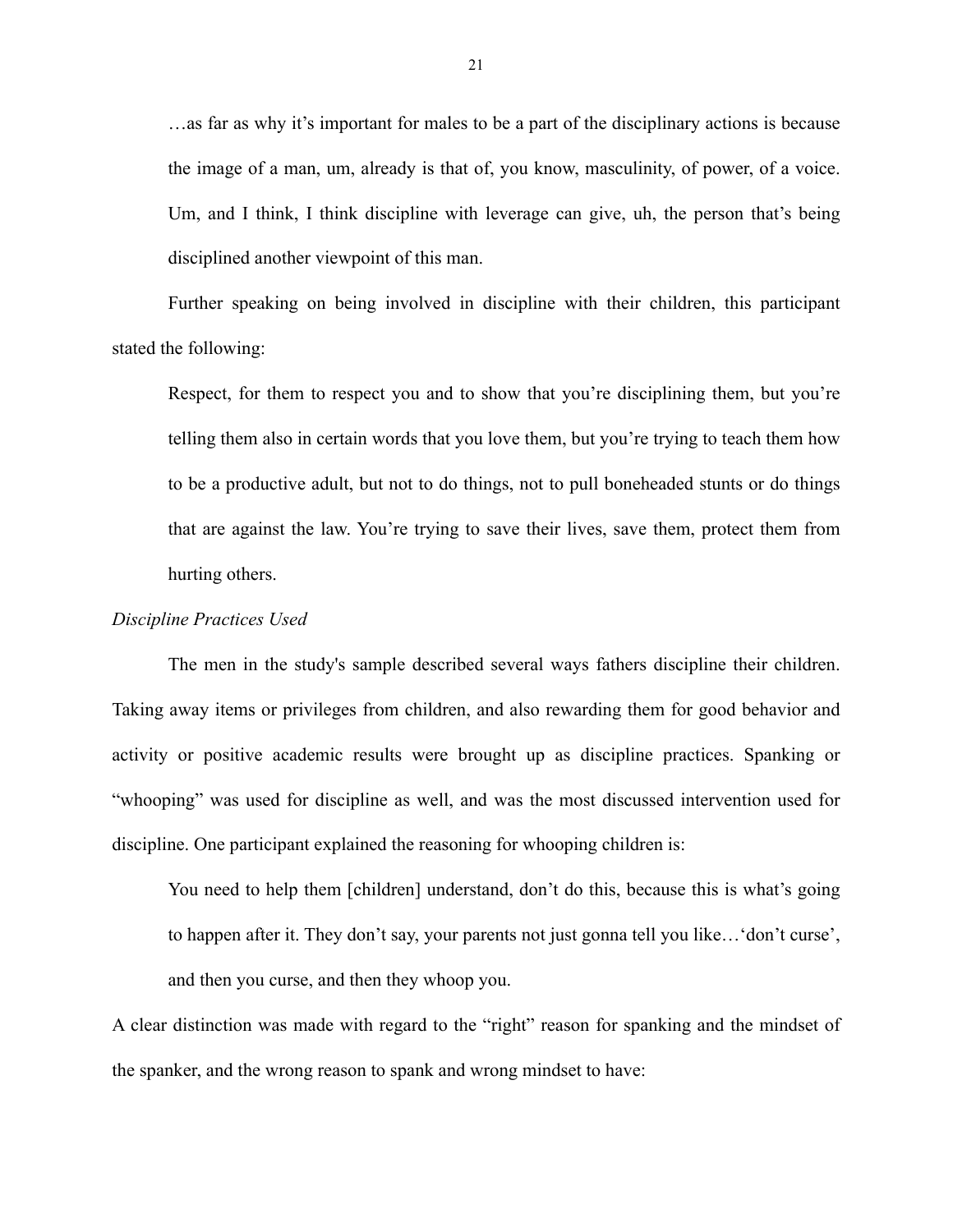> …as far as why it's important for males to be a part of the disciplinary actions is because the image of a man, um, already is that of, you know, masculinity, of power, of a voice. Um, and I think, I think discipline with leverage can give, uh, the person that's being disciplined another viewpoint of this man.

Further speaking on being involved in discipline with their children, this participant stated the following:

> Respect, for them to respect you and to show that you're disciplining them, but you're telling them also in certain words that you love them, but you're trying to teach them how to be a productive adult, but not to do things, not to pull boneheaded stunts or do things that are against the law. You're trying to save their lives, save them, protect them from hurting others.

*Discipline Practices Used*

The men in the study's sample described several ways fathers discipline their children. Taking away items or privileges from children, and also rewarding them for good behavior and activity or positive academic results were brought up as discipline practices. Spanking or "whooping" was used for discipline as well, and was the most discussed intervention used for discipline. One participant explained the reasoning for whooping children is:

> You need to help them [children] understand, don't do this, because this is what's going to happen after it. They don't say, your parents not just gonna tell you like…'don't curse', and then you curse, and then they whoop you.

A clear distinction was made with regard to the "right" reason for spanking and the mindset of the spanker, and the wrong reason to spank and wrong mindset to have: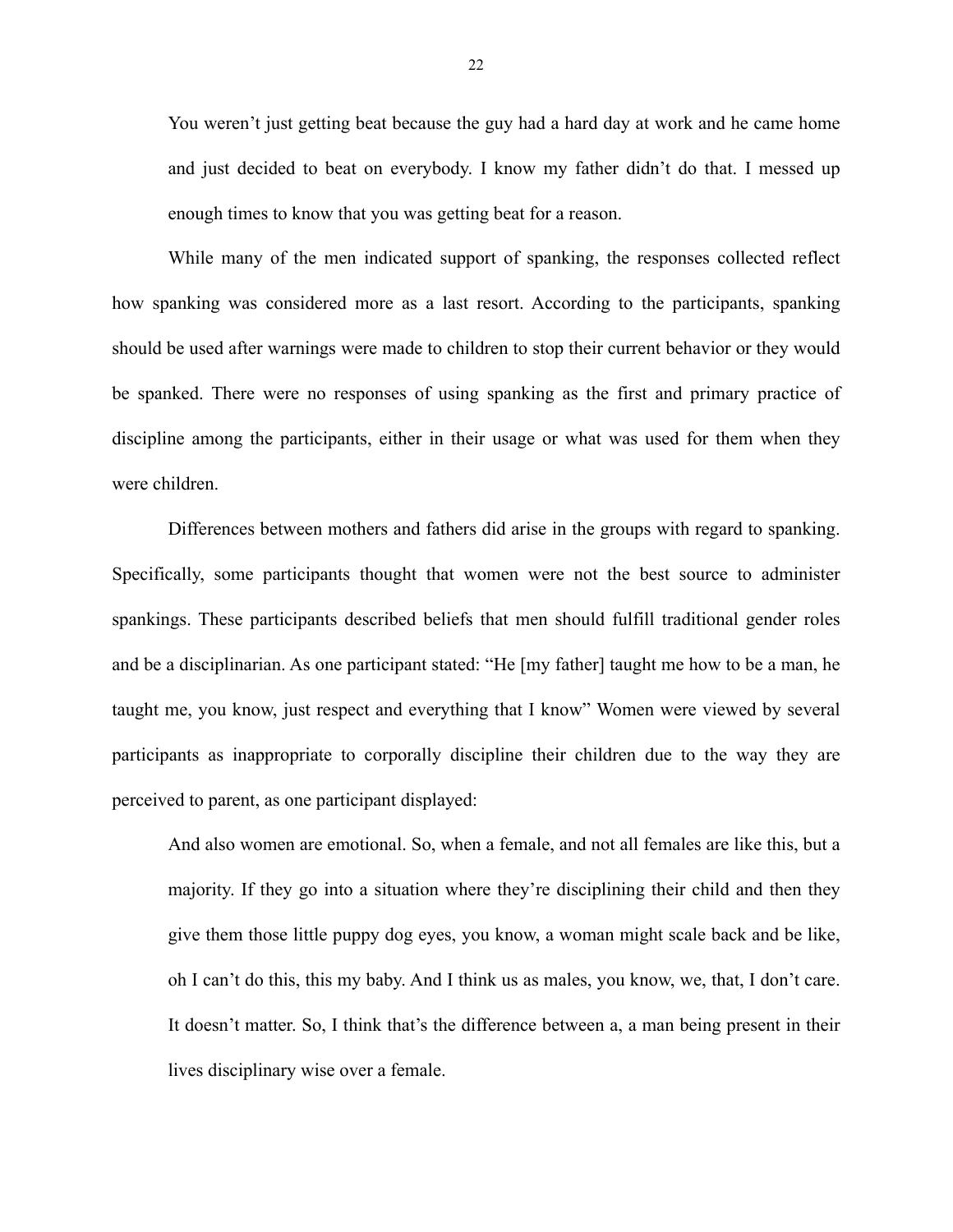> You weren't just getting beat because the guy had a hard day at work and he came home and just decided to beat on everybody. I know my father didn't do that. I messed up enough times to know that you was getting beat for a reason.

While many of the men indicated support of spanking, the responses collected reflect how spanking was considered more as a last resort. According to the participants, spanking should be used after warnings were made to children to stop their current behavior or they would be spanked. There were no responses of using spanking as the first and primary practice of discipline among the participants, either in their usage or what was used for them when they were children.

Differences between mothers and fathers did arise in the groups with regard to spanking. Specifically, some participants thought that women were not the best source to administer spankings. These participants described beliefs that men should fulfill traditional gender roles and be a disciplinarian. As one participant stated: "He [my father] taught me how to be a man, he taught me, you know, just respect and everything that I know" Women were viewed by several participants as inappropriate to corporally discipline their children due to the way they are perceived to parent, as one participant displayed:

> And also women are emotional. So, when a female, and not all females are like this, but a majority. If they go into a situation where they're disciplining their child and then they give them those little puppy dog eyes, you know, a woman might scale back and be like, oh I can't do this, this my baby. And I think us as males, you know, we, that, I don't care. It doesn't matter. So, I think that's the difference between a, a man being present in their lives disciplinary wise over a female.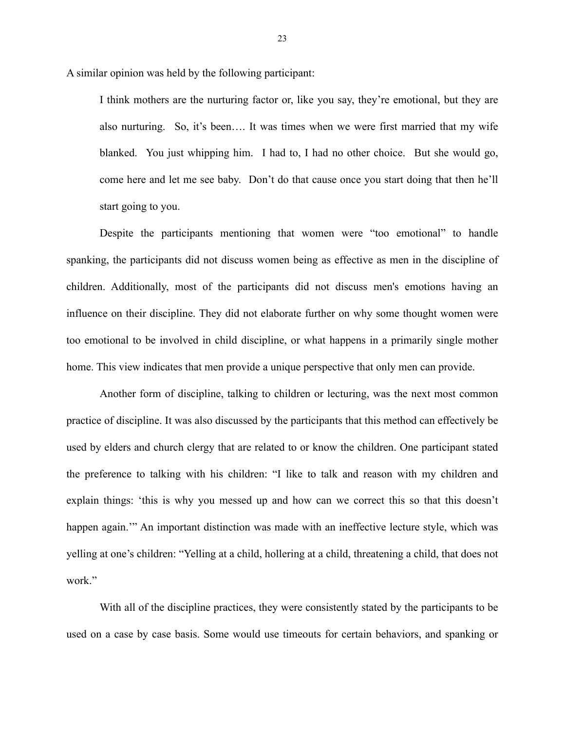A similar opinion was held by the following participant:

> I think mothers are the nurturing factor or, like you say, they're emotional, but they are also nurturing. So, it's been…. It was times when we were first married that my wife blanked. You just whipping him. I had to, I had no other choice. But she would go, come here and let me see baby. Don't do that cause once you start doing that then he'll start going to you.

Despite the participants mentioning that women were "too emotional" to handle spanking, the participants did not discuss women being as effective as men in the discipline of children. Additionally, most of the participants did not discuss men's emotions having an influence on their discipline. They did not elaborate further on why some thought women were too emotional to be involved in child discipline, or what happens in a primarily single mother home. This view indicates that men provide a unique perspective that only men can provide.

Another form of discipline, talking to children or lecturing, was the next most common practice of discipline. It was also discussed by the participants that this method can effectively be used by elders and church clergy that are related to or know the children. One participant stated the preference to talking with his children: "I like to talk and reason with my children and explain things: 'this is why you messed up and how can we correct this so that this doesn't happen again.'" An important distinction was made with an ineffective lecture style, which was yelling at one's children: "Yelling at a child, hollering at a child, threatening a child, that does not work."

With all of the discipline practices, they were consistently stated by the participants to be used on a case by case basis. Some would use timeouts for certain behaviors, and spanking or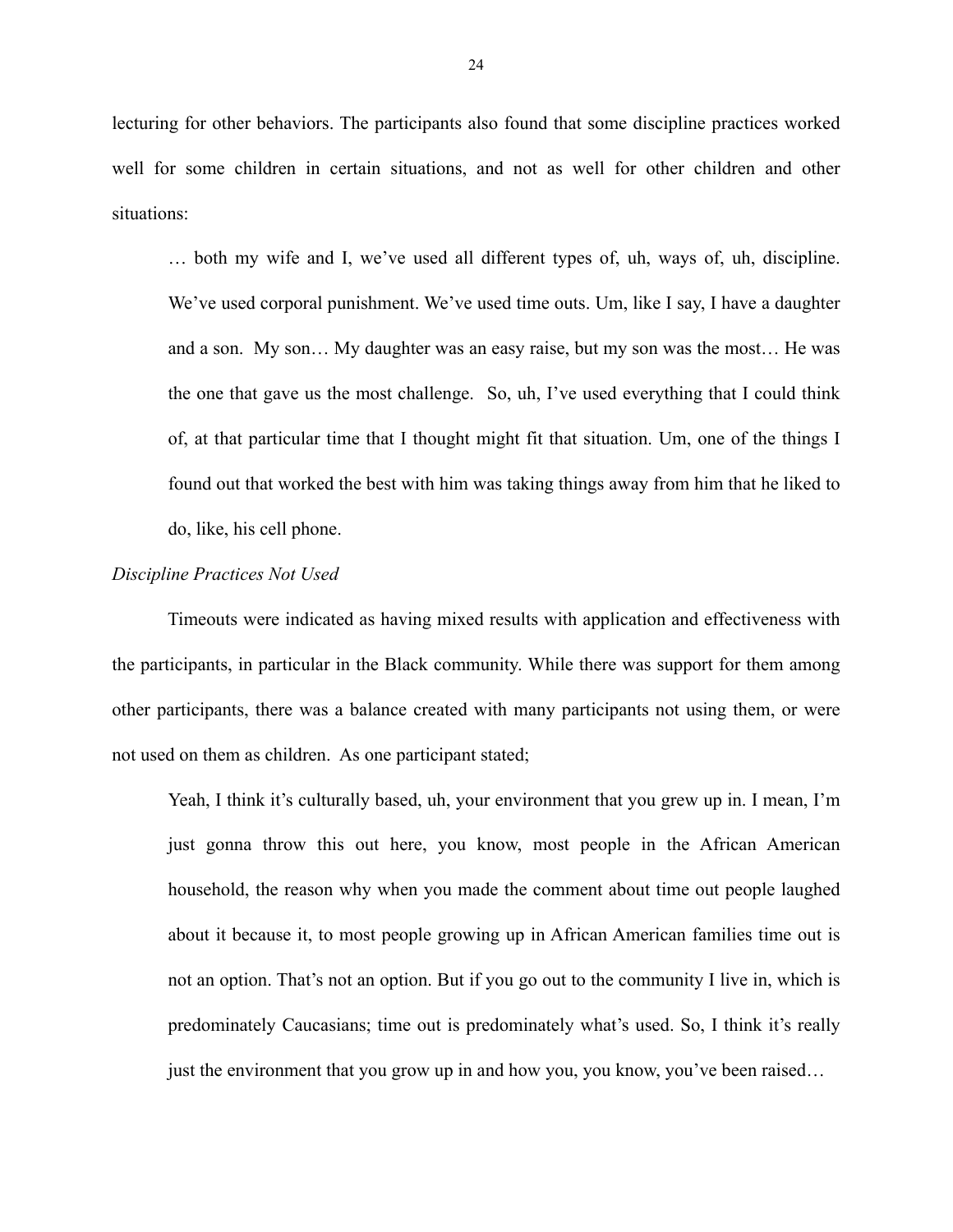lecturing for other behaviors. The participants also found that some discipline practices worked well for some children in certain situations, and not as well for other children and other situations:

> … both my wife and I, we've used all different types of, uh, ways of, uh, discipline. We've used corporal punishment. We've used time outs. Um, like I say, I have a daughter and a son. My son… My daughter was an easy raise, but my son was the most… He was the one that gave us the most challenge. So, uh, I've used everything that I could think of, at that particular time that I thought might fit that situation. Um, one of the things I found out that worked the best with him was taking things away from him that he liked to do, like, his cell phone.

*Discipline Practices Not Used*

Timeouts were indicated as having mixed results with application and effectiveness with the participants, in particular in the Black community. While there was support for them among other participants, there was a balance created with many participants not using them, or were not used on them as children. As one participant stated;

> Yeah, I think it's culturally based, uh, your environment that you grew up in. I mean, I'm just gonna throw this out here, you know, most people in the African American household, the reason why when you made the comment about time out people laughed about it because it, to most people growing up in African American families time out is not an option. That's not an option. But if you go out to the community I live in, which is predominately Caucasians; time out is predominately what's used. So, I think it's really just the environment that you grow up in and how you, you know, you've been raised…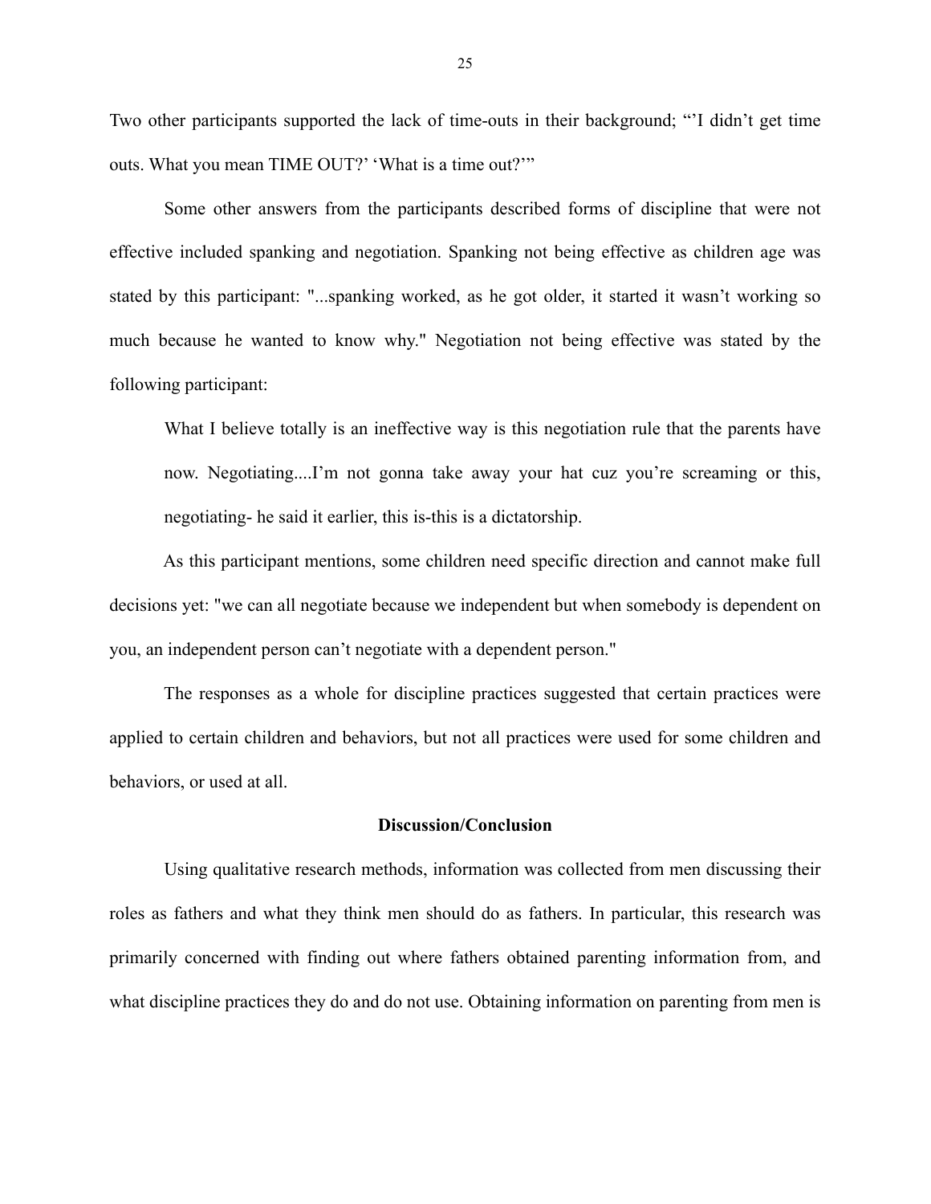Two other participants supported the lack of time-outs in their background; "'I didn't get time outs. What you mean TIME OUT?' 'What is a time out?'"

Some other answers from the participants described forms of discipline that were not effective included spanking and negotiation. Spanking not being effective as children age was stated by this participant: "...spanking worked, as he got older, it started it wasn't working so much because he wanted to know why." Negotiation not being effective was stated by the following participant:

> What I believe totally is an ineffective way is this negotiation rule that the parents have now. Negotiating....I'm not gonna take away your hat cuz you're screaming or this, negotiating- he said it earlier, this is-this is a dictatorship.

As this participant mentions, some children need specific direction and cannot make full decisions yet: "we can all negotiate because we independent but when somebody is dependent on you, an independent person can't negotiate with a dependent person."

The responses as a whole for discipline practices suggested that certain practices were applied to certain children and behaviors, but not all practices were used for some children and behaviors, or used at all.

## Discussion/Conclusion

Using qualitative research methods, information was collected from men discussing their roles as fathers and what they think men should do as fathers. In particular, this research was primarily concerned with finding out where fathers obtained parenting information from, and what discipline practices they do and do not use. Obtaining information on parenting from men is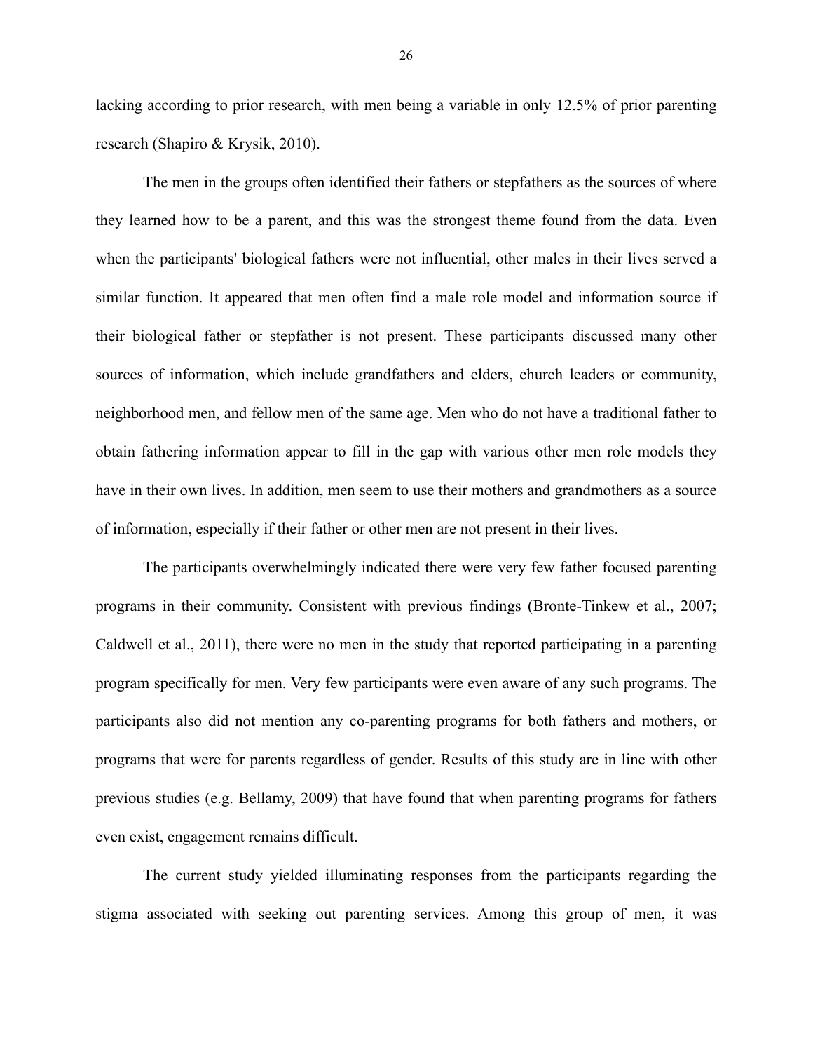lacking according to prior research, with men being a variable in only 12.5% of prior parenting research (Shapiro & Krysik, 2010).

The men in the groups often identified their fathers or stepfathers as the sources of where they learned how to be a parent, and this was the strongest theme found from the data. Even when the participants' biological fathers were not influential, other males in their lives served a similar function. It appeared that men often find a male role model and information source if their biological father or stepfather is not present. These participants discussed many other sources of information, which include grandfathers and elders, church leaders or community, neighborhood men, and fellow men of the same age. Men who do not have a traditional father to obtain fathering information appear to fill in the gap with various other men role models they have in their own lives. In addition, men seem to use their mothers and grandmothers as a source of information, especially if their father or other men are not present in their lives.

The participants overwhelmingly indicated there were very few father focused parenting programs in their community. Consistent with previous findings (Bronte-Tinkew et al., 2007; Caldwell et al., 2011), there were no men in the study that reported participating in a parenting program specifically for men. Very few participants were even aware of any such programs. The participants also did not mention any co-parenting programs for both fathers and mothers, or programs that were for parents regardless of gender. Results of this study are in line with other previous studies (e.g. Bellamy, 2009) that have found that when parenting programs for fathers even exist, engagement remains difficult.

The current study yielded illuminating responses from the participants regarding the stigma associated with seeking out parenting services. Among this group of men, it was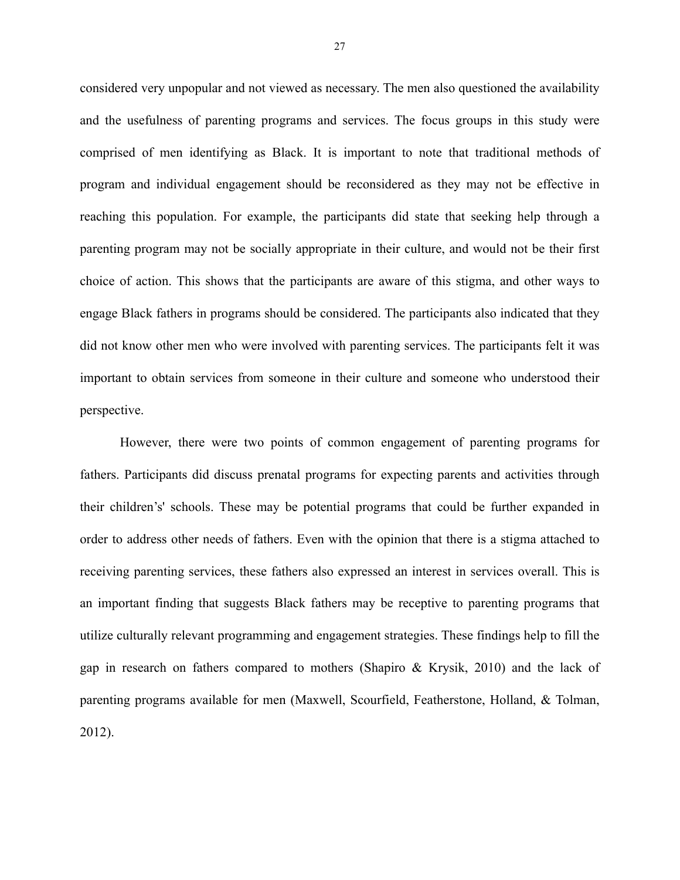considered very unpopular and not viewed as necessary. The men also questioned the availability and the usefulness of parenting programs and services. The focus groups in this study were comprised of men identifying as Black. It is important to note that traditional methods of program and individual engagement should be reconsidered as they may not be effective in reaching this population. For example, the participants did state that seeking help through a parenting program may not be socially appropriate in their culture, and would not be their first choice of action. This shows that the participants are aware of this stigma, and other ways to engage Black fathers in programs should be considered. The participants also indicated that they did not know other men who were involved with parenting services. The participants felt it was important to obtain services from someone in their culture and someone who understood their perspective.

However, there were two points of common engagement of parenting programs for fathers. Participants did discuss prenatal programs for expecting parents and activities through their children's' schools. These may be potential programs that could be further expanded in order to address other needs of fathers. Even with the opinion that there is a stigma attached to receiving parenting services, these fathers also expressed an interest in services overall. This is an important finding that suggests Black fathers may be receptive to parenting programs that utilize culturally relevant programming and engagement strategies. These findings help to fill the gap in research on fathers compared to mothers (Shapiro & Krysik, 2010) and the lack of parenting programs available for men (Maxwell, Scourfield, Featherstone, Holland, & Tolman, 2012).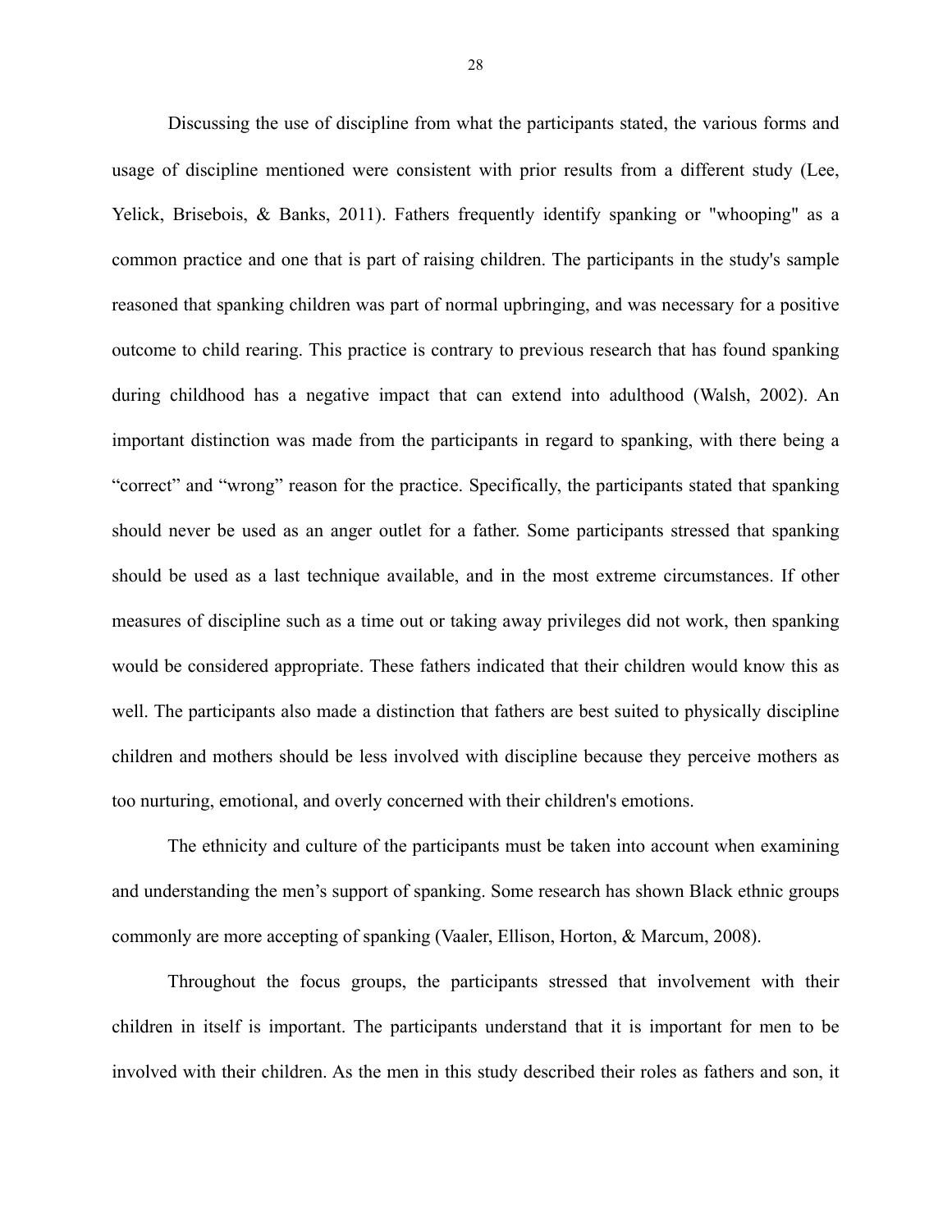Discussing the use of discipline from what the participants stated, the various forms and usage of discipline mentioned were consistent with prior results from a different study (Lee, Yelick, Brisebois, & Banks, 2011). Fathers frequently identify spanking or "whooping" as a common practice and one that is part of raising children. The participants in the study's sample reasoned that spanking children was part of normal upbringing, and was necessary for a positive outcome to child rearing. This practice is contrary to previous research that has found spanking during childhood has a negative impact that can extend into adulthood (Walsh, 2002). An important distinction was made from the participants in regard to spanking, with there being a “correct” and “wrong” reason for the practice. Specifically, the participants stated that spanking should never be used as an anger outlet for a father. Some participants stressed that spanking should be used as a last technique available, and in the most extreme circumstances. If other measures of discipline such as a time out or taking away privileges did not work, then spanking would be considered appropriate. These fathers indicated that their children would know this as well. The participants also made a distinction that fathers are best suited to physically discipline children and mothers should be less involved with discipline because they perceive mothers as too nurturing, emotional, and overly concerned with their children's emotions.

The ethnicity and culture of the participants must be taken into account when examining and understanding the men’s support of spanking. Some research has shown Black ethnic groups commonly are more accepting of spanking (Vaaler, Ellison, Horton, & Marcum, 2008).

Throughout the focus groups, the participants stressed that involvement with their children in itself is important. The participants understand that it is important for men to be involved with their children. As the men in this study described their roles as fathers and son, it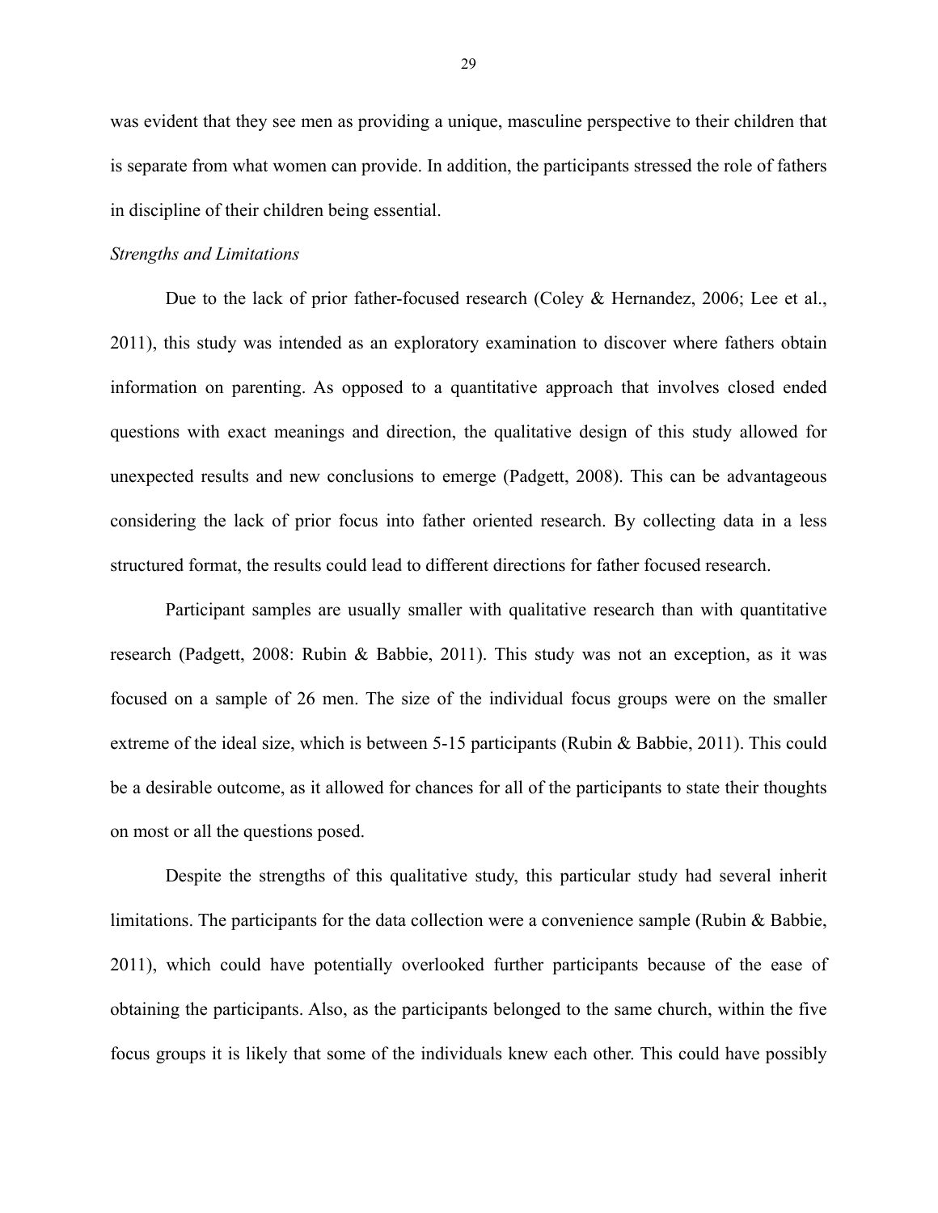was evident that they see men as providing a unique, masculine perspective to their children that is separate from what women can provide. In addition, the participants stressed the role of fathers in discipline of their children being essential.

*Strengths and Limitations*

Due to the lack of prior father-focused research (Coley & Hernandez, 2006; Lee et al., 2011), this study was intended as an exploratory examination to discover where fathers obtain information on parenting. As opposed to a quantitative approach that involves closed ended questions with exact meanings and direction, the qualitative design of this study allowed for unexpected results and new conclusions to emerge (Padgett, 2008). This can be advantageous considering the lack of prior focus into father oriented research. By collecting data in a less structured format, the results could lead to different directions for father focused research.

Participant samples are usually smaller with qualitative research than with quantitative research (Padgett, 2008: Rubin & Babbie, 2011). This study was not an exception, as it was focused on a sample of 26 men. The size of the individual focus groups were on the smaller extreme of the ideal size, which is between 5-15 participants (Rubin & Babbie, 2011). This could be a desirable outcome, as it allowed for chances for all of the participants to state their thoughts on most or all the questions posed.

Despite the strengths of this qualitative study, this particular study had several inherit limitations. The participants for the data collection were a convenience sample (Rubin & Babbie, 2011), which could have potentially overlooked further participants because of the ease of obtaining the participants. Also, as the participants belonged to the same church, within the five focus groups it is likely that some of the individuals knew each other. This could have possibly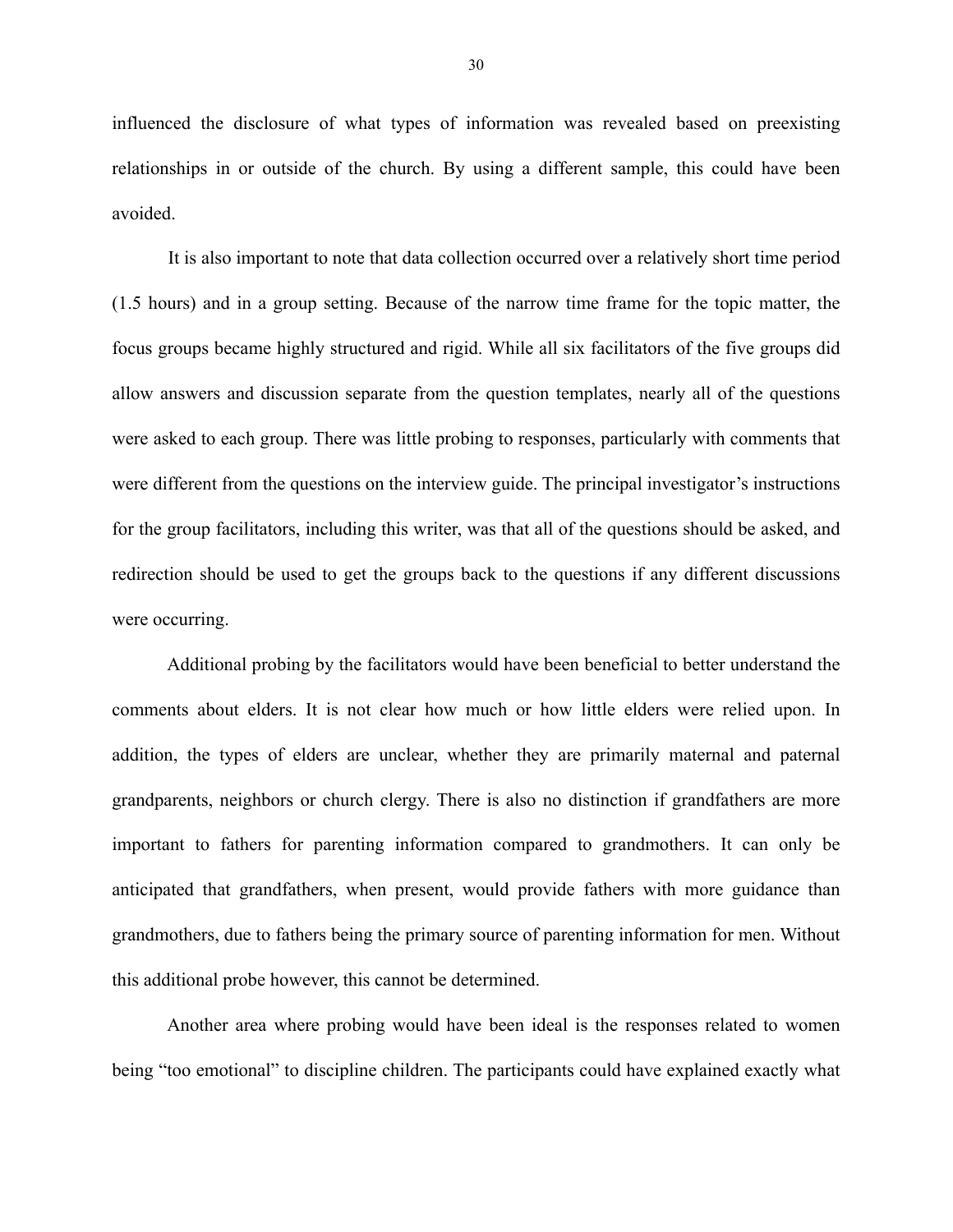influenced the disclosure of what types of information was revealed based on preexisting relationships in or outside of the church. By using a different sample, this could have been avoided.

It is also important to note that data collection occurred over a relatively short time period (1.5 hours) and in a group setting. Because of the narrow time frame for the topic matter, the focus groups became highly structured and rigid. While all six facilitators of the five groups did allow answers and discussion separate from the question templates, nearly all of the questions were asked to each group. There was little probing to responses, particularly with comments that were different from the questions on the interview guide. The principal investigator's instructions for the group facilitators, including this writer, was that all of the questions should be asked, and redirection should be used to get the groups back to the questions if any different discussions were occurring.

Additional probing by the facilitators would have been beneficial to better understand the comments about elders. It is not clear how much or how little elders were relied upon. In addition, the types of elders are unclear, whether they are primarily maternal and paternal grandparents, neighbors or church clergy. There is also no distinction if grandfathers are more important to fathers for parenting information compared to grandmothers. It can only be anticipated that grandfathers, when present, would provide fathers with more guidance than grandmothers, due to fathers being the primary source of parenting information for men. Without this additional probe however, this cannot be determined.

Another area where probing would have been ideal is the responses related to women being "too emotional" to discipline children. The participants could have explained exactly what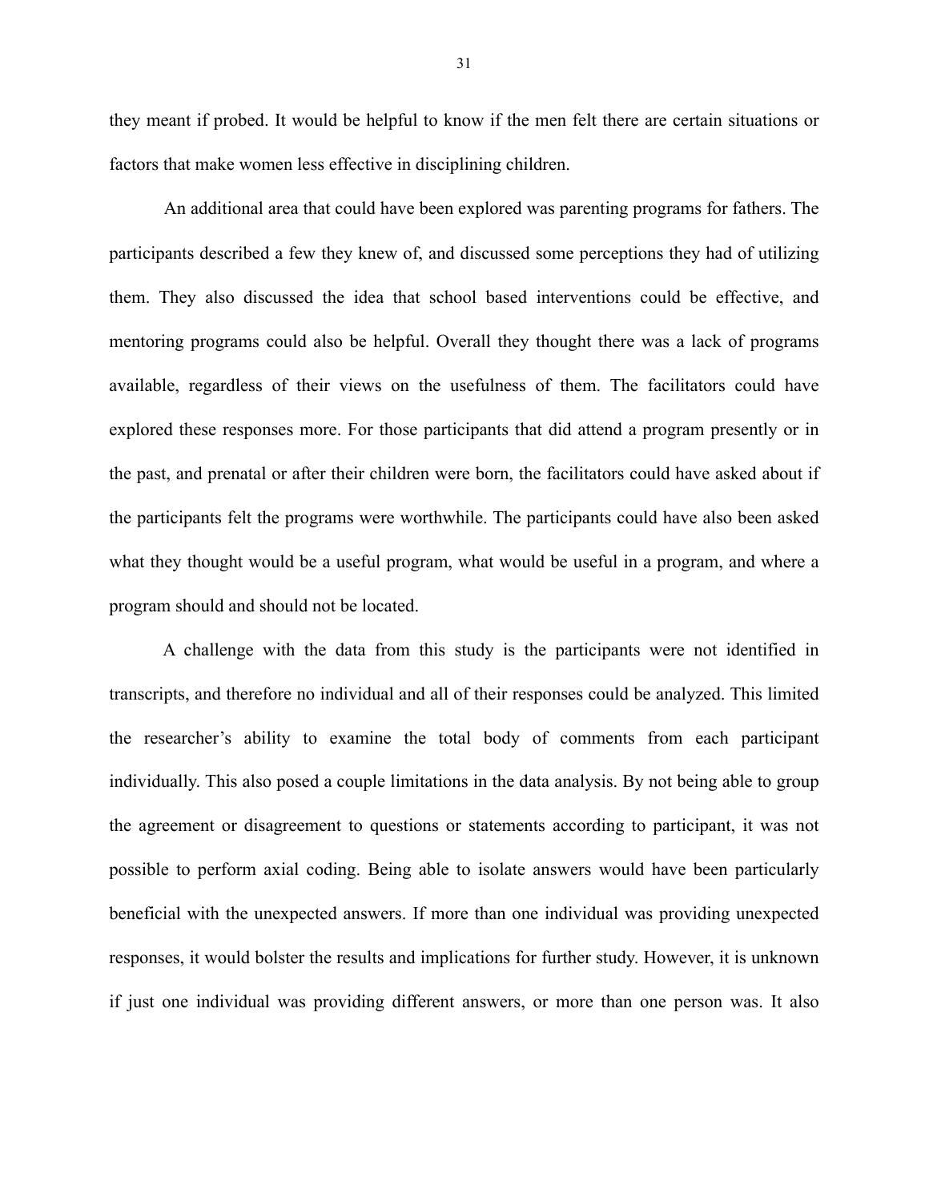they meant if probed. It would be helpful to know if the men felt there are certain situations or factors that make women less effective in disciplining children.

An additional area that could have been explored was parenting programs for fathers. The participants described a few they knew of, and discussed some perceptions they had of utilizing them. They also discussed the idea that school based interventions could be effective, and mentoring programs could also be helpful. Overall they thought there was a lack of programs available, regardless of their views on the usefulness of them. The facilitators could have explored these responses more. For those participants that did attend a program presently or in the past, and prenatal or after their children were born, the facilitators could have asked about if the participants felt the programs were worthwhile. The participants could have also been asked what they thought would be a useful program, what would be useful in a program, and where a program should and should not be located.

A challenge with the data from this study is the participants were not identified in transcripts, and therefore no individual and all of their responses could be analyzed. This limited the researcher's ability to examine the total body of comments from each participant individually. This also posed a couple limitations in the data analysis. By not being able to group the agreement or disagreement to questions or statements according to participant, it was not possible to perform axial coding. Being able to isolate answers would have been particularly beneficial with the unexpected answers. If more than one individual was providing unexpected responses, it would bolster the results and implications for further study. However, it is unknown if just one individual was providing different answers, or more than one person was. It also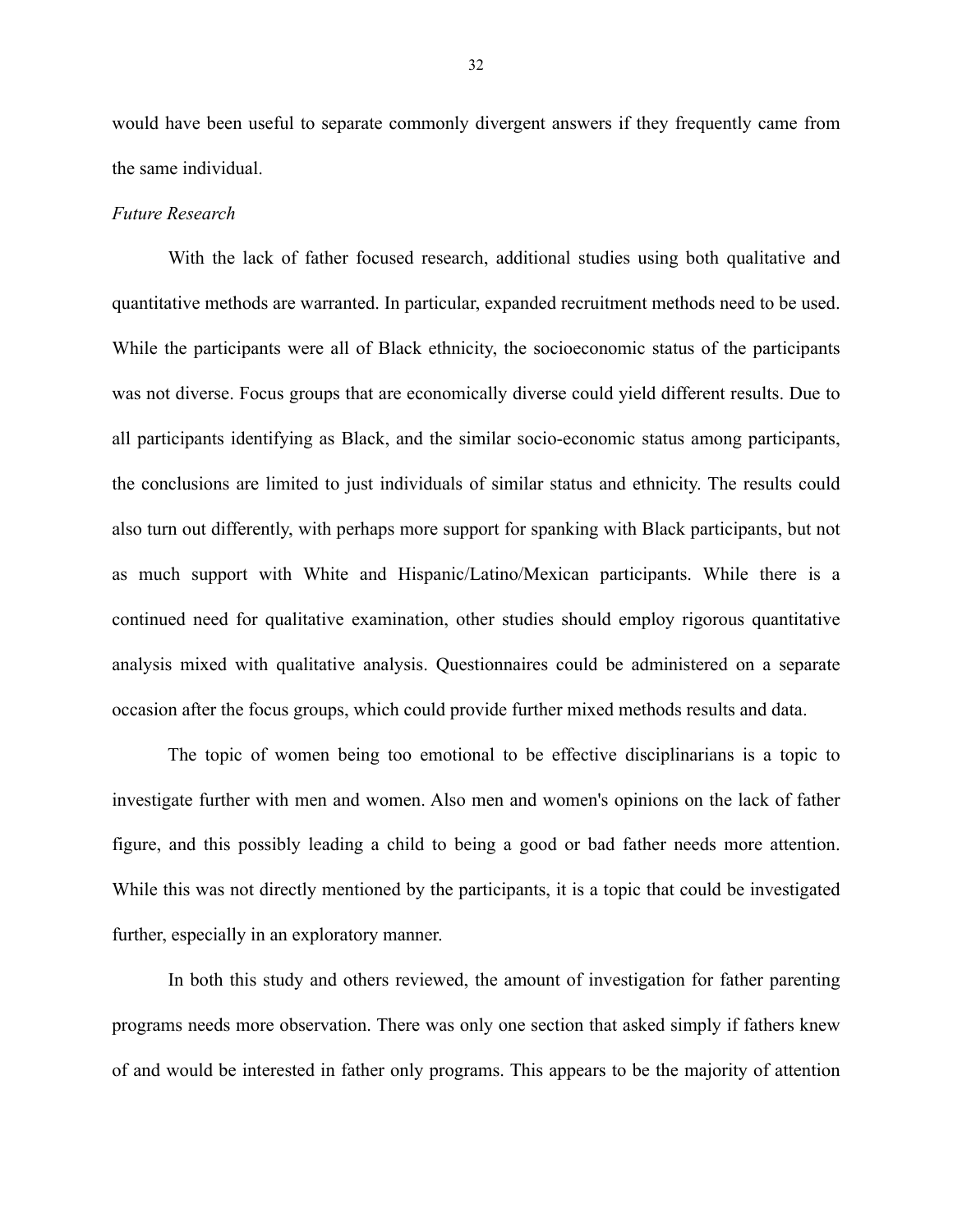would have been useful to separate commonly divergent answers if they frequently came from the same individual.

*Future Research*

With the lack of father focused research, additional studies using both qualitative and quantitative methods are warranted. In particular, expanded recruitment methods need to be used. While the participants were all of Black ethnicity, the socioeconomic status of the participants was not diverse. Focus groups that are economically diverse could yield different results. Due to all participants identifying as Black, and the similar socio-economic status among participants, the conclusions are limited to just individuals of similar status and ethnicity. The results could also turn out differently, with perhaps more support for spanking with Black participants, but not as much support with White and Hispanic/Latino/Mexican participants. While there is a continued need for qualitative examination, other studies should employ rigorous quantitative analysis mixed with qualitative analysis. Questionnaires could be administered on a separate occasion after the focus groups, which could provide further mixed methods results and data.

The topic of women being too emotional to be effective disciplinarians is a topic to investigate further with men and women. Also men and women's opinions on the lack of father figure, and this possibly leading a child to being a good or bad father needs more attention. While this was not directly mentioned by the participants, it is a topic that could be investigated further, especially in an exploratory manner.

In both this study and others reviewed, the amount of investigation for father parenting programs needs more observation. There was only one section that asked simply if fathers knew of and would be interested in father only programs. This appears to be the majority of attention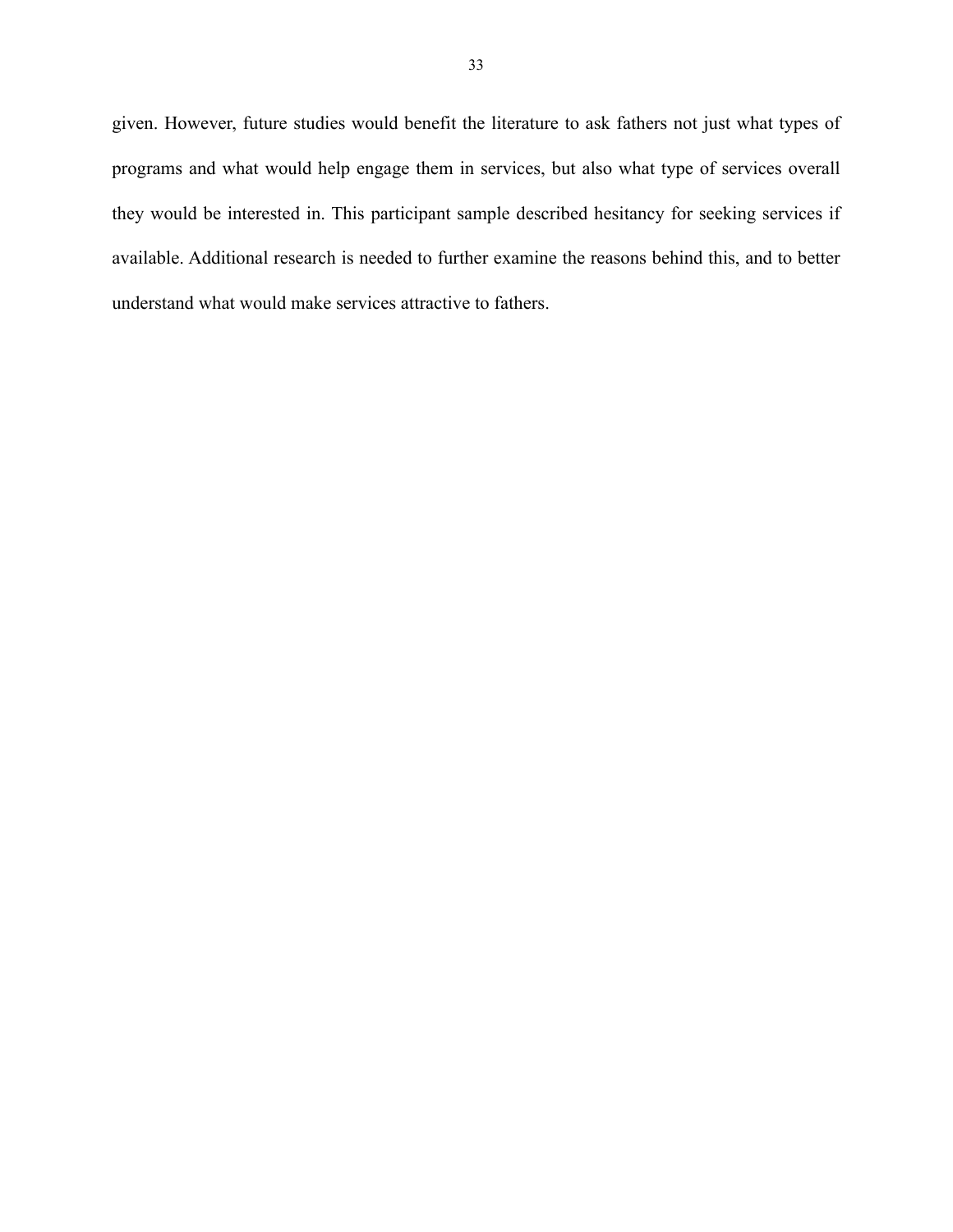given. However, future studies would benefit the literature to ask fathers not just what types of programs and what would help engage them in services, but also what type of services overall they would be interested in. This participant sample described hesitancy for seeking services if available. Additional research is needed to further examine the reasons behind this, and to better understand what would make services attractive to fathers.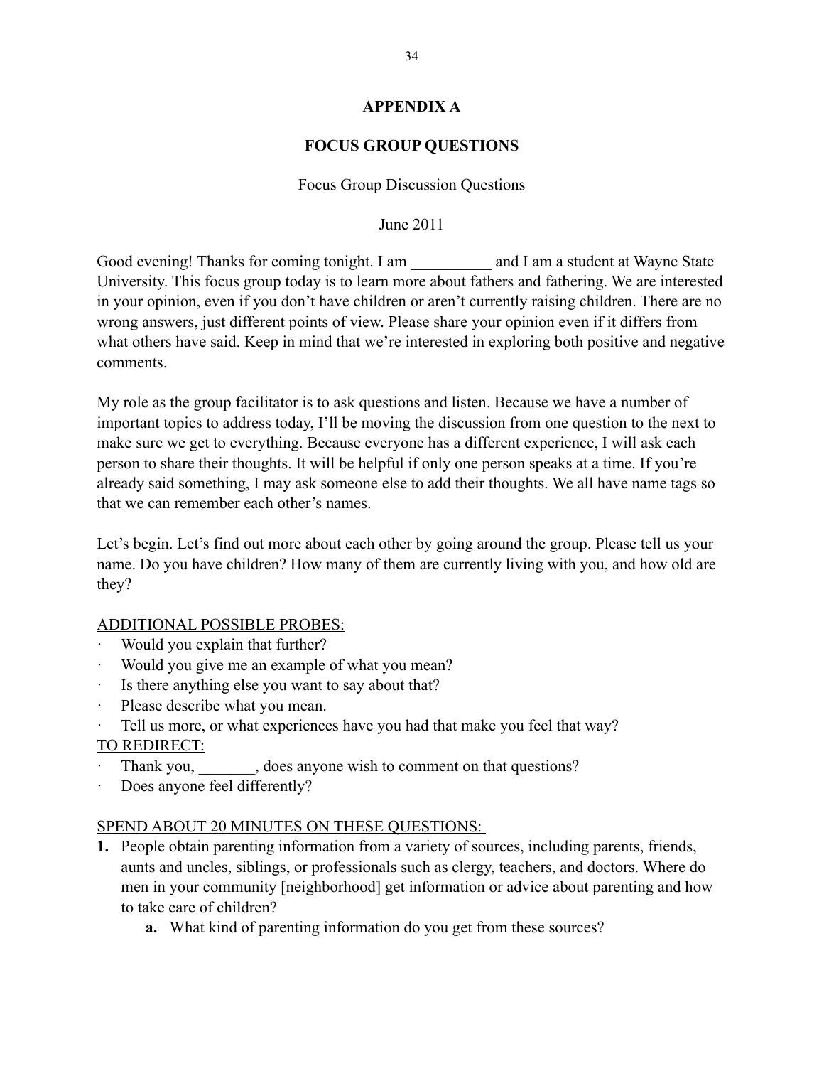## APPENDIX A

## FOCUS GROUP QUESTIONS

Focus Group Discussion Questions

June 2011

Good evening! Thanks for coming tonight. I am __________ and I am a student at Wayne State University. This focus group today is to learn more about fathers and fathering. We are interested in your opinion, even if you don't have children or aren't currently raising children. There are no wrong answers, just different points of view. Please share your opinion even if it differs from what others have said. Keep in mind that we're interested in exploring both positive and negative comments.

My role as the group facilitator is to ask questions and listen. Because we have a number of important topics to address today, I'll be moving the discussion from one question to the next to make sure we get to everything. Because everyone has a different experience, I will ask each person to share their thoughts. It will be helpful if only one person speaks at a time. If you're already said something, I may ask someone else to add their thoughts. We all have name tags so that we can remember each other's names.

Let's begin. Let's find out more about each other by going around the group. Please tell us your name. Do you have children? How many of them are currently living with you, and how old are they?

<u>ADDITIONAL POSSIBLE PROBES:</u>

- Would you explain that further?
- Would you give me an example of what you mean?
- Is there anything else you want to say about that?
- Please describe what you mean.
- Tell us more, or what experiences have you had that make you feel that way?

<u>TO REDIRECT:</u>

- Thank you, _______, does anyone wish to comment on that questions?
- Does anyone feel differently?

<u>SPEND ABOUT 20 MINUTES ON THESE QUESTIONS:</u>

1. People obtain parenting information from a variety of sources, including parents, friends, aunts and uncles, siblings, or professionals such as clergy, teachers, and doctors. Where do men in your community [neighborhood] get information or advice about parenting and how to take care of children?
    a. What kind of parenting information do you get from these sources?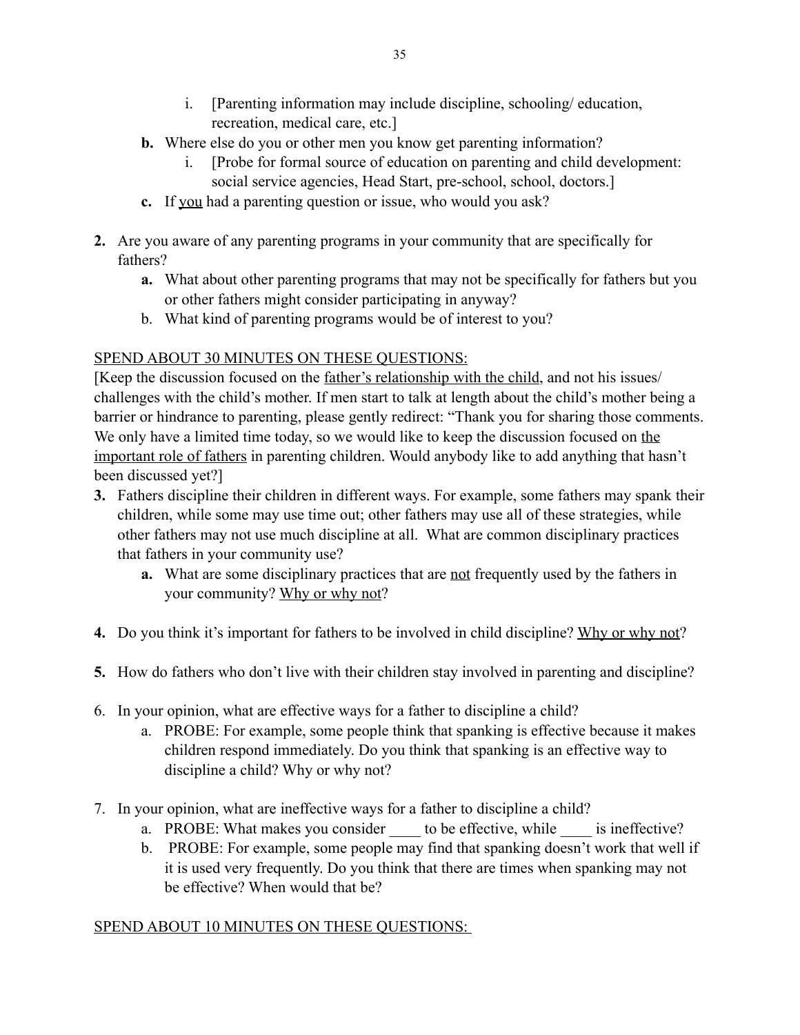i. [Parenting information may include discipline, schooling/ education, recreation, medical care, etc.]

- **b.** Where else do you or other men you know get parenting information?
   i. [Probe for formal source of education on parenting and child development: social service agencies, Head Start, pre-school, school, doctors.]
- **c.** If <u>you</u> had a parenting question or issue, who would you ask?

**2.** Are you aware of any parenting programs in your community that are specifically for fathers?
   - **a.** What about other parenting programs that may not be specifically for fathers but you or other fathers might consider participating in anyway?
   - b. What kind of parenting programs would be of interest to you?

<u>SPEND ABOUT 30 MINUTES ON THESE QUESTIONS:</u>

[Keep the discussion focused on the <u>father's relationship with the child</u>, and not his issues/ challenges with the child's mother. If men start to talk at length about the child's mother being a barrier or hindrance to parenting, please gently redirect: "Thank you for sharing those comments. We only have a limited time today, so we would like to keep the discussion focused on <u>the important role of fathers</u> in parenting children. Would anybody like to add anything that hasn't been discussed yet?]

**3.** Fathers discipline their children in different ways. For example, some fathers may spank their children, while some may use time out; other fathers may use all of these strategies, while other fathers may not use much discipline at all. What are common disciplinary practices that fathers in your community use?
   - **a.** What are some disciplinary practices that are <u>not</u> frequently used by the fathers in your community? <u>Why or why not</u>?

**4.** Do you think it's important for fathers to be involved in child discipline? <u>Why or why not</u>?

**5.** How do fathers who don't live with their children stay involved in parenting and discipline?

6. In your opinion, what are effective ways for a father to discipline a child?
   - a. PROBE: For example, some people think that spanking is effective because it makes children respond immediately. Do you think that spanking is an effective way to discipline a child? Why or why not?

7. In your opinion, what are ineffective ways for a father to discipline a child?
   - a. PROBE: What makes you consider ____ to be effective, while ____ is ineffective?
   - b. PROBE: For example, some people may find that spanking doesn't work that well if it is used very frequently. Do you think that there are times when spanking may not be effective? When would that be?

<u>SPEND ABOUT 10 MINUTES ON THESE QUESTIONS:</u>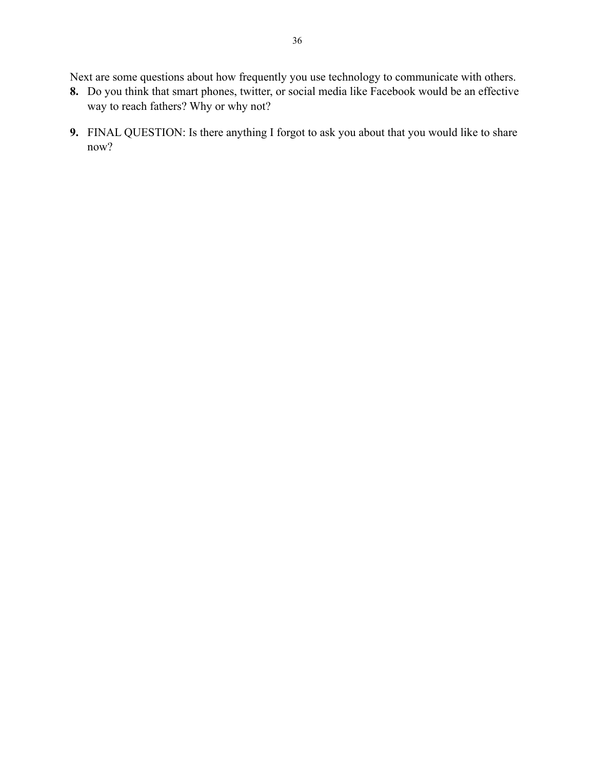Next are some questions about how frequently you use technology to communicate with others.

8. **8.** Do you think that smart phones, twitter, or social media like Facebook would be an effective way to reach fathers? Why or why not?

9. **9.** FINAL QUESTION: Is there anything I forgot to ask you about that you would like to share now?

Next are some questions about how frequently you use technology to communicate with others.

**8.** Do you think that smart phones, twitter, or social media like Facebook would be an effective way to reach fathers? Why or why not?

**9.** FINAL QUESTION: Is there anything I forgot to ask you about that you would like to share now?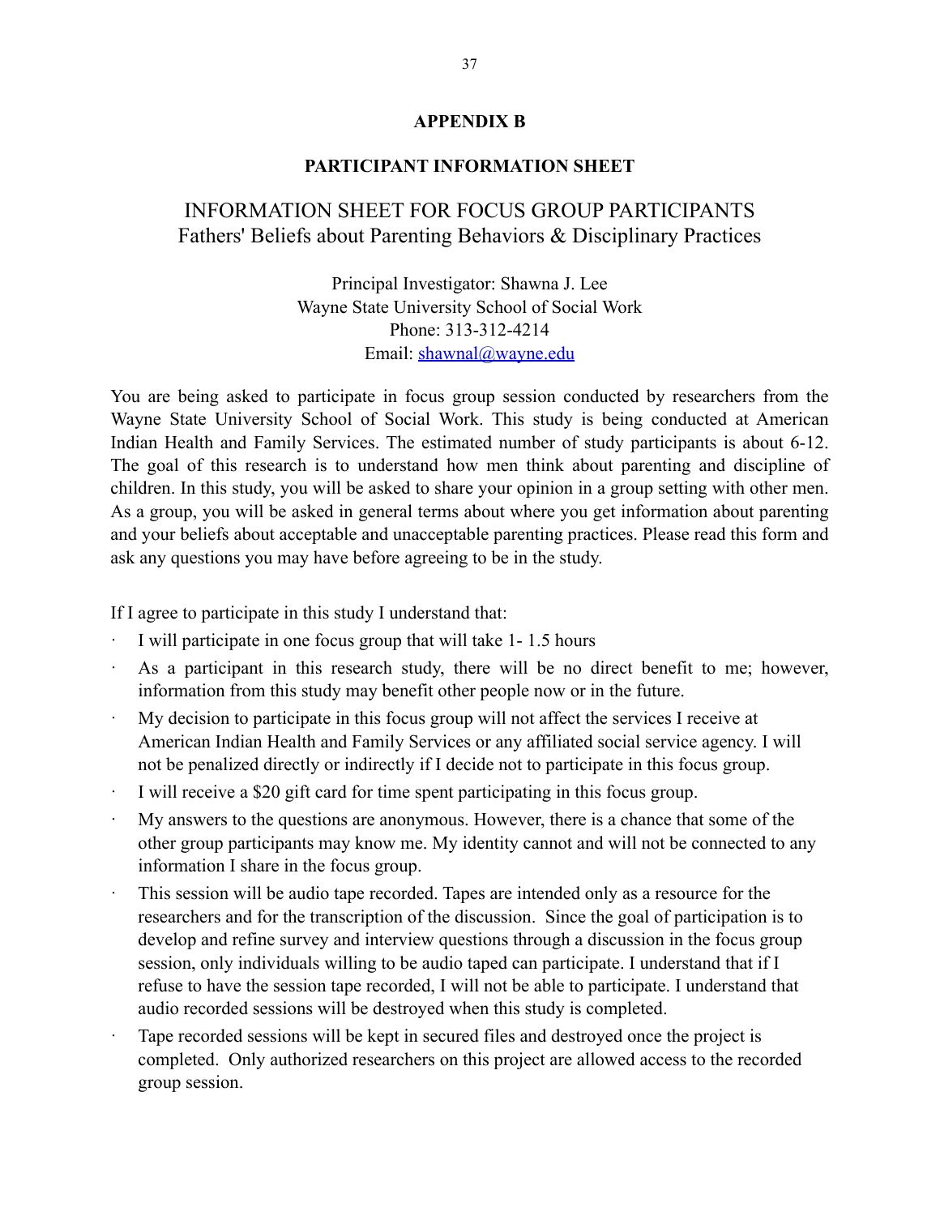## APPENDIX B

## PARTICIPANT INFORMATION SHEET

# INFORMATION SHEET FOR FOCUS GROUP PARTICIPANTS
Fathers' Beliefs about Parenting Behaviors & Disciplinary Practices

Principal Investigator: Shawna J. Lee
Wayne State University School of Social Work
Phone: 313-312-4214
Email: shawnal@wayne.edu

You are being asked to participate in focus group session conducted by researchers from the Wayne State University School of Social Work. This study is being conducted at American Indian Health and Family Services. The estimated number of study participants is about 6-12. The goal of this research is to understand how men think about parenting and discipline of children. In this study, you will be asked to share your opinion in a group setting with other men. As a group, you will be asked in general terms about where you get information about parenting and your beliefs about acceptable and unacceptable parenting practices. Please read this form and ask any questions you may have before agreeing to be in the study.

If I agree to participate in this study I understand that:

- I will participate in one focus group that will take 1- 1.5 hours
- As a participant in this research study, there will be no direct benefit to me; however, information from this study may benefit other people now or in the future.
- My decision to participate in this focus group will not affect the services I receive at American Indian Health and Family Services or any affiliated social service agency. I will not be penalized directly or indirectly if I decide not to participate in this focus group.
- I will receive a $20 gift card for time spent participating in this focus group.
- My answers to the questions are anonymous. However, there is a chance that some of the other group participants may know me. My identity cannot and will not be connected to any information I share in the focus group.
- This session will be audio tape recorded. Tapes are intended only as a resource for the researchers and for the transcription of the discussion. Since the goal of participation is to develop and refine survey and interview questions through a discussion in the focus group session, only individuals willing to be audio taped can participate. I understand that if I refuse to have the session tape recorded, I will not be able to participate. I understand that audio recorded sessions will be destroyed when this study is completed.
- Tape recorded sessions will be kept in secured files and destroyed once the project is completed. Only authorized researchers on this project are allowed access to the recorded group session.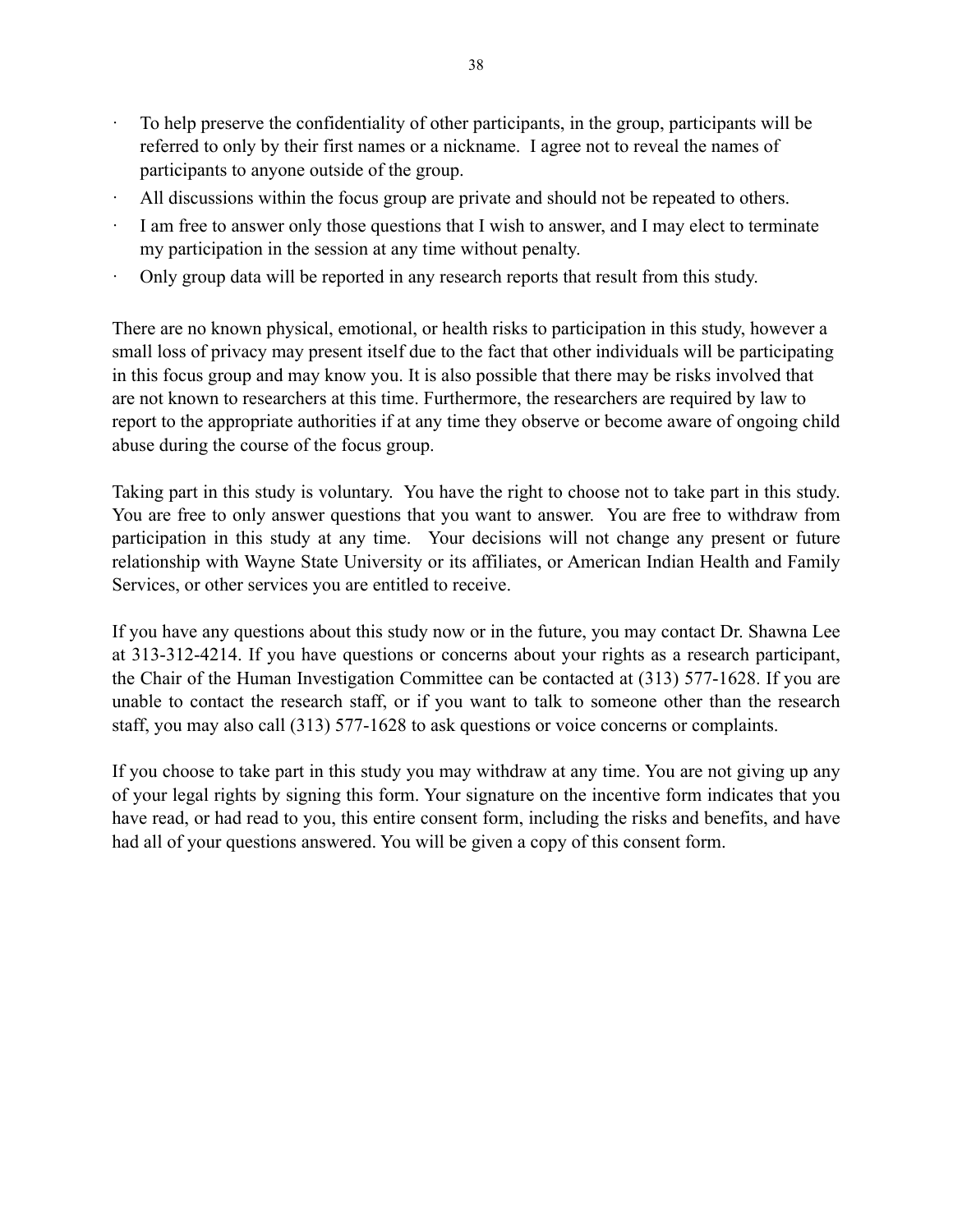- To help preserve the confidentiality of other participants, in the group, participants will be referred to only by their first names or a nickname. I agree not to reveal the names of participants to anyone outside of the group.
- All discussions within the focus group are private and should not be repeated to others.
- I am free to answer only those questions that I wish to answer, and I may elect to terminate my participation in the session at any time without penalty.
- Only group data will be reported in any research reports that result from this study.

There are no known physical, emotional, or health risks to participation in this study, however a small loss of privacy may present itself due to the fact that other individuals will be participating in this focus group and may know you. It is also possible that there may be risks involved that are not known to researchers at this time. Furthermore, the researchers are required by law to report to the appropriate authorities if at any time they observe or become aware of ongoing child abuse during the course of the focus group.

Taking part in this study is voluntary. You have the right to choose not to take part in this study. You are free to only answer questions that you want to answer. You are free to withdraw from participation in this study at any time. Your decisions will not change any present or future relationship with Wayne State University or its affiliates, or American Indian Health and Family Services, or other services you are entitled to receive.

If you have any questions about this study now or in the future, you may contact Dr. Shawna Lee at 313-312-4214. If you have questions or concerns about your rights as a research participant, the Chair of the Human Investigation Committee can be contacted at (313) 577-1628. If you are unable to contact the research staff, or if you want to talk to someone other than the research staff, you may also call (313) 577-1628 to ask questions or voice concerns or complaints.

If you choose to take part in this study you may withdraw at any time. You are not giving up any of your legal rights by signing this form. Your signature on the incentive form indicates that you have read, or had read to you, this entire consent form, including the risks and benefits, and have had all of your questions answered. You will be given a copy of this consent form.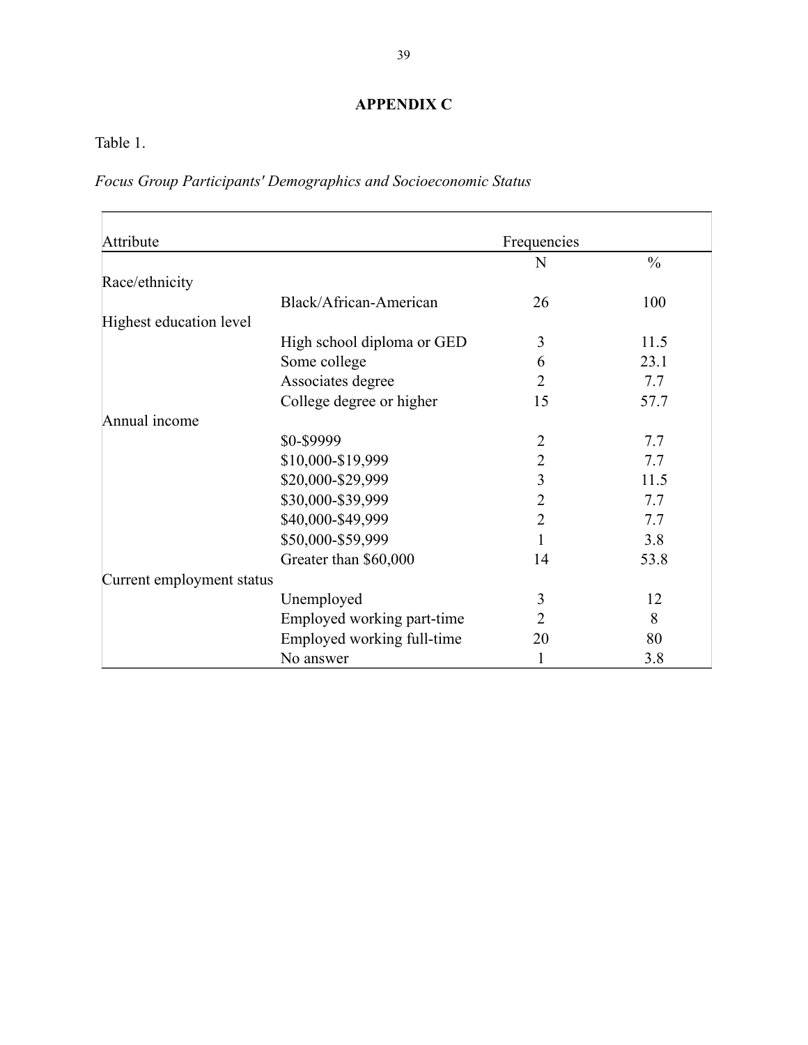## APPENDIX C

Table 1.

*Focus Group Participants' Demographics and Socioeconomic Status*

| Attribute | | Frequencies | |
|---|---|---|---|
| | | N | % |
| Race/ethnicity | | | |
| | Black/African-American | 26 | 100 |
| Highest education level | | | |
| | High school diploma or GED | 3 | 11.5 |
| | Some college | 6 | 23.1 |
| | Associates degree | 2 | 7.7 |
| | College degree or higher | 15 | 57.7 |
| Annual income | | | |
| | $0-$9999 | 2 | 7.7 |
| | $10,000-$19,999 | 2 | 7.7 |
| | $20,000-$29,999 | 3 | 11.5 |
| | $30,000-$39,999 | 2 | 7.7 |
| | $40,000-$49,999 | 2 | 7.7 |
| | $50,000-$59,999 | 1 | 3.8 |
| | Greater than $60,000 | 14 | 53.8 |
| Current employment status | | | |
| | Unemployed | 3 | 12 |
| | Employed working part-time | 2 | 8 |
| | Employed working full-time | 20 | 80 |
| | No answer | 1 | 3.8 |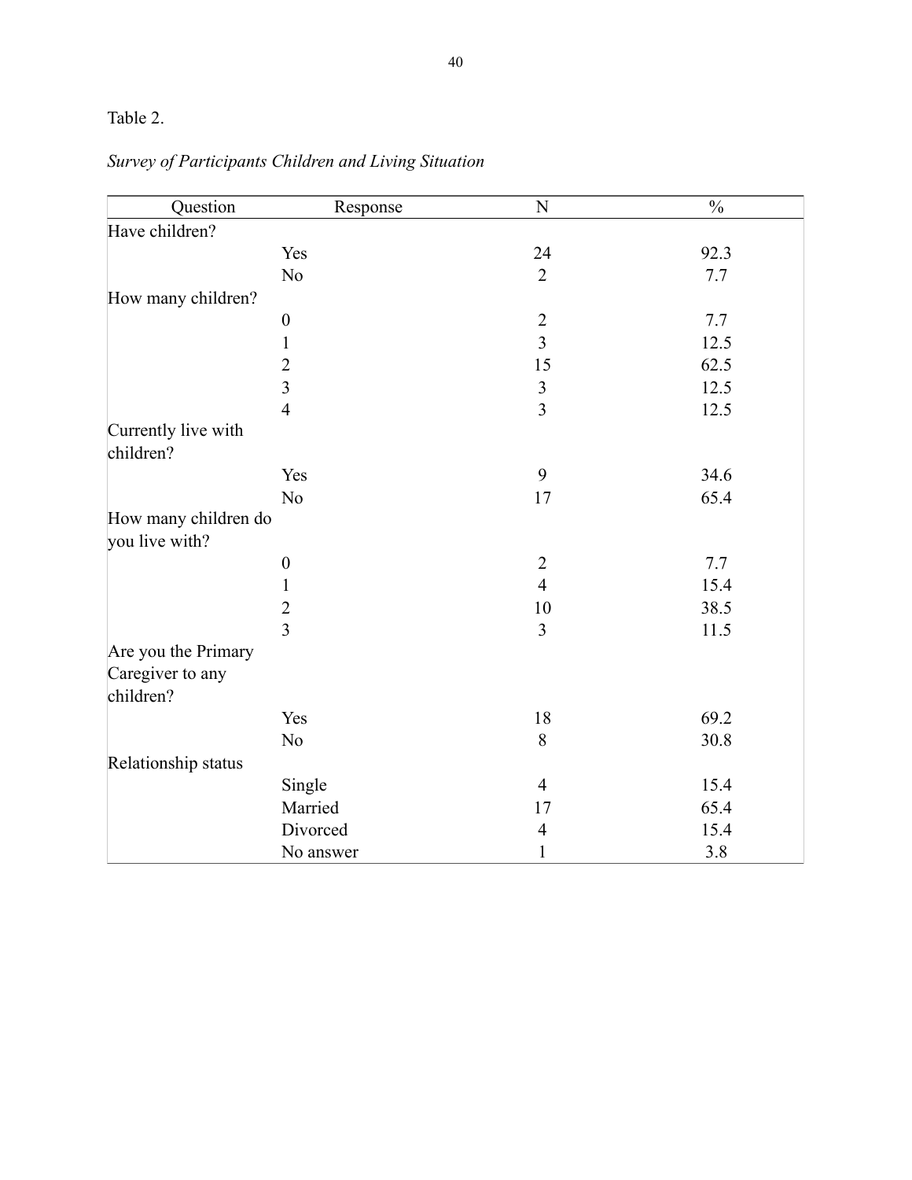Table 2.

*Survey of Participants Children and Living Situation*

| Question | Response | N | % |
|---|---|---|---|
| Have children? | | | |
| | Yes | 24 | 92.3 |
| | No | 2 | 7.7 |
| How many children? | | | |
| | 0 | 2 | 7.7 |
| | 1 | 3 | 12.5 |
| | 2 | 15 | 62.5 |
| | 3 | 3 | 12.5 |
| | 4 | 3 | 12.5 |
| Currently live with children? | | | |
| | Yes | 9 | 34.6 |
| | No | 17 | 65.4 |
| How many children do you live with? | | | |
| | 0 | 2 | 7.7 |
| | 1 | 4 | 15.4 |
| | 2 | 10 | 38.5 |
| | 3 | 3 | 11.5 |
| Are you the Primary Caregiver to any children? | | | |
| | Yes | 18 | 69.2 |
| | No | 8 | 30.8 |
| Relationship status | | | |
| | Single | 4 | 15.4 |
| | Married | 17 | 65.4 |
| | Divorced | 4 | 15.4 |
| | No answer | 1 | 3.8 |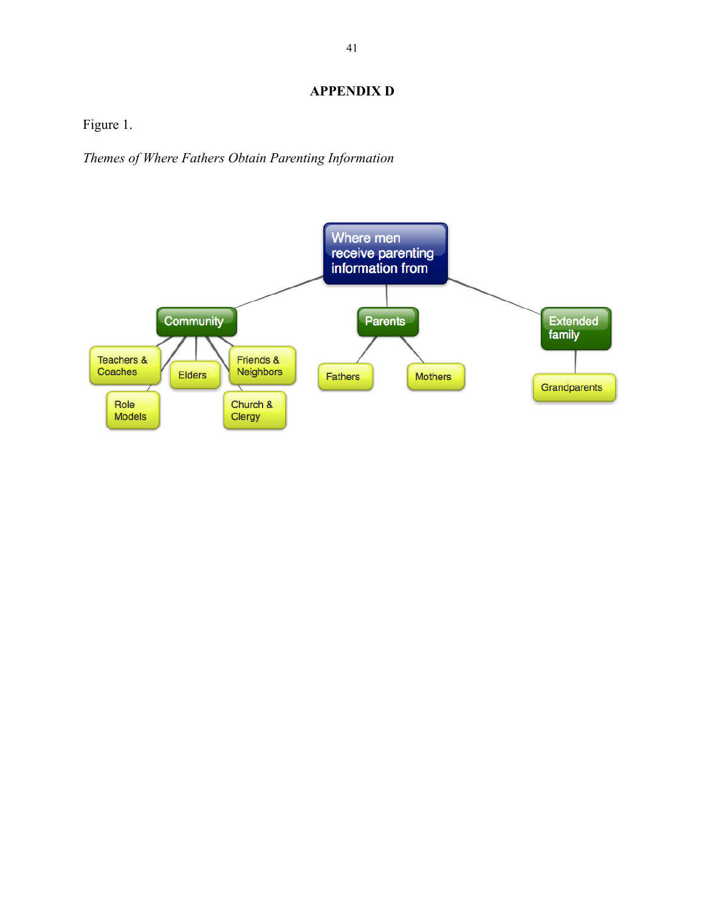# APPENDIX D

Figure 1.

*Themes of Where Fathers Obtain Parenting Information*

- Where men receive parenting information from
  - Community
    - Teachers & Coaches
    - Role Models
    - Elders
    - Friends & Neighbors
    - Church & Clergy
  - Parents
    - Fathers
    - Mothers
  - Extended family
    - Grandparents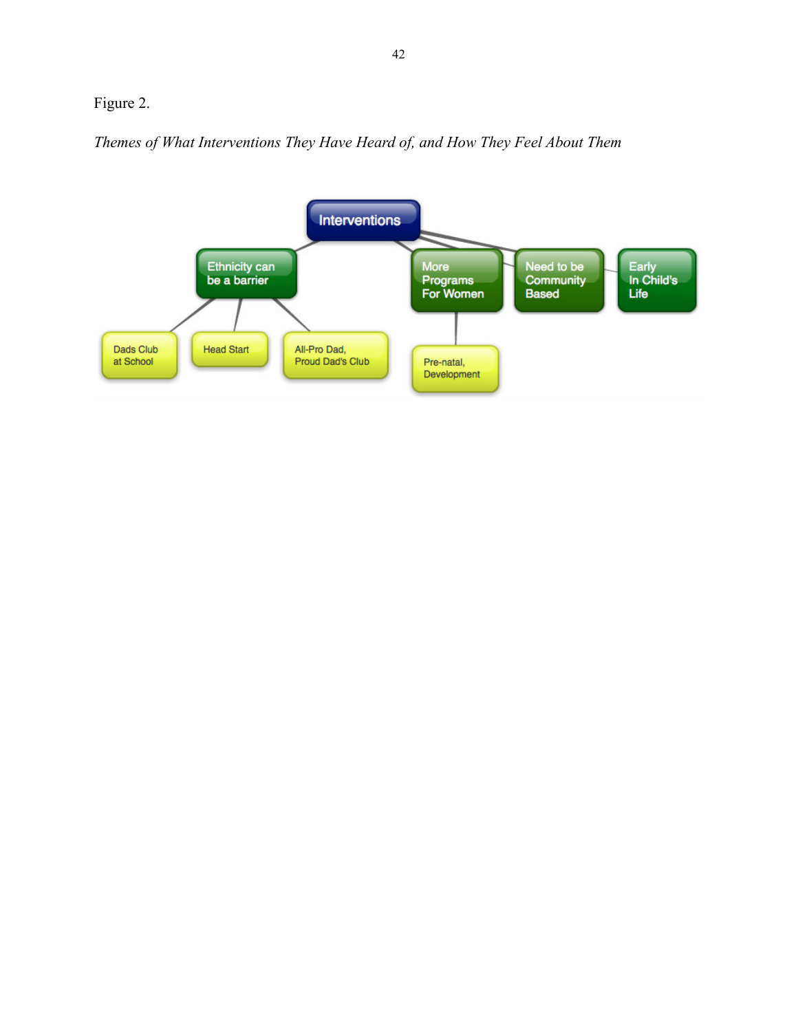Figure 2.

*Themes of What Interventions They Have Heard of, and How They Feel About Them*

- Interventions
  - Ethnicity can be a barrier
    - Dads Club at School
    - Head Start
    - All-Pro Dad, Proud Dad's Club
  - More Programs For Women
    - Pre-natal, Development
  - Need to be Community Based
  - Early In Child's Life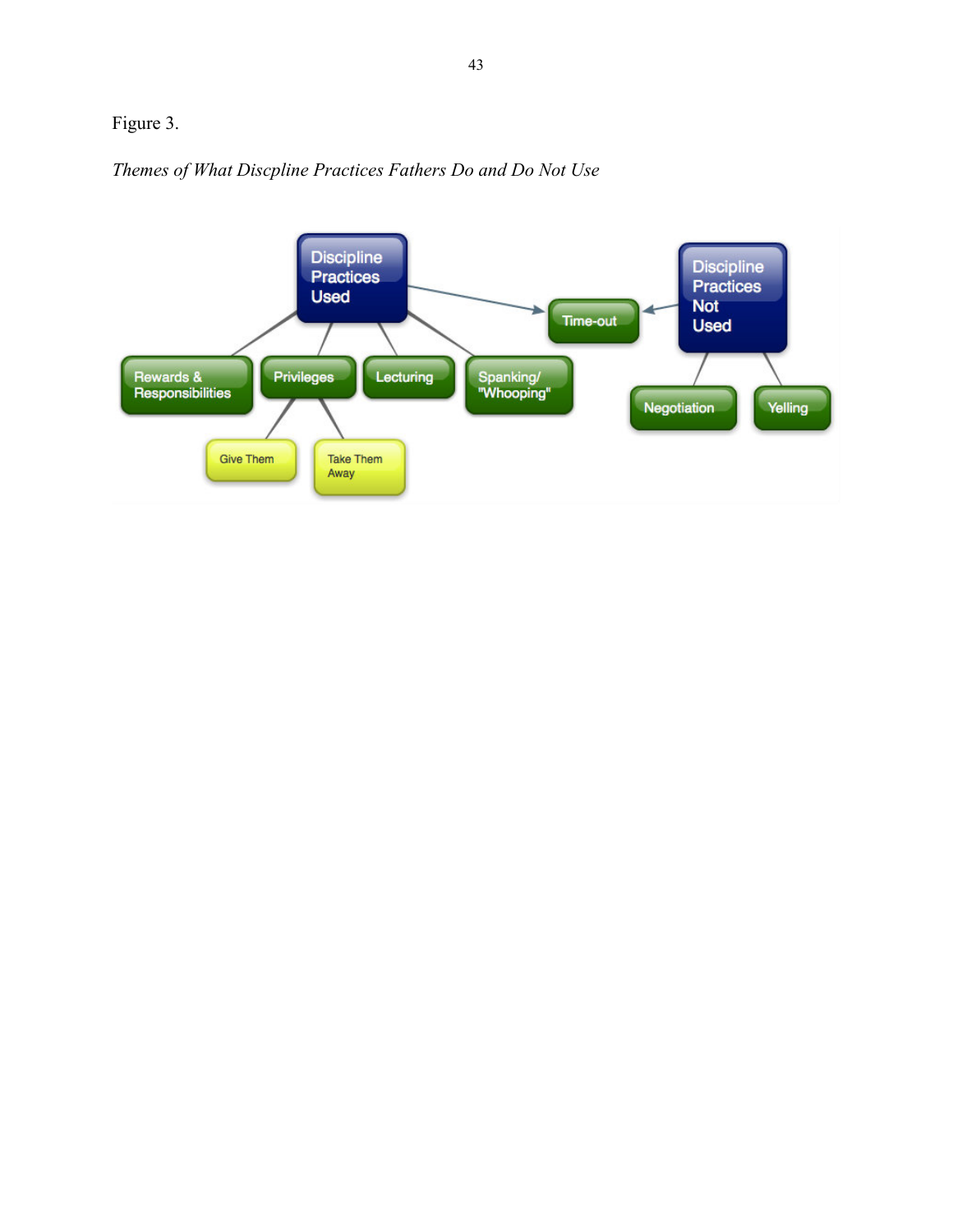Figure 3.

*Themes of What Discpline Practices Fathers Do and Do Not Use*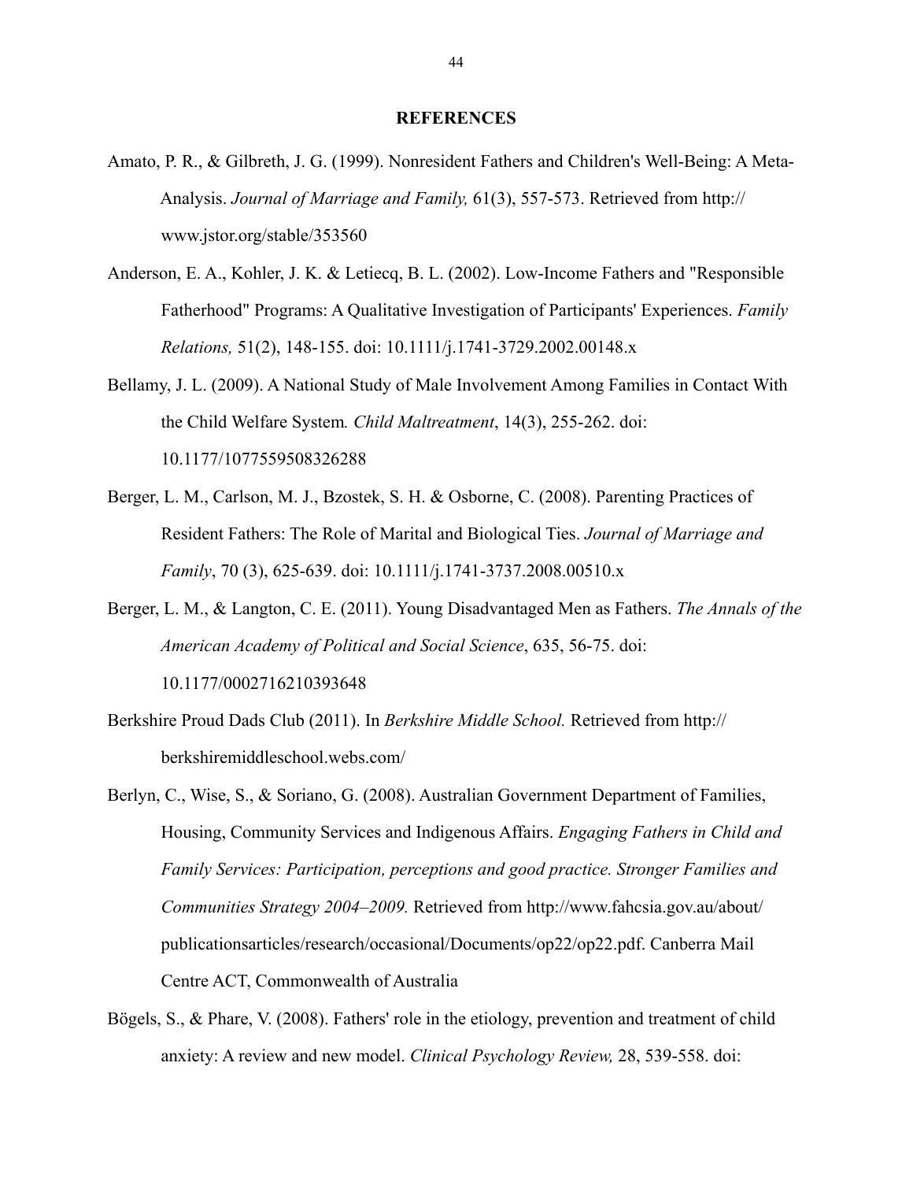# REFERENCES

Amato, P. R., & Gilbreth, J. G. (1999). Nonresident Fathers and Children's Well-Being: A Meta-Analysis. *Journal of Marriage and Family,* 61(3), 557-573. Retrieved from http://www.jstor.org/stable/353560

Anderson, E. A., Kohler, J. K. & Letiecq, B. L. (2002). Low-Income Fathers and "Responsible Fatherhood" Programs: A Qualitative Investigation of Participants' Experiences. *Family Relations,* 51(2), 148-155. doi: 10.1111/j.1741-3729.2002.00148.x

Bellamy, J. L. (2009). A National Study of Male Involvement Among Families in Contact With the Child Welfare System*. Child Maltreatment*, 14(3), 255-262. doi: 10.1177/1077559508326288

Berger, L. M., Carlson, M. J., Bzostek, S. H. & Osborne, C. (2008). Parenting Practices of Resident Fathers: The Role of Marital and Biological Ties. *Journal of Marriage and Family*, 70 (3), 625-639. doi: 10.1111/j.1741-3737.2008.00510.x

Berger, L. M., & Langton, C. E. (2011). Young Disadvantaged Men as Fathers. *The Annals of the American Academy of Political and Social Science*, 635, 56-75. doi: 10.1177/0002716210393648

Berkshire Proud Dads Club (2011). In *Berkshire Middle School.* Retrieved from http://berkshiremiddleschool.webs.com/

Berlyn, C., Wise, S., & Soriano, G. (2008). Australian Government Department of Families, Housing, Community Services and Indigenous Affairs. *Engaging Fathers in Child and Family Services: Participation, perceptions and good practice. Stronger Families and Communities Strategy 2004–2009.* Retrieved from http://www.fahcsia.gov.au/about/publicationsarticles/research/occasional/Documents/op22/op22.pdf. Canberra Mail Centre ACT, Commonwealth of Australia

Bögels, S., & Phare, V. (2008). Fathers' role in the etiology, prevention and treatment of child anxiety: A review and new model. *Clinical Psychology Review,* 28, 539-558. doi: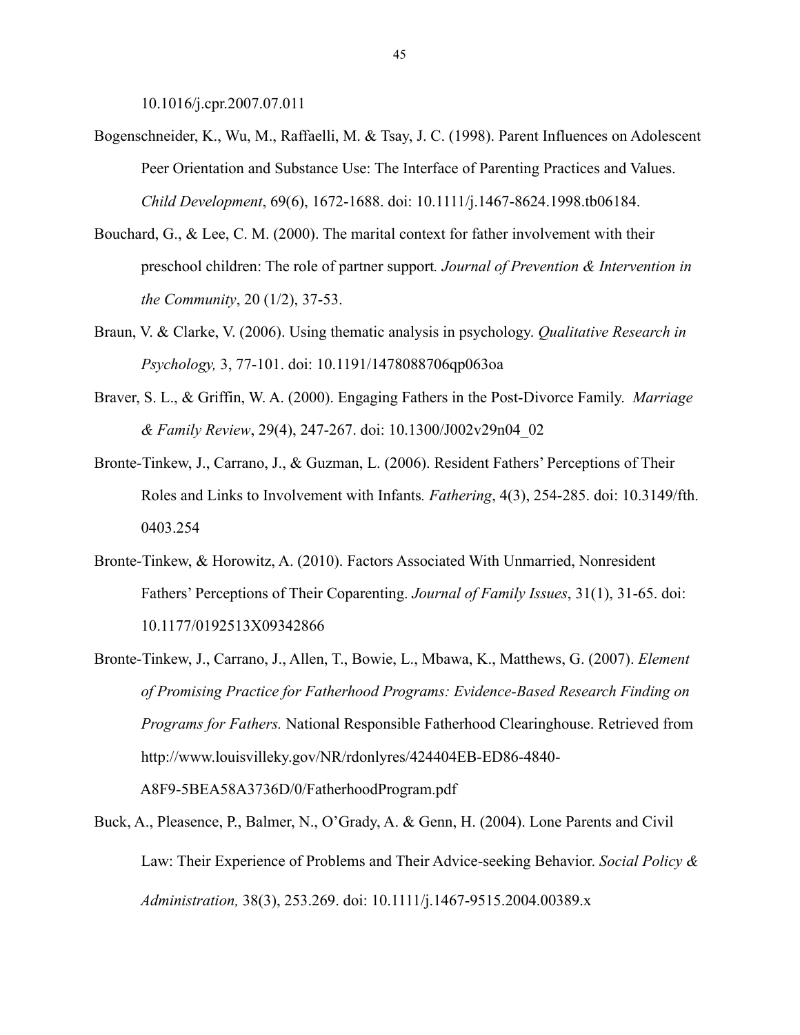10.1016/j.cpr.2007.07.011

Bogenschneider, K., Wu, M., Raffaelli, M. & Tsay, J. C. (1998). Parent Influences on Adolescent Peer Orientation and Substance Use: The Interface of Parenting Practices and Values. *Child Development*, 69(6), 1672-1688. doi: 10.1111/j.1467-8624.1998.tb06184.

Bouchard, G., & Lee, C. M. (2000). The marital context for father involvement with their preschool children: The role of partner support. *Journal of Prevention & Intervention in the Community*, 20 (1/2), 37-53.

Braun, V. & Clarke, V. (2006). Using thematic analysis in psychology. *Qualitative Research in Psychology,* 3, 77-101. doi: 10.1191/1478088706qp063oa

Braver, S. L., & Griffin, W. A. (2000). Engaging Fathers in the Post-Divorce Family. *Marriage & Family Review*, 29(4), 247-267. doi: 10.1300/J002v29n04_02

Bronte-Tinkew, J., Carrano, J., & Guzman, L. (2006). Resident Fathers' Perceptions of Their Roles and Links to Involvement with Infants. *Fathering*, 4(3), 254-285. doi: 10.3149/fth.0403.254

Bronte-Tinkew, & Horowitz, A. (2010). Factors Associated With Unmarried, Nonresident Fathers' Perceptions of Their Coparenting. *Journal of Family Issues*, 31(1), 31-65. doi: 10.1177/0192513X09342866

Bronte-Tinkew, J., Carrano, J., Allen, T., Bowie, L., Mbawa, K., Matthews, G. (2007). *Element of Promising Practice for Fatherhood Programs: Evidence-Based Research Finding on Programs for Fathers.* National Responsible Fatherhood Clearinghouse. Retrieved from http://www.louisvilleky.gov/NR/rdonlyres/424404EB-ED86-4840-A8F9-5BEA58A3736D/0/FatherhoodProgram.pdf

Buck, A., Pleasence, P., Balmer, N., O'Grady, A. & Genn, H. (2004). Lone Parents and Civil Law: Their Experience of Problems and Their Advice-seeking Behavior. *Social Policy & Administration,* 38(3), 253.269. doi: 10.1111/j.1467-9515.2004.00389.x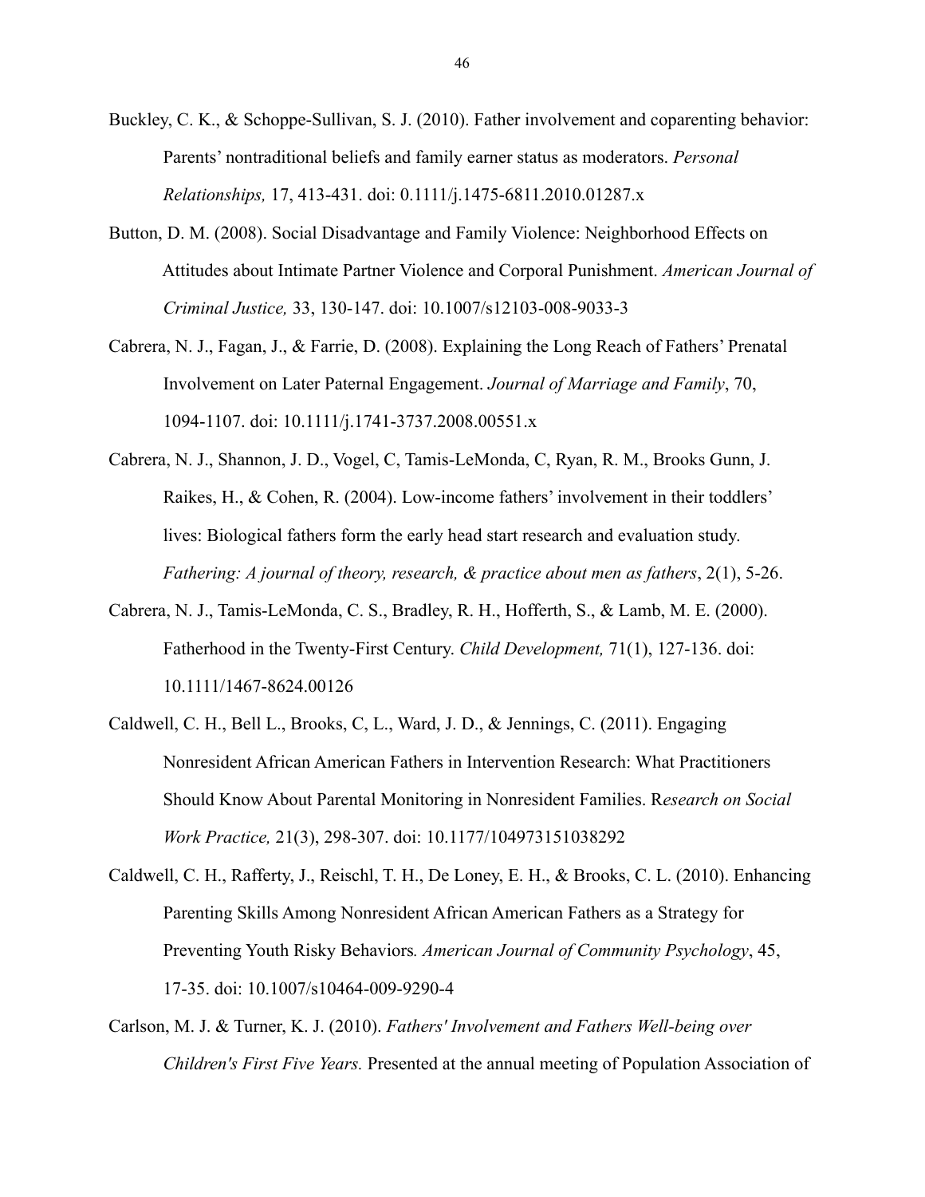Buckley, C. K., & Schoppe-Sullivan, S. J. (2010). Father involvement and coparenting behavior: Parents' nontraditional beliefs and family earner status as moderators. *Personal Relationships,* 17, 413-431. doi: 0.1111/j.1475-6811.2010.01287.x

Button, D. M. (2008). Social Disadvantage and Family Violence: Neighborhood Effects on Attitudes about Intimate Partner Violence and Corporal Punishment. *American Journal of Criminal Justice,* 33, 130-147. doi: 10.1007/s12103-008-9033-3

Cabrera, N. J., Fagan, J., & Farrie, D. (2008). Explaining the Long Reach of Fathers' Prenatal Involvement on Later Paternal Engagement. *Journal of Marriage and Family*, 70, 1094-1107. doi: 10.1111/j.1741-3737.2008.00551.x

Cabrera, N. J., Shannon, J. D., Vogel, C, Tamis-LeMonda, C, Ryan, R. M., Brooks Gunn, J. Raikes, H., & Cohen, R. (2004). Low-income fathers' involvement in their toddlers' lives: Biological fathers form the early head start research and evaluation study. *Fathering: A journal of theory, research, & practice about men as fathers*, 2(1), 5-26.

Cabrera, N. J., Tamis-LeMonda, C. S., Bradley, R. H., Hofferth, S., & Lamb, M. E. (2000). Fatherhood in the Twenty-First Century. *Child Development,* 71(1), 127-136. doi: 10.1111/1467-8624.00126

Caldwell, C. H., Bell L., Brooks, C, L., Ward, J. D., & Jennings, C. (2011). Engaging Nonresident African American Fathers in Intervention Research: What Practitioners Should Know About Parental Monitoring in Nonresident Families. R*esearch on Social Work Practice,* 21(3), 298-307. doi: 10.1177/104973151038292

Caldwell, C. H., Rafferty, J., Reischl, T. H., De Loney, E. H., & Brooks, C. L. (2010). Enhancing Parenting Skills Among Nonresident African American Fathers as a Strategy for Preventing Youth Risky Behaviors*. American Journal of Community Psychology*, 45, 17-35. doi: 10.1007/s10464-009-9290-4

Carlson, M. J. & Turner, K. J. (2010). *Fathers' Involvement and Fathers Well-being over Children's First Five Years.* Presented at the annual meeting of Population Association of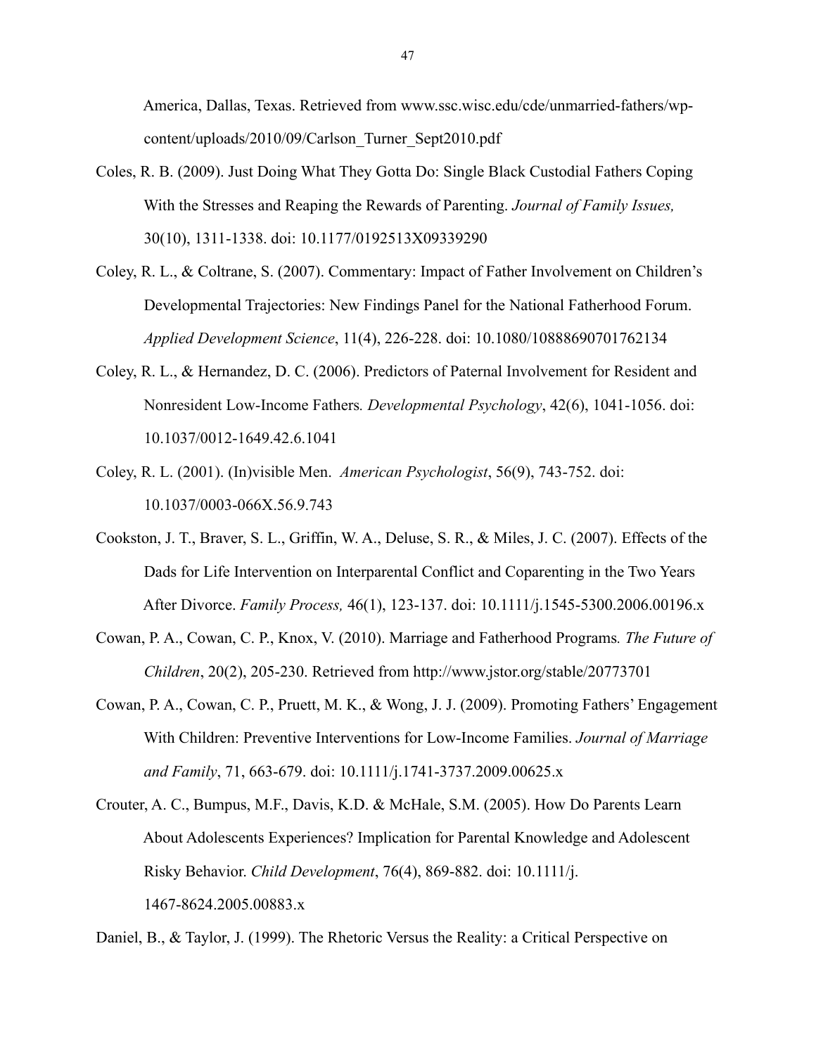America, Dallas, Texas. Retrieved from www.ssc.wisc.edu/cde/unmarried-fathers/wp-content/uploads/2010/09/Carlson_Turner_Sept2010.pdf

Coles, R. B. (2009). Just Doing What They Gotta Do: Single Black Custodial Fathers Coping With the Stresses and Reaping the Rewards of Parenting. *Journal of Family Issues,* 30(10), 1311-1338. doi: 10.1177/0192513X09339290

Coley, R. L., & Coltrane, S. (2007). Commentary: Impact of Father Involvement on Children's Developmental Trajectories: New Findings Panel for the National Fatherhood Forum. *Applied Development Science*, 11(4), 226-228. doi: 10.1080/10888690701762134

Coley, R. L., & Hernandez, D. C. (2006). Predictors of Paternal Involvement for Resident and Nonresident Low-Income Fathers*. Developmental Psychology*, 42(6), 1041-1056. doi: 10.1037/0012-1649.42.6.1041

Coley, R. L. (2001). (In)visible Men. *American Psychologist*, 56(9), 743-752. doi: 10.1037/0003-066X.56.9.743

Cookston, J. T., Braver, S. L., Griffin, W. A., Deluse, S. R., & Miles, J. C. (2007). Effects of the Dads for Life Intervention on Interparental Conflict and Coparenting in the Two Years After Divorce. *Family Process,* 46(1), 123-137. doi: 10.1111/j.1545-5300.2006.00196.x

Cowan, P. A., Cowan, C. P., Knox, V. (2010). Marriage and Fatherhood Programs*. The Future of Children*, 20(2), 205-230. Retrieved from http://www.jstor.org/stable/20773701

Cowan, P. A., Cowan, C. P., Pruett, M. K., & Wong, J. J. (2009). Promoting Fathers' Engagement With Children: Preventive Interventions for Low-Income Families. *Journal of Marriage and Family*, 71, 663-679. doi: 10.1111/j.1741-3737.2009.00625.x

Crouter, A. C., Bumpus, M.F., Davis, K.D. & McHale, S.M. (2005). How Do Parents Learn About Adolescents Experiences? Implication for Parental Knowledge and Adolescent Risky Behavior. *Child Development*, 76(4), 869-882. doi: 10.1111/j. 1467-8624.2005.00883.x

Daniel, B., & Taylor, J. (1999). The Rhetoric Versus the Reality: a Critical Perspective on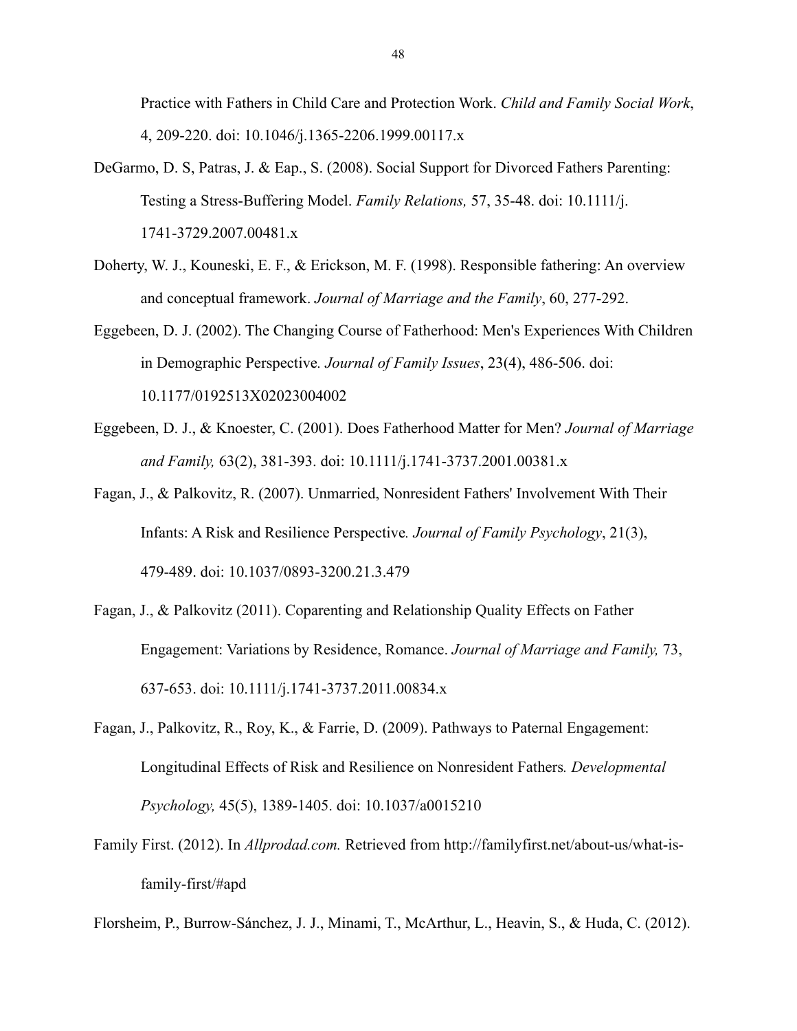Practice with Fathers in Child Care and Protection Work. *Child and Family Social Work*, 4, 209-220. doi: 10.1046/j.1365-2206.1999.00117.x

DeGarmo, D. S, Patras, J. & Eap., S. (2008). Social Support for Divorced Fathers Parenting: Testing a Stress-Buffering Model. *Family Relations,* 57, 35-48. doi: 10.1111/j. 1741-3729.2007.00481.x

Doherty, W. J., Kouneski, E. F., & Erickson, M. F. (1998). Responsible fathering: An overview and conceptual framework. *Journal of Marriage and the Family*, 60, 277-292.

Eggebeen, D. J. (2002). The Changing Course of Fatherhood: Men's Experiences With Children in Demographic Perspective. *Journal of Family Issues*, 23(4), 486-506. doi: 10.1177/0192513X02023004002

Eggebeen, D. J., & Knoester, C. (2001). Does Fatherhood Matter for Men? *Journal of Marriage and Family,* 63(2), 381-393. doi: 10.1111/j.1741-3737.2001.00381.x

Fagan, J., & Palkovitz, R. (2007). Unmarried, Nonresident Fathers' Involvement With Their Infants: A Risk and Resilience Perspective. *Journal of Family Psychology*, 21(3), 479-489. doi: 10.1037/0893-3200.21.3.479

Fagan, J., & Palkovitz (2011). Coparenting and Relationship Quality Effects on Father Engagement: Variations by Residence, Romance. *Journal of Marriage and Family,* 73, 637-653. doi: 10.1111/j.1741-3737.2011.00834.x

Fagan, J., Palkovitz, R., Roy, K., & Farrie, D. (2009). Pathways to Paternal Engagement: Longitudinal Effects of Risk and Resilience on Nonresident Fathers*. Developmental Psychology,* 45(5), 1389-1405. doi: 10.1037/a0015210

Family First. (2012). In *Allprodad.com.* Retrieved from http://familyfirst.net/about-us/what-is-family-first/#apd

Florsheim, P., Burrow-Sánchez, J. J., Minami, T., McArthur, L., Heavin, S., & Huda, C. (2012).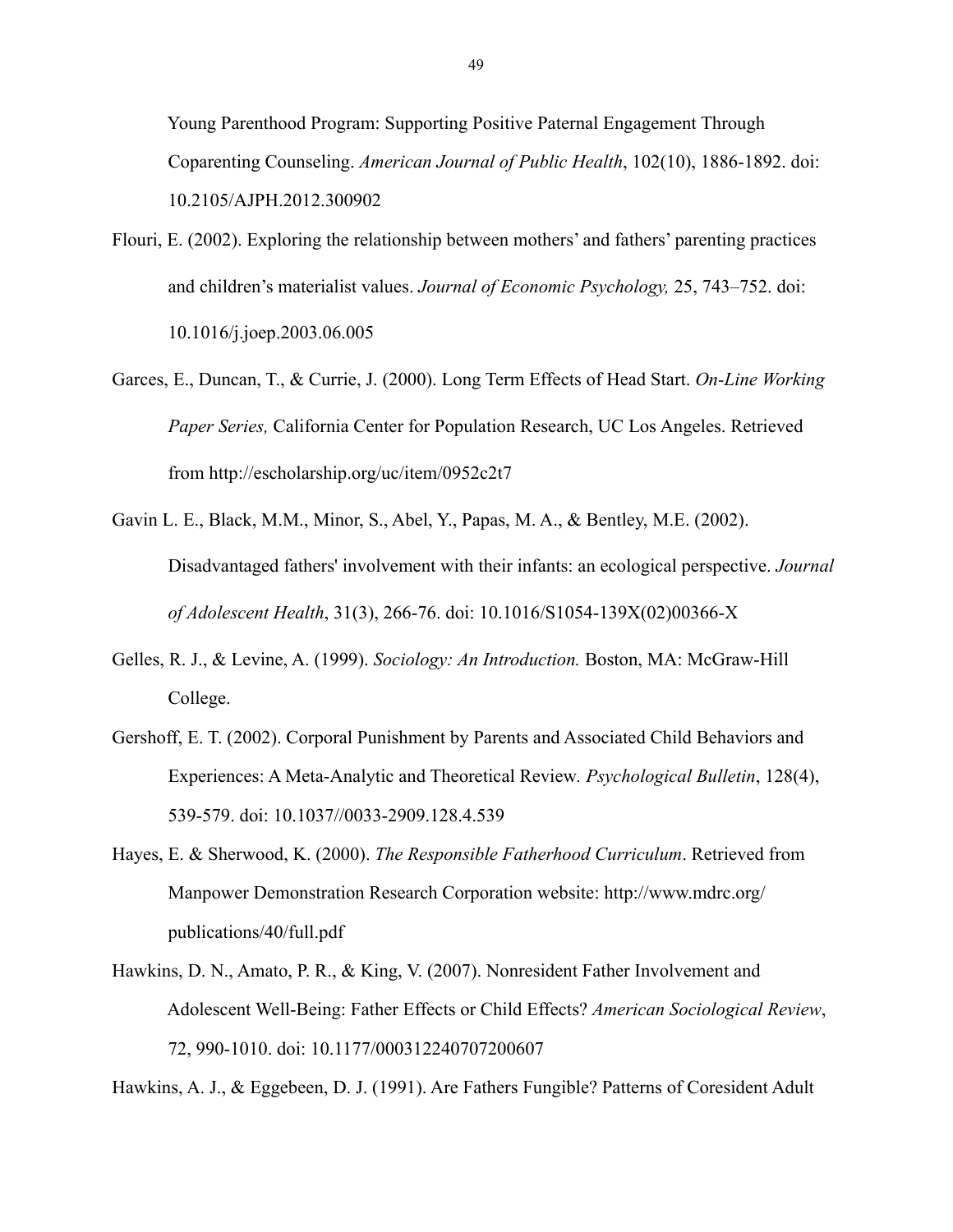Young Parenthood Program: Supporting Positive Paternal Engagement Through Coparenting Counseling. *American Journal of Public Health*, 102(10), 1886-1892. doi: 10.2105/AJPH.2012.300902

Flouri, E. (2002). Exploring the relationship between mothers' and fathers' parenting practices and children's materialist values. *Journal of Economic Psychology,* 25, 743–752. doi: 10.1016/j.joep.2003.06.005

Garces, E., Duncan, T., & Currie, J. (2000). Long Term Effects of Head Start. *On-Line Working Paper Series,* California Center for Population Research, UC Los Angeles. Retrieved from http://escholarship.org/uc/item/0952c2t7

Gavin L. E., Black, M.M., Minor, S., Abel, Y., Papas, M. A., & Bentley, M.E. (2002). Disadvantaged fathers' involvement with their infants: an ecological perspective. *Journal of Adolescent Health*, 31(3), 266-76. doi: 10.1016/S1054-139X(02)00366-X

Gelles, R. J., & Levine, A. (1999). *Sociology: An Introduction.* Boston, MA: McGraw-Hill College.

Gershoff, E. T. (2002). Corporal Punishment by Parents and Associated Child Behaviors and Experiences: A Meta-Analytic and Theoretical Review*. Psychological Bulletin*, 128(4), 539-579. doi: 10.1037//0033-2909.128.4.539

Hayes, E. & Sherwood, K. (2000). *The Responsible Fatherhood Curriculum*. Retrieved from Manpower Demonstration Research Corporation website: http://www.mdrc.org/publications/40/full.pdf

Hawkins, D. N., Amato, P. R., & King, V. (2007). Nonresident Father Involvement and Adolescent Well-Being: Father Effects or Child Effects? *American Sociological Review*, 72, 990-1010. doi: 10.1177/000312240707200607

Hawkins, A. J., & Eggebeen, D. J. (1991). Are Fathers Fungible? Patterns of Coresident Adult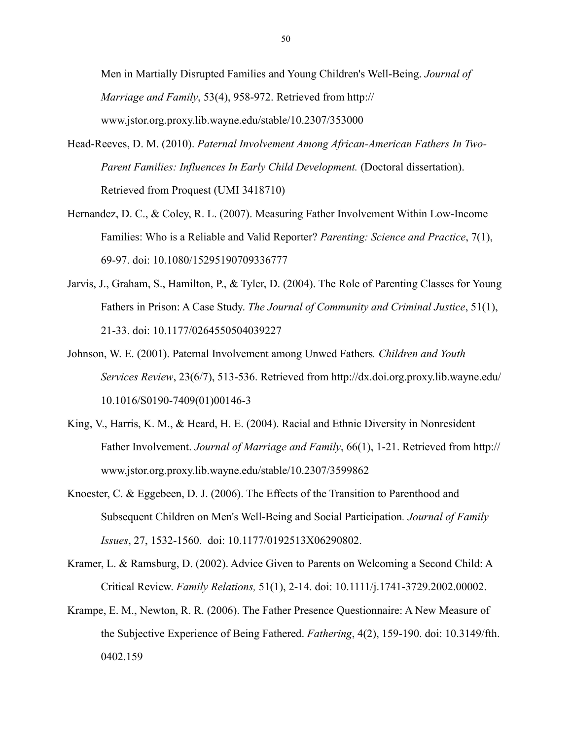Men in Martially Disrupted Families and Young Children's Well-Being. *Journal of Marriage and Family*, 53(4), 958-972. Retrieved from http://www.jstor.org.proxy.lib.wayne.edu/stable/10.2307/353000

Head-Reeves, D. M. (2010). *Paternal Involvement Among African-American Fathers In Two-Parent Families: Influences In Early Child Development.* (Doctoral dissertation). Retrieved from Proquest (UMI 3418710)

Hernandez, D. C., & Coley, R. L. (2007). Measuring Father Involvement Within Low-Income Families: Who is a Reliable and Valid Reporter? *Parenting: Science and Practice*, 7(1), 69-97. doi: 10.1080/15295190709336777

Jarvis, J., Graham, S., Hamilton, P., & Tyler, D. (2004). The Role of Parenting Classes for Young Fathers in Prison: A Case Study. *The Journal of Community and Criminal Justice*, 51(1), 21-33. doi: 10.1177/0264550504039227

Johnson, W. E. (2001). Paternal Involvement among Unwed Fathers*. Children and Youth Services Review*, 23(6/7), 513-536. Retrieved from http://dx.doi.org.proxy.lib.wayne.edu/10.1016/S0190-7409(01)00146-3

King, V., Harris, K. M., & Heard, H. E. (2004). Racial and Ethnic Diversity in Nonresident Father Involvement. *Journal of Marriage and Family*, 66(1), 1-21. Retrieved from http://www.jstor.org.proxy.lib.wayne.edu/stable/10.2307/3599862

Knoester, C. & Eggebeen, D. J. (2006). The Effects of the Transition to Parenthood and Subsequent Children on Men's Well-Being and Social Participation*. Journal of Family Issues*, 27, 1532-1560. doi: 10.1177/0192513X06290802.

Kramer, L. & Ramsburg, D. (2002). Advice Given to Parents on Welcoming a Second Child: A Critical Review. *Family Relations,* 51(1), 2-14. doi: 10.1111/j.1741-3729.2002.00002.

Krampe, E. M., Newton, R. R. (2006). The Father Presence Questionnaire: A New Measure of the Subjective Experience of Being Fathered. *Fathering*, 4(2), 159-190. doi: 10.3149/fth.0402.159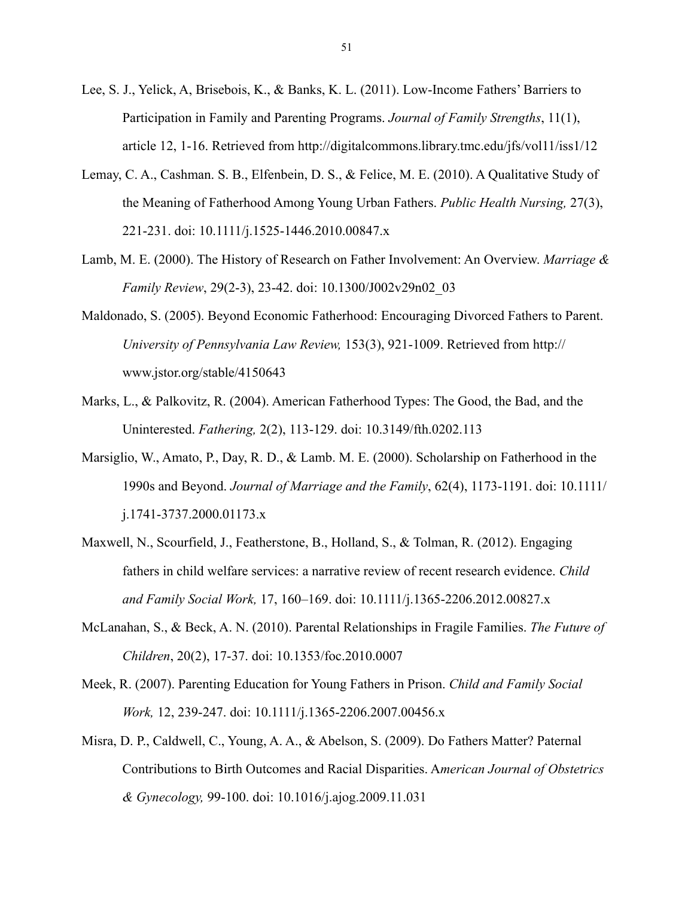Lee, S. J., Yelick, A, Brisebois, K., & Banks, K. L. (2011). Low-Income Fathers' Barriers to Participation in Family and Parenting Programs. *Journal of Family Strengths*, 11(1), article 12, 1-16. Retrieved from http://digitalcommons.library.tmc.edu/jfs/vol11/iss1/12

Lemay, C. A., Cashman. S. B., Elfenbein, D. S., & Felice, M. E. (2010). A Qualitative Study of the Meaning of Fatherhood Among Young Urban Fathers. *Public Health Nursing,* 27(3), 221-231. doi: 10.1111/j.1525-1446.2010.00847.x

Lamb, M. E. (2000). The History of Research on Father Involvement: An Overview. *Marriage & Family Review*, 29(2-3), 23-42. doi: 10.1300/J002v29n02_03

Maldonado, S. (2005). Beyond Economic Fatherhood: Encouraging Divorced Fathers to Parent. *University of Pennsylvania Law Review,* 153(3), 921-1009. Retrieved from http://www.jstor.org/stable/4150643

Marks, L., & Palkovitz, R. (2004). American Fatherhood Types: The Good, the Bad, and the Uninterested. *Fathering,* 2(2), 113-129. doi: 10.3149/fth.0202.113

Marsiglio, W., Amato, P., Day, R. D., & Lamb. M. E. (2000). Scholarship on Fatherhood in the 1990s and Beyond. *Journal of Marriage and the Family*, 62(4), 1173-1191. doi: 10.1111/j.1741-3737.2000.01173.x

Maxwell, N., Scourfield, J., Featherstone, B., Holland, S., & Tolman, R. (2012). Engaging fathers in child welfare services: a narrative review of recent research evidence. *Child and Family Social Work,* 17, 160–169. doi: 10.1111/j.1365-2206.2012.00827.x

McLanahan, S., & Beck, A. N. (2010). Parental Relationships in Fragile Families. *The Future of Children*, 20(2), 17-37. doi: 10.1353/foc.2010.0007

Meek, R. (2007). Parenting Education for Young Fathers in Prison. *Child and Family Social Work,* 12, 239-247. doi: 10.1111/j.1365-2206.2007.00456.x

Misra, D. P., Caldwell, C., Young, A. A., & Abelson, S. (2009). Do Fathers Matter? Paternal Contributions to Birth Outcomes and Racial Disparities. A*merican Journal of Obstetrics & Gynecology,* 99-100. doi: 10.1016/j.ajog.2009.11.031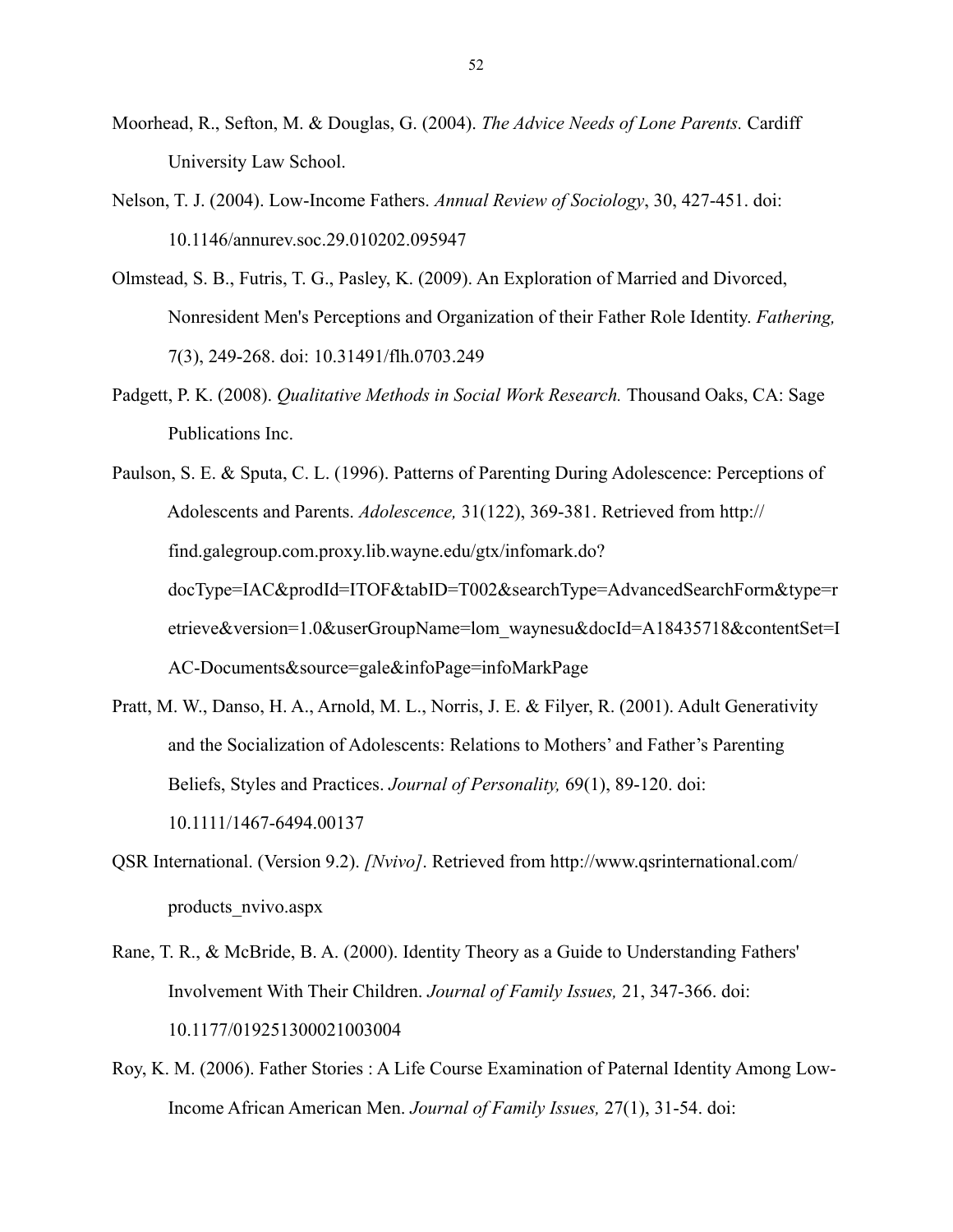Moorhead, R., Sefton, M. & Douglas, G. (2004). *The Advice Needs of Lone Parents.* Cardiff University Law School.

Nelson, T. J. (2004). Low-Income Fathers. *Annual Review of Sociology*, 30, 427-451. doi: 10.1146/annurev.soc.29.010202.095947

Olmstead, S. B., Futris, T. G., Pasley, K. (2009). An Exploration of Married and Divorced, Nonresident Men's Perceptions and Organization of their Father Role Identity. *Fathering,* 7(3), 249-268. doi: 10.31491/flh.0703.249

Padgett, P. K. (2008). *Qualitative Methods in Social Work Research.* Thousand Oaks, CA: Sage Publications Inc.

Paulson, S. E. & Sputa, C. L. (1996). Patterns of Parenting During Adolescence: Perceptions of Adolescents and Parents. *Adolescence,* 31(122), 369-381. Retrieved from http://find.galegroup.com.proxy.lib.wayne.edu/gtx/infomark.do?docType=IAC&prodId=ITOF&tabID=T002&searchType=AdvancedSearchForm&type=retrieve&version=1.0&userGroupName=lom_waynesu&docId=A18435718&contentSet=IAC-Documents&source=gale&infoPage=infoMarkPage

Pratt, M. W., Danso, H. A., Arnold, M. L., Norris, J. E. & Filyer, R. (2001). Adult Generativity and the Socialization of Adolescents: Relations to Mothers' and Father's Parenting Beliefs, Styles and Practices. *Journal of Personality,* 69(1), 89-120. doi: 10.1111/1467-6494.00137

QSR International. (Version 9.2). *[Nvivo]*. Retrieved from http://www.qsrinternational.com/products_nvivo.aspx

Rane, T. R., & McBride, B. A. (2000). Identity Theory as a Guide to Understanding Fathers' Involvement With Their Children. *Journal of Family Issues,* 21, 347-366. doi: 10.1177/019251300021003004

Roy, K. M. (2006). Father Stories : A Life Course Examination of Paternal Identity Among Low-Income African American Men. *Journal of Family Issues,* 27(1), 31-54. doi: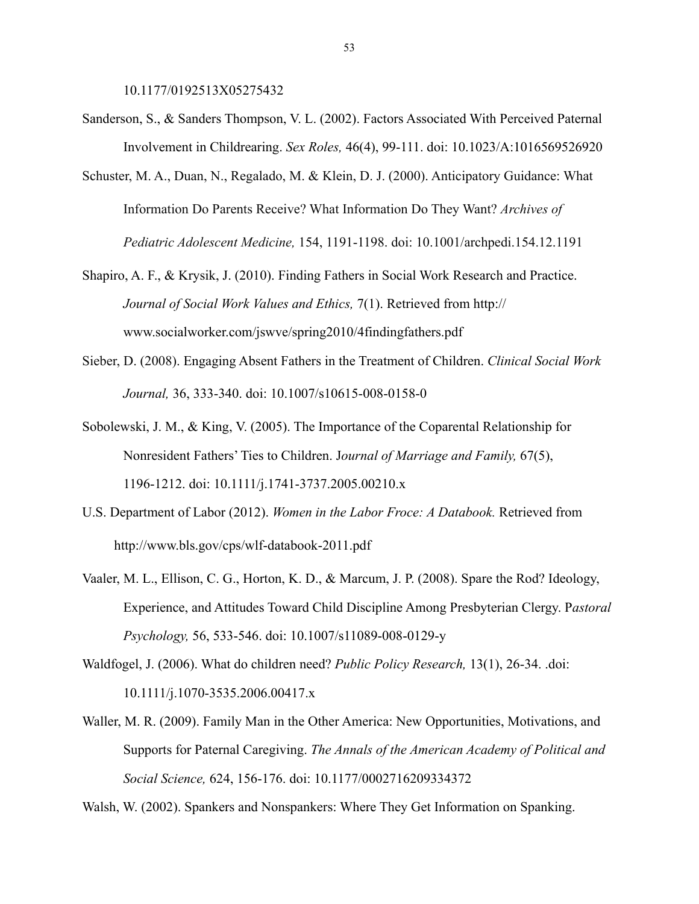10.1177/0192513X05275432

Sanderson, S., & Sanders Thompson, V. L. (2002). Factors Associated With Perceived Paternal Involvement in Childrearing. *Sex Roles,* 46(4), 99-111. doi: 10.1023/A:1016569526920

Schuster, M. A., Duan, N., Regalado, M. & Klein, D. J. (2000). Anticipatory Guidance: What Information Do Parents Receive? What Information Do They Want? *Archives of Pediatric Adolescent Medicine,* 154, 1191-1198. doi: 10.1001/archpedi.154.12.1191

Shapiro, A. F., & Krysik, J. (2010). Finding Fathers in Social Work Research and Practice. *Journal of Social Work Values and Ethics,* 7(1). Retrieved from http://www.socialworker.com/jswve/spring2010/4findingfathers.pdf

Sieber, D. (2008). Engaging Absent Fathers in the Treatment of Children. *Clinical Social Work Journal,* 36, 333-340. doi: 10.1007/s10615-008-0158-0

Sobolewski, J. M., & King, V. (2005). The Importance of the Coparental Relationship for Nonresident Fathers' Ties to Children. J*ournal of Marriage and Family,* 67(5), 1196-1212. doi: 10.1111/j.1741-3737.2005.00210.x

U.S. Department of Labor (2012). *Women in the Labor Froce: A Databook.* Retrieved from http://www.bls.gov/cps/wlf-databook-2011.pdf

Vaaler, M. L., Ellison, C. G., Horton, K. D., & Marcum, J. P. (2008). Spare the Rod? Ideology, Experience, and Attitudes Toward Child Discipline Among Presbyterian Clergy. P*astoral Psychology,* 56, 533-546. doi: 10.1007/s11089-008-0129-y

Waldfogel, J. (2006). What do children need? *Public Policy Research,* 13(1), 26-34. .doi: 10.1111/j.1070-3535.2006.00417.x

Waller, M. R. (2009). Family Man in the Other America: New Opportunities, Motivations, and Supports for Paternal Caregiving. *The Annals of the American Academy of Political and Social Science,* 624, 156-176. doi: 10.1177/0002716209334372

Walsh, W. (2002). Spankers and Nonspankers: Where They Get Information on Spanking.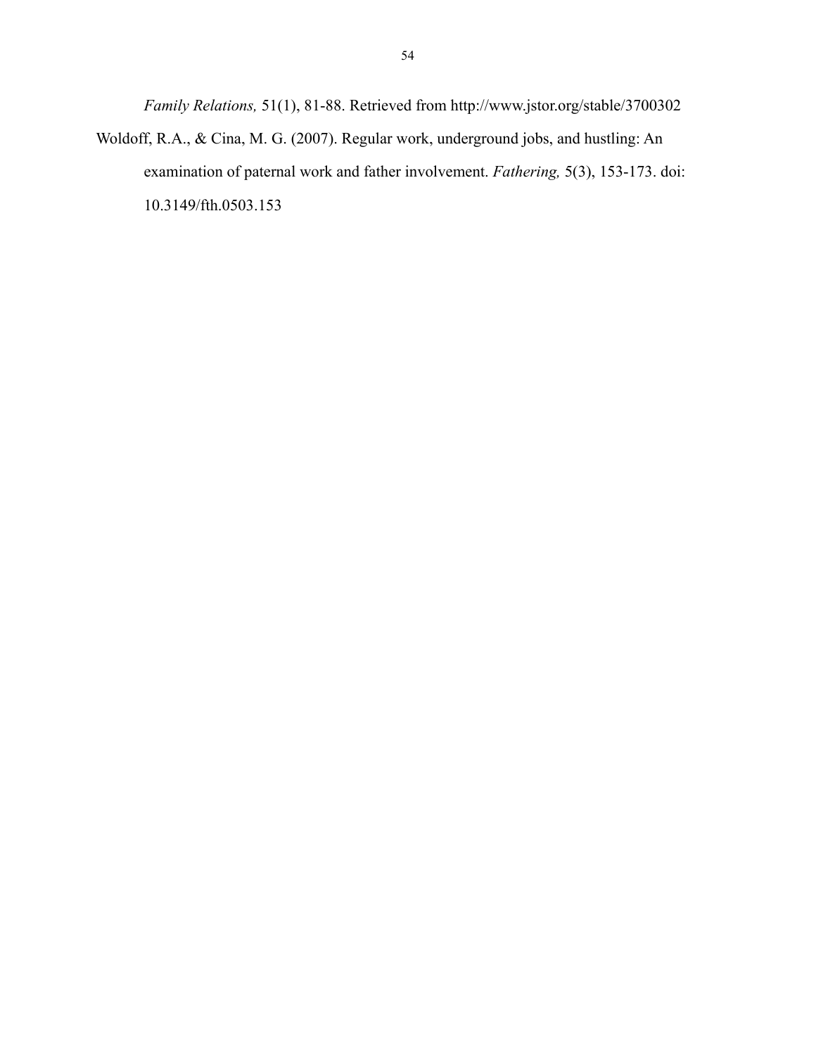*Family Relations,* 51(1), 81-88. Retrieved from http://www.jstor.org/stable/3700302

Woldoff, R.A., & Cina, M. G. (2007). Regular work, underground jobs, and hustling: An examination of paternal work and father involvement. *Fathering,* 5(3), 153-173. doi: 10.3149/fth.0503.153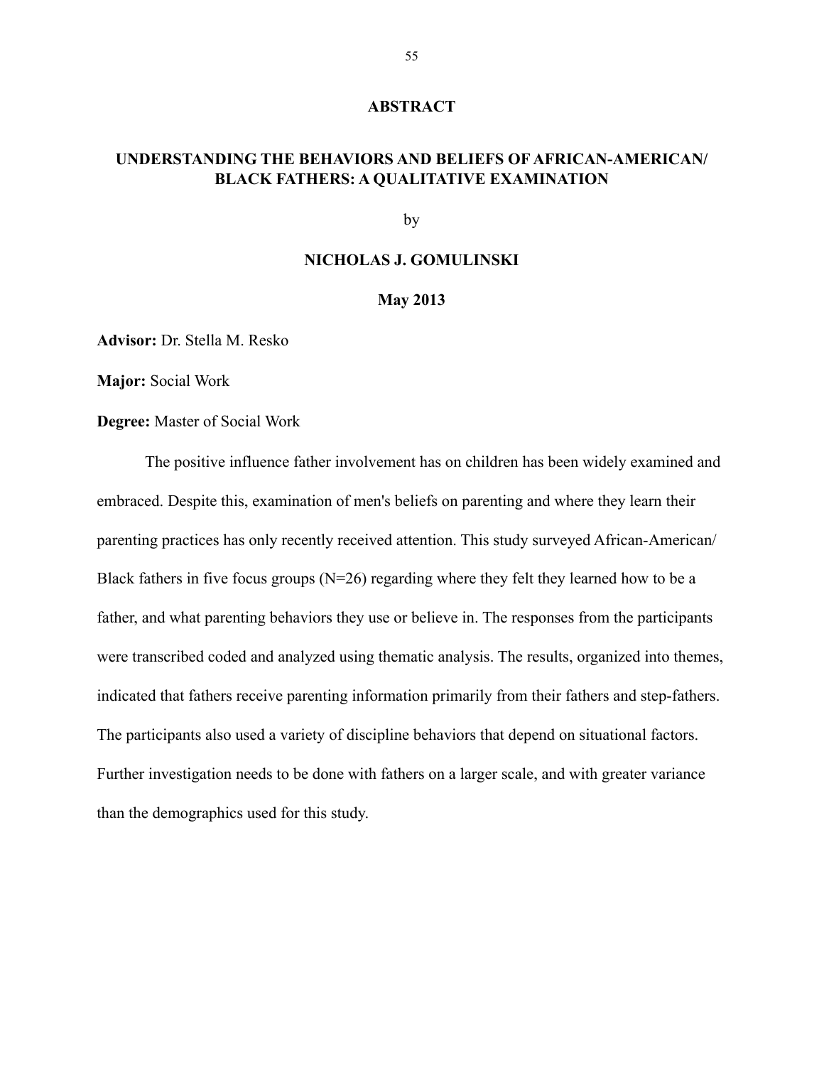# ABSTRACT

## UNDERSTANDING THE BEHAVIORS AND BELIEFS OF AFRICAN-AMERICAN/ BLACK FATHERS: A QUALITATIVE EXAMINATION

by

**NICHOLAS J. GOMULINSKI**

**May 2013**

**Advisor:** Dr. Stella M. Resko

**Major:** Social Work

**Degree:** Master of Social Work

The positive influence father involvement has on children has been widely examined and embraced. Despite this, examination of men's beliefs on parenting and where they learn their parenting practices has only recently received attention. This study surveyed African-American/ Black fathers in five focus groups (N=26) regarding where they felt they learned how to be a father, and what parenting behaviors they use or believe in. The responses from the participants were transcribed coded and analyzed using thematic analysis. The results, organized into themes, indicated that fathers receive parenting information primarily from their fathers and step-fathers. The participants also used a variety of discipline behaviors that depend on situational factors. Further investigation needs to be done with fathers on a larger scale, and with greater variance than the demographics used for this study.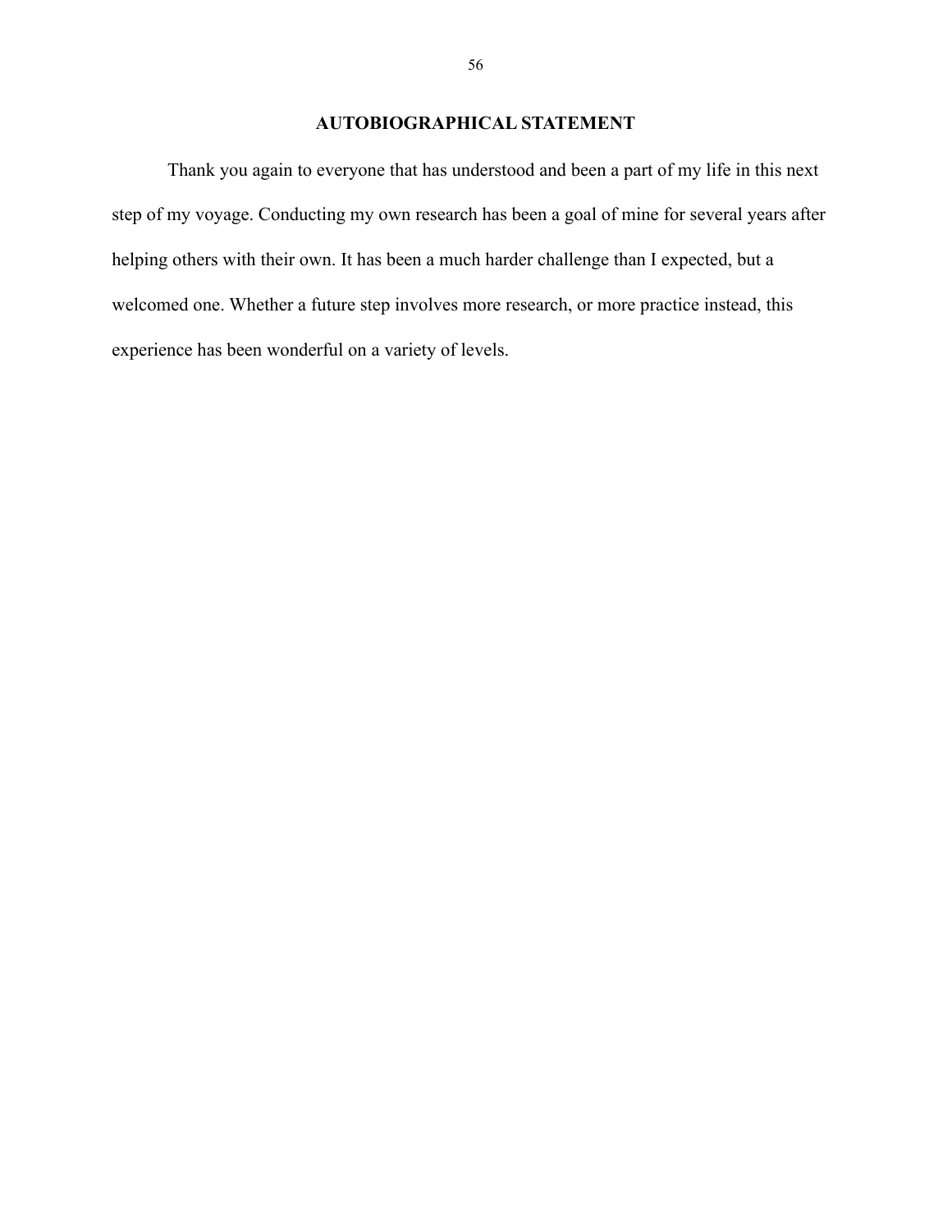# AUTOBIOGRAPHICAL STATEMENT

Thank you again to everyone that has understood and been a part of my life in this next step of my voyage. Conducting my own research has been a goal of mine for several years after helping others with their own. It has been a much harder challenge than I expected, but a welcomed one. Whether a future step involves more research, or more practice instead, this experience has been wonderful on a variety of levels.